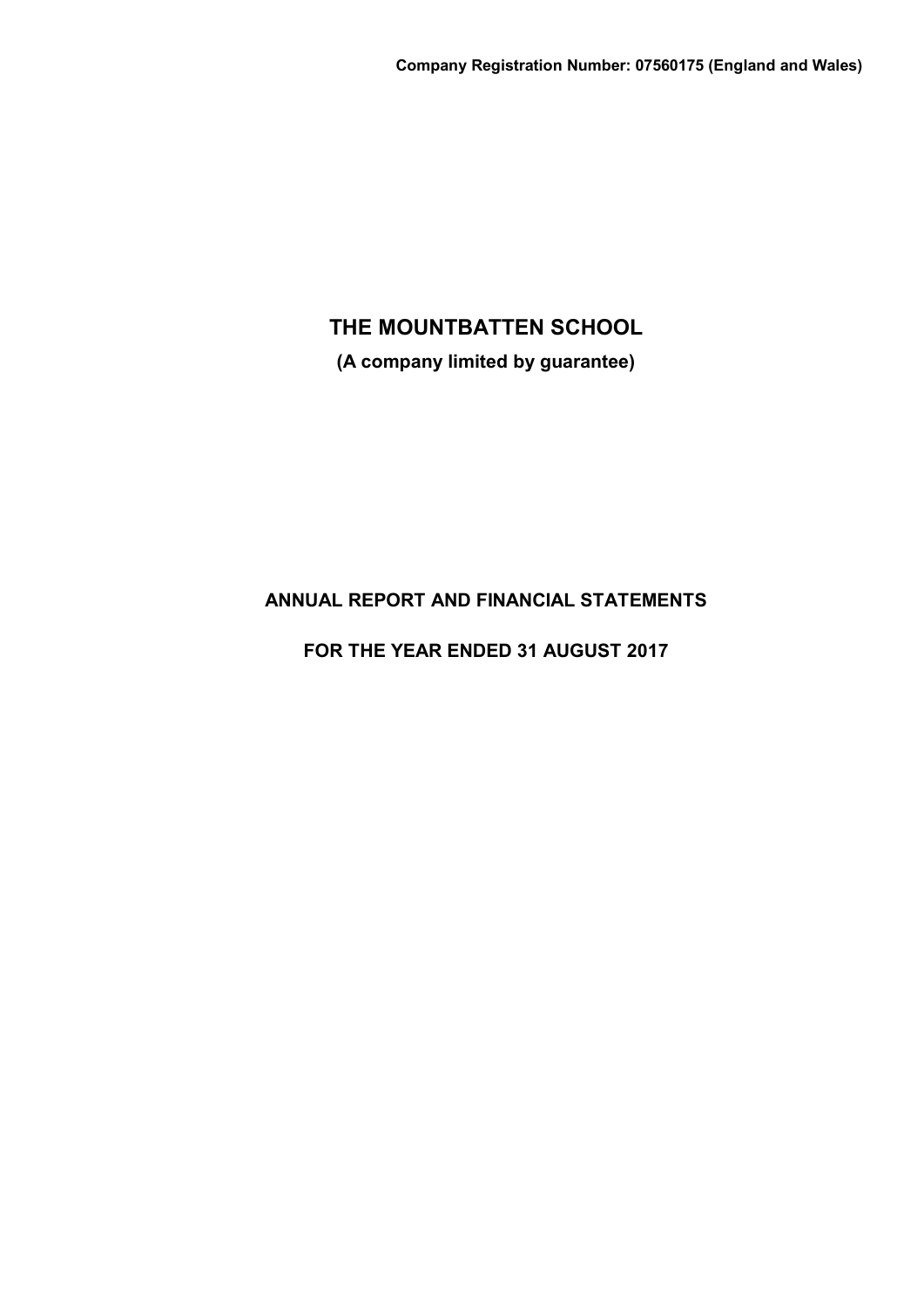**Company Registration Number: 07560175 (England and Wales)**

# THE MOUNTBATTEN SCHOOL

**(A company limited by guarantee)**

## ANNUAL REPORT AND FINANCIAL STATEMENTS

## FOR THE YEAR ENDED 31 AUGUST 2017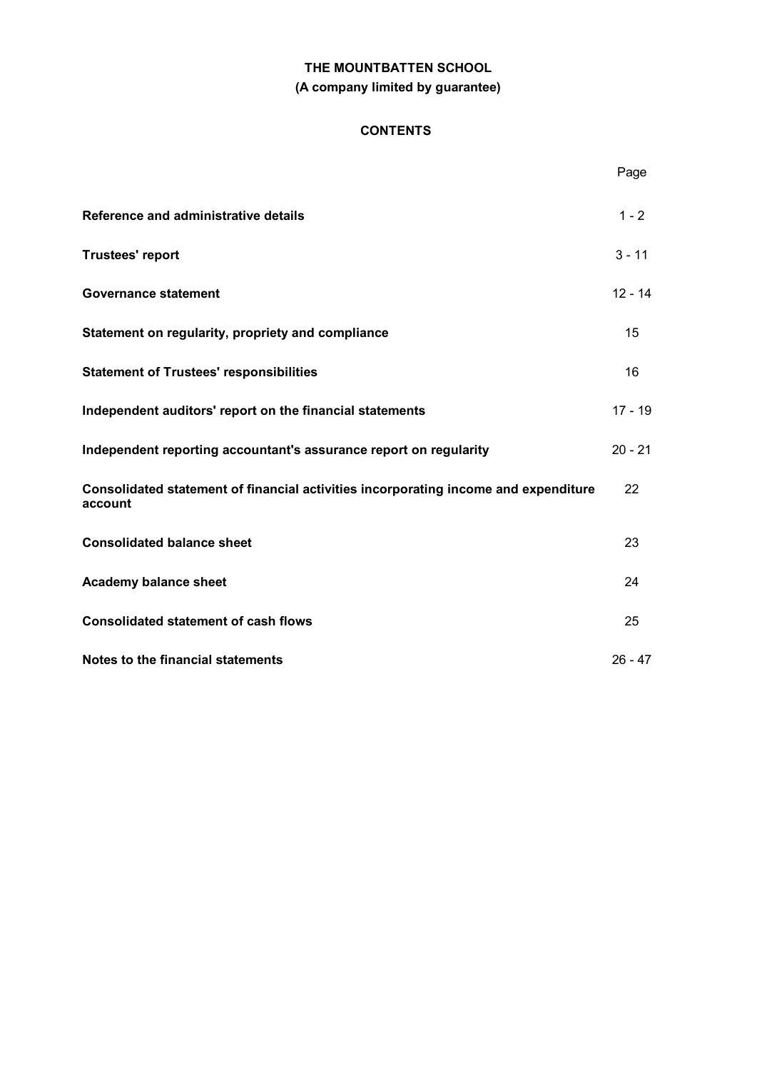**THE MOUNTBATTEN SCHOOL**
**(A company limited by guarantee)**

# CONTENTS

| | Page |
|---|---|
| **Reference and administrative details** | 1 - 2 |
| **Trustees' report** | 3 - 11 |
| **Governance statement** | 12 - 14 |
| **Statement on regularity, propriety and compliance** | 15 |
| **Statement of Trustees' responsibilities** | 16 |
| **Independent auditors' report on the financial statements** | 17 - 19 |
| **Independent reporting accountant's assurance report on regularity** | 20 - 21 |
| **Consolidated statement of financial activities incorporating income and expenditure account** | 22 |
| **Consolidated balance sheet** | 23 |
| **Academy balance sheet** | 24 |
| **Consolidated statement of cash flows** | 25 |
| **Notes to the financial statements** | 26 - 47 |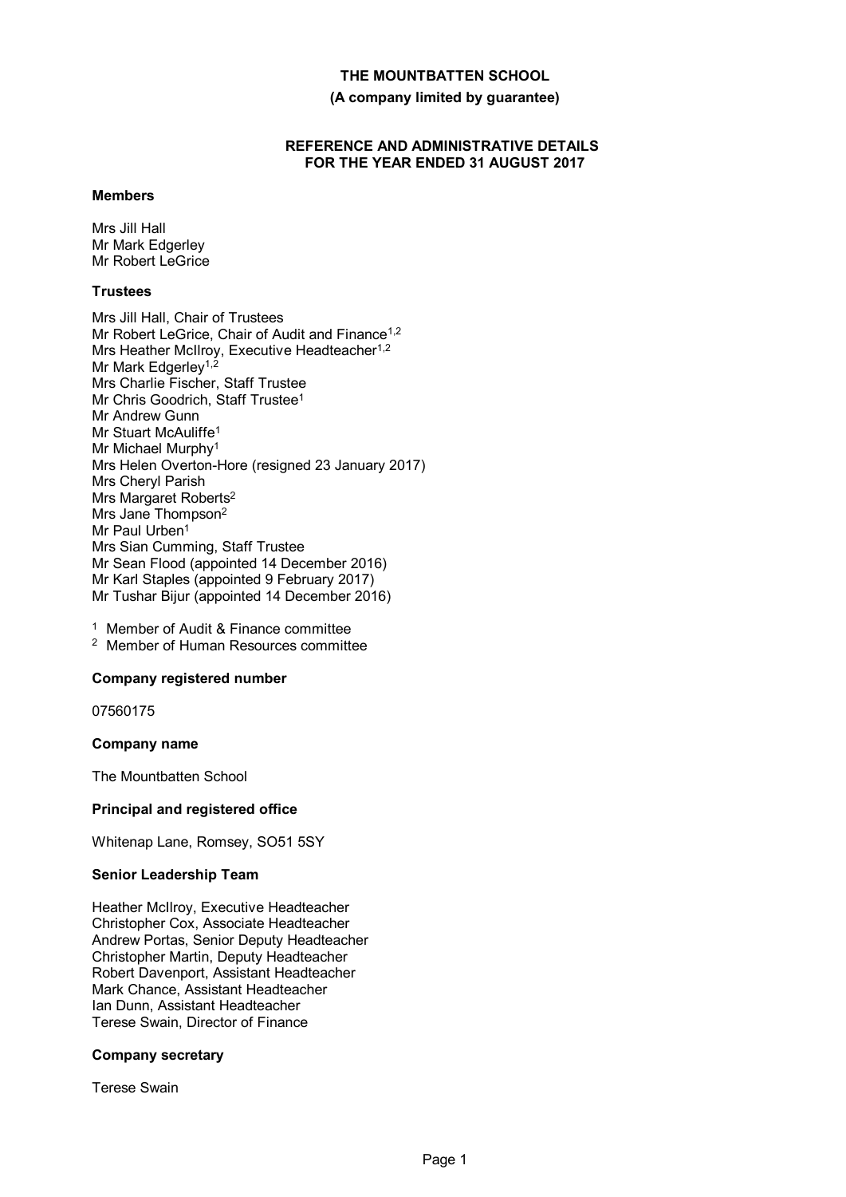# THE MOUNTBATTEN SCHOOL

**(A company limited by guarantee)**

**REFERENCE AND ADMINISTRATIVE DETAILS FOR THE YEAR ENDED 31 AUGUST 2017**

### Members

Mrs Jill Hall
Mr Mark Edgerley
Mr Robert LeGrice

### Trustees

Mrs Jill Hall, Chair of Trustees
Mr Robert LeGrice, Chair of Audit and Finance[1,2]
Mrs Heather McIlroy, Executive Headteacher[1,2]
Mr Mark Edgerley[1,2]
Mrs Charlie Fischer, Staff Trustee
Mr Chris Goodrich, Staff Trustee[1]
Mr Andrew Gunn
Mr Stuart McAuliffe[1]
Mr Michael Murphy[1]
Mrs Helen Overton-Hore (resigned 23 January 2017)
Mrs Cheryl Parish
Mrs Margaret Roberts[2]
Mrs Jane Thompson[2]
Mr Paul Urben[1]
Mrs Sian Cumming, Staff Trustee
Mr Sean Flood (appointed 14 December 2016)
Mr Karl Staples (appointed 9 February 2017)
Mr Tushar Bijur (appointed 14 December 2016)

[1] Member of Audit & Finance committee
[2] Member of Human Resources committee

### Company registered number

07560175

### Company name

The Mountbatten School

### Principal and registered office

Whitenap Lane, Romsey, SO51 5SY

### Senior Leadership Team

Heather McIlroy, Executive Headteacher
Christopher Cox, Associate Headteacher
Andrew Portas, Senior Deputy Headteacher
Christopher Martin, Deputy Headteacher
Robert Davenport, Assistant Headteacher
Mark Chance, Assistant Headteacher
Ian Dunn, Assistant Headteacher
Terese Swain, Director of Finance

### Company secretary

Terese Swain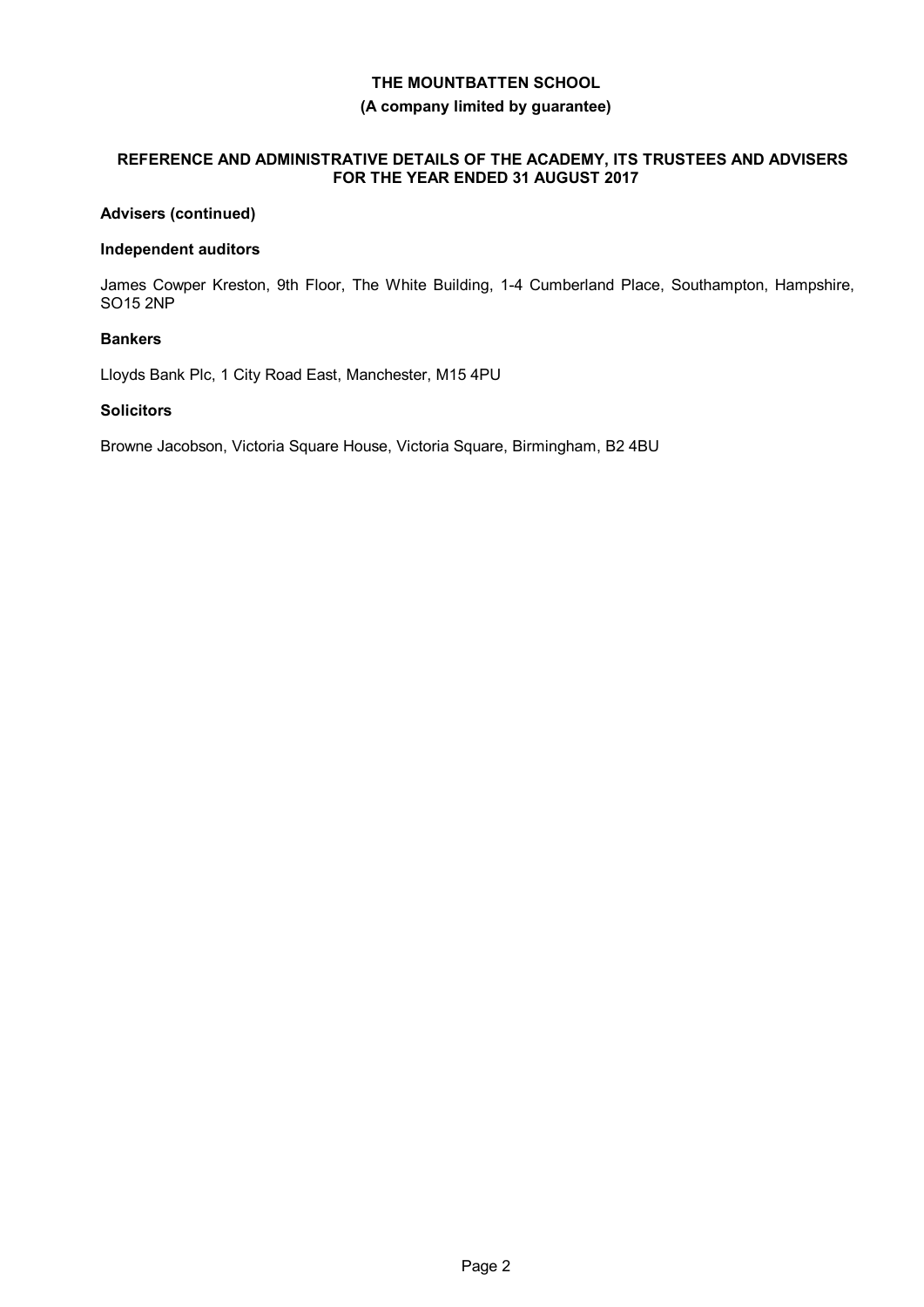**Advisers (continued)**

**Independent auditors**

James Cowper Kreston, 9th Floor, The White Building, 1-4 Cumberland Place, Southampton, Hampshire, SO15 2NP

**Bankers**

Lloyds Bank Plc, 1 City Road East, Manchester, M15 4PU

**Solicitors**

Browne Jacobson, Victoria Square House, Victoria Square, Birmingham, B2 4BU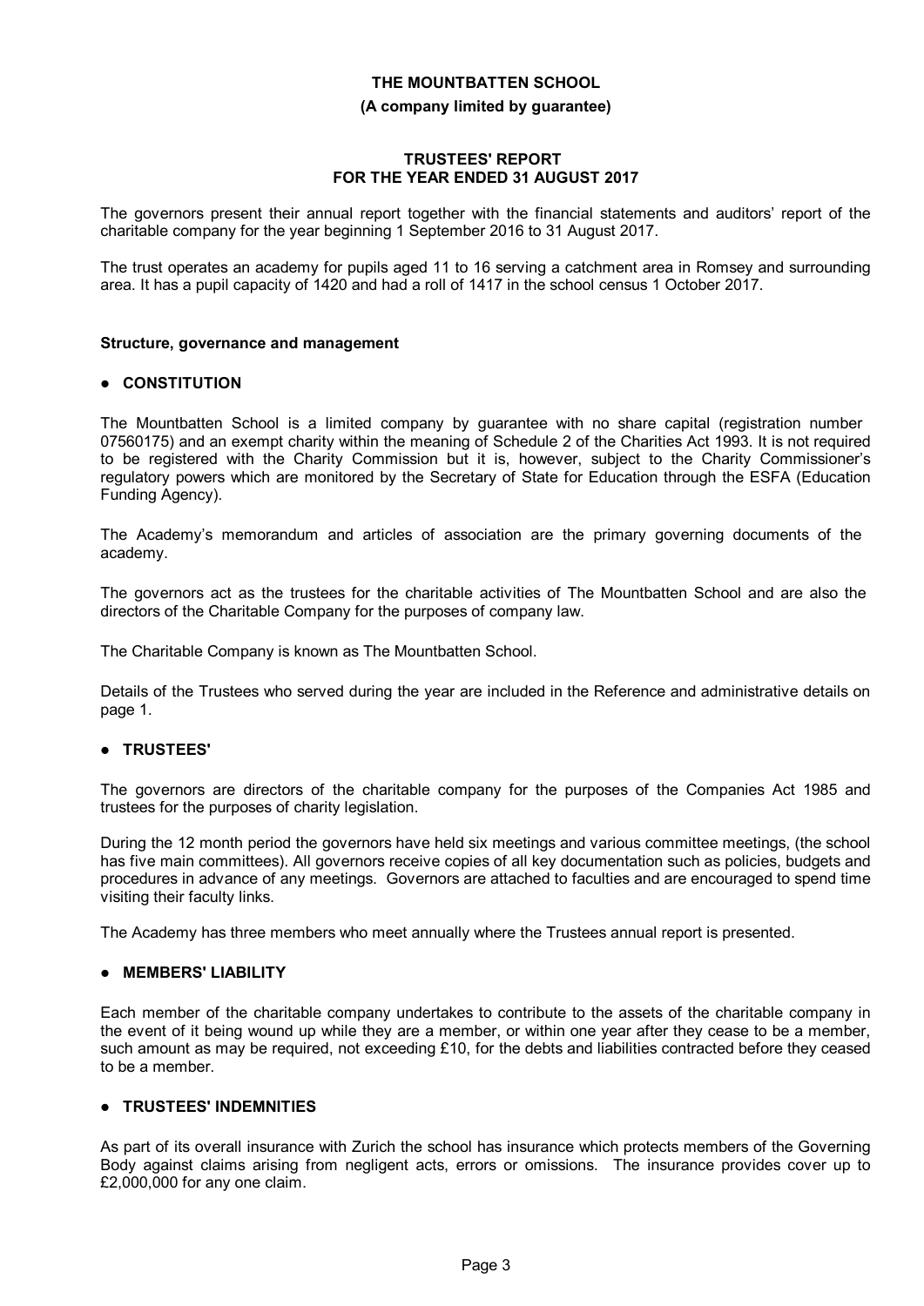# THE MOUNTBATTEN SCHOOL

**(A company limited by guarantee)**

**TRUSTEES' REPORT**
**FOR THE YEAR ENDED 31 AUGUST 2017**

The governors present their annual report together with the financial statements and auditors' report of the charitable company for the year beginning 1 September 2016 to 31 August 2017.

The trust operates an academy for pupils aged 11 to 16 serving a catchment area in Romsey and surrounding area. It has a pupil capacity of 1420 and had a roll of 1417 in the school census 1 October 2017.

**Structure, governance and management**

- **CONSTITUTION**

The Mountbatten School is a limited company by guarantee with no share capital (registration number 07560175) and an exempt charity within the meaning of Schedule 2 of the Charities Act 1993. It is not required to be registered with the Charity Commission but it is, however, subject to the Charity Commissioner's regulatory powers which are monitored by the Secretary of State for Education through the ESFA (Education Funding Agency).

The Academy's memorandum and articles of association are the primary governing documents of the academy.

The governors act as the trustees for the charitable activities of The Mountbatten School and are also the directors of the Charitable Company for the purposes of company law.

The Charitable Company is known as The Mountbatten School.

Details of the Trustees who served during the year are included in the Reference and administrative details on page 1.

- **TRUSTEES'**

The governors are directors of the charitable company for the purposes of the Companies Act 1985 and trustees for the purposes of charity legislation.

During the 12 month period the governors have held six meetings and various committee meetings, (the school has five main committees). All governors receive copies of all key documentation such as policies, budgets and procedures in advance of any meetings. Governors are attached to faculties and are encouraged to spend time visiting their faculty links.

The Academy has three members who meet annually where the Trustees annual report is presented.

- **MEMBERS' LIABILITY**

Each member of the charitable company undertakes to contribute to the assets of the charitable company in the event of it being wound up while they are a member, or within one year after they cease to be a member, such amount as may be required, not exceeding £10, for the debts and liabilities contracted before they ceased to be a member.

- **TRUSTEES' INDEMNITIES**

As part of its overall insurance with Zurich the school has insurance which protects members of the Governing Body against claims arising from negligent acts, errors or omissions. The insurance provides cover up to £2,000,000 for any one claim.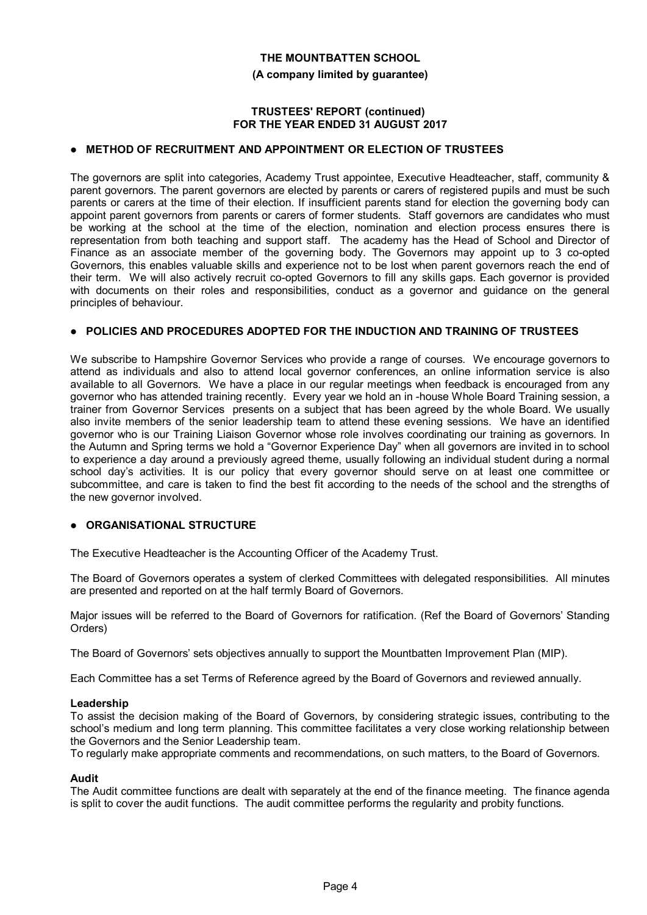**THE MOUNTBATTEN SCHOOL**

**(A company limited by guarantee)**

**TRUSTEES' REPORT (continued)**
**FOR THE YEAR ENDED 31 AUGUST 2017**

- **METHOD OF RECRUITMENT AND APPOINTMENT OR ELECTION OF TRUSTEES**

The governors are split into categories, Academy Trust appointee, Executive Headteacher, staff, community & parent governors. The parent governors are elected by parents or carers of registered pupils and must be such parents or carers at the time of their election. If insufficient parents stand for election the governing body can appoint parent governors from parents or carers of former students. Staff governors are candidates who must be working at the school at the time of the election, nomination and election process ensures there is representation from both teaching and support staff. The academy has the Head of School and Director of Finance as an associate member of the governing body. The Governors may appoint up to 3 co-opted Governors, this enables valuable skills and experience not to be lost when parent governors reach the end of their term. We will also actively recruit co-opted Governors to fill any skills gaps. Each governor is provided with documents on their roles and responsibilities, conduct as a governor and guidance on the general principles of behaviour.

- **POLICIES AND PROCEDURES ADOPTED FOR THE INDUCTION AND TRAINING OF TRUSTEES**

We subscribe to Hampshire Governor Services who provide a range of courses. We encourage governors to attend as individuals and also to attend local governor conferences, an online information service is also available to all Governors. We have a place in our regular meetings when feedback is encouraged from any governor who has attended training recently. Every year we hold an in -house Whole Board Training session, a trainer from Governor Services presents on a subject that has been agreed by the whole Board. We usually also invite members of the senior leadership team to attend these evening sessions. We have an identified governor who is our Training Liaison Governor whose role involves coordinating our training as governors. In the Autumn and Spring terms we hold a "Governor Experience Day" when all governors are invited in to school to experience a day around a previously agreed theme, usually following an individual student during a normal school day's activities. It is our policy that every governor should serve on at least one committee or subcommittee, and care is taken to find the best fit according to the needs of the school and the strengths of the new governor involved.

- **ORGANISATIONAL STRUCTURE**

The Executive Headteacher is the Accounting Officer of the Academy Trust.

The Board of Governors operates a system of clerked Committees with delegated responsibilities. All minutes are presented and reported on at the half termly Board of Governors.

Major issues will be referred to the Board of Governors for ratification. (Ref the Board of Governors' Standing Orders)

The Board of Governors' sets objectives annually to support the Mountbatten Improvement Plan (MIP).

Each Committee has a set Terms of Reference agreed by the Board of Governors and reviewed annually.

**Leadership**

To assist the decision making of the Board of Governors, by considering strategic issues, contributing to the school's medium and long term planning. This committee facilitates a very close working relationship between the Governors and the Senior Leadership team.

To regularly make appropriate comments and recommendations, on such matters, to the Board of Governors.

**Audit**

The Audit committee functions are dealt with separately at the end of the finance meeting. The finance agenda is split to cover the audit functions. The audit committee performs the regularity and probity functions.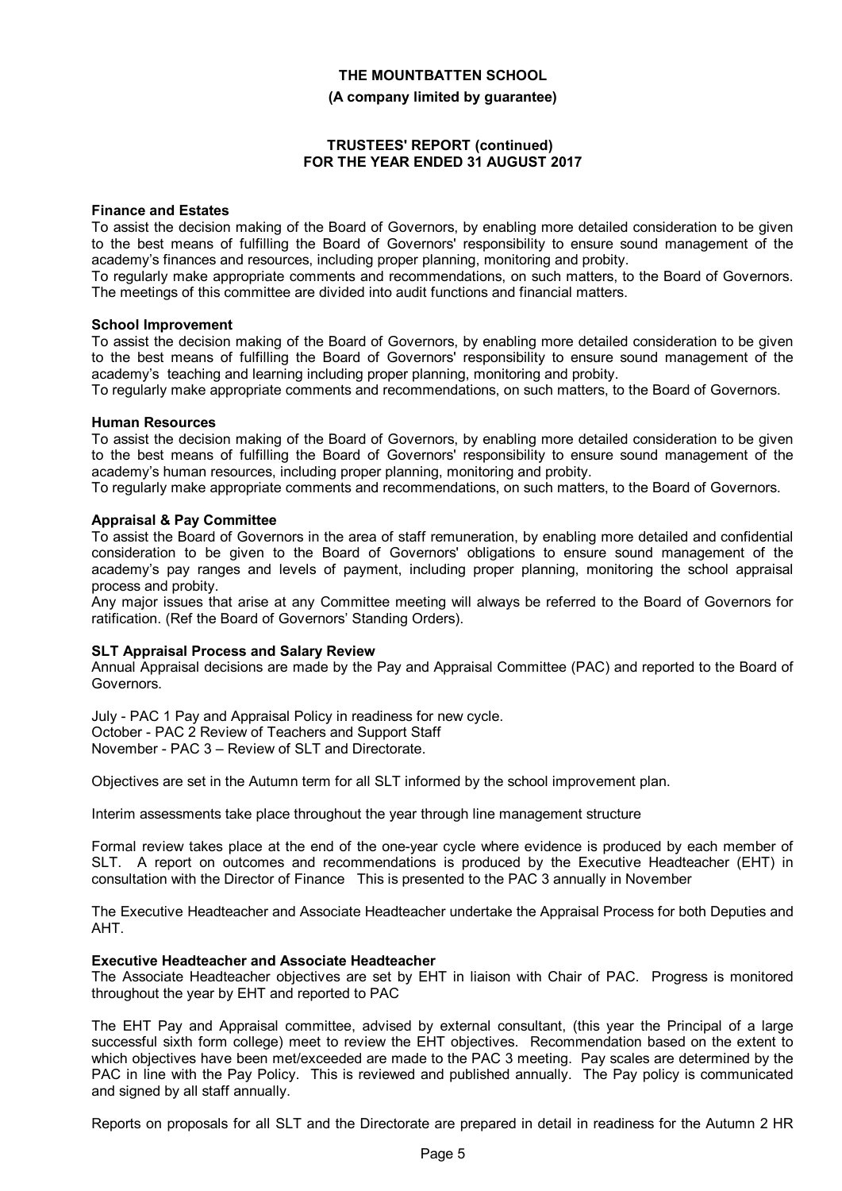**Finance and Estates**
To assist the decision making of the Board of Governors, by enabling more detailed consideration to be given to the best means of fulfilling the Board of Governors' responsibility to ensure sound management of the academy's finances and resources, including proper planning, monitoring and probity.
To regularly make appropriate comments and recommendations, on such matters, to the Board of Governors. The meetings of this committee are divided into audit functions and financial matters.

**School Improvement**
To assist the decision making of the Board of Governors, by enabling more detailed consideration to be given to the best means of fulfilling the Board of Governors' responsibility to ensure sound management of the academy's teaching and learning including proper planning, monitoring and probity.
To regularly make appropriate comments and recommendations, on such matters, to the Board of Governors.

**Human Resources**
To assist the decision making of the Board of Governors, by enabling more detailed consideration to be given to the best means of fulfilling the Board of Governors' responsibility to ensure sound management of the academy's human resources, including proper planning, monitoring and probity.
To regularly make appropriate comments and recommendations, on such matters, to the Board of Governors.

**Appraisal & Pay Committee**
To assist the Board of Governors in the area of staff remuneration, by enabling more detailed and confidential consideration to be given to the Board of Governors' obligations to ensure sound management of the academy's pay ranges and levels of payment, including proper planning, monitoring the school appraisal process and probity.
Any major issues that arise at any Committee meeting will always be referred to the Board of Governors for ratification. (Ref the Board of Governors' Standing Orders).

**SLT Appraisal Process and Salary Review**
Annual Appraisal decisions are made by the Pay and Appraisal Committee (PAC) and reported to the Board of Governors.

July - PAC 1 Pay and Appraisal Policy in readiness for new cycle.
October - PAC 2 Review of Teachers and Support Staff
November - PAC 3 – Review of SLT and Directorate.

Objectives are set in the Autumn term for all SLT informed by the school improvement plan.

Interim assessments take place throughout the year through line management structure

Formal review takes place at the end of the one-year cycle where evidence is produced by each member of SLT. A report on outcomes and recommendations is produced by the Executive Headteacher (EHT) in consultation with the Director of Finance This is presented to the PAC 3 annually in November

The Executive Headteacher and Associate Headteacher undertake the Appraisal Process for both Deputies and AHT.

**Executive Headteacher and Associate Headteacher**
The Associate Headteacher objectives are set by EHT in liaison with Chair of PAC. Progress is monitored throughout the year by EHT and reported to PAC

The EHT Pay and Appraisal committee, advised by external consultant, (this year the Principal of a large successful sixth form college) meet to review the EHT objectives. Recommendation based on the extent to which objectives have been met/exceeded are made to the PAC 3 meeting. Pay scales are determined by the PAC in line with the Pay Policy. This is reviewed and published annually. The Pay policy is communicated and signed by all staff annually.

Reports on proposals for all SLT and the Directorate are prepared in detail in readiness for the Autumn 2 HR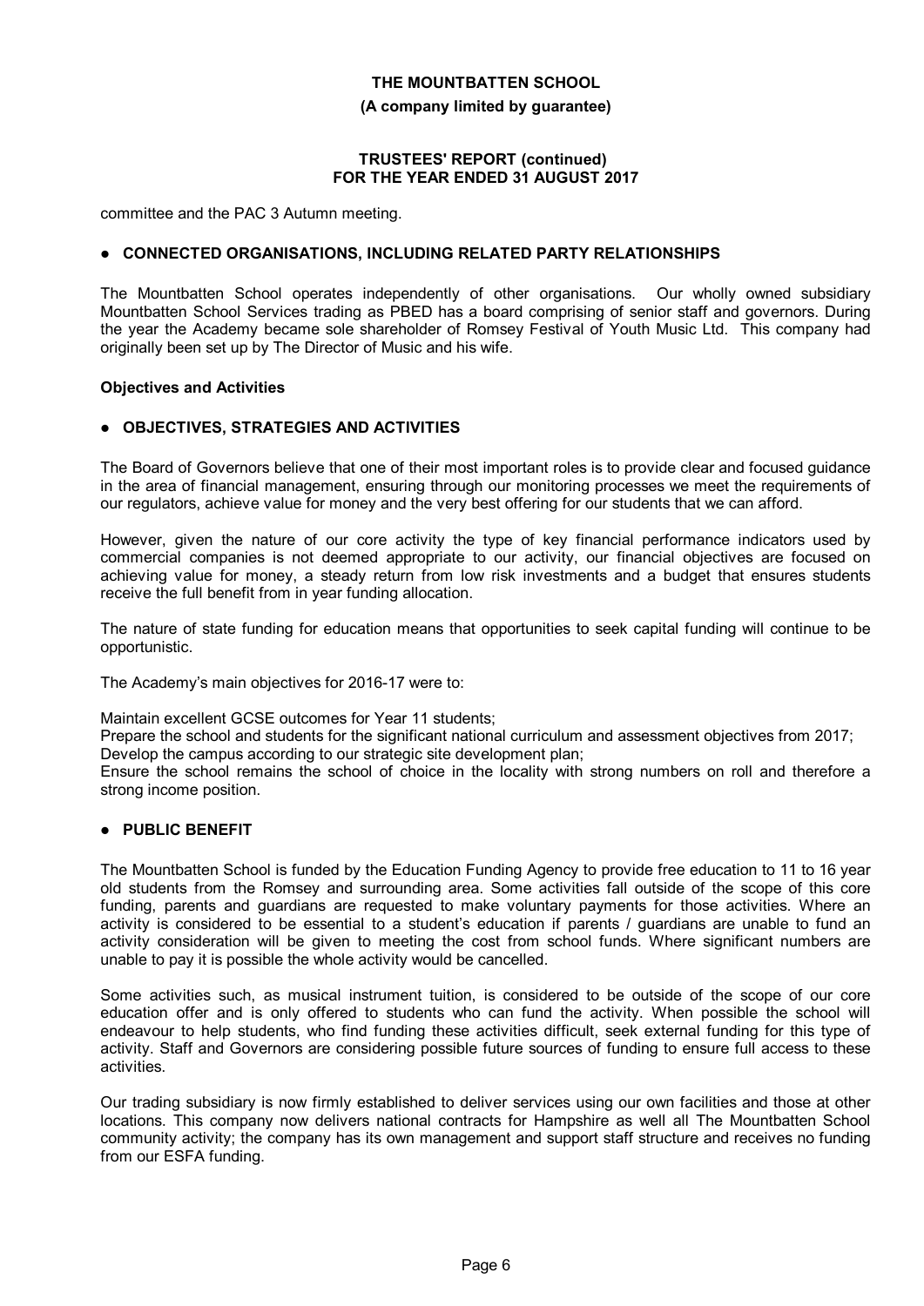committee and the PAC 3 Autumn meeting.

- **CONNECTED ORGANISATIONS, INCLUDING RELATED PARTY RELATIONSHIPS**

The Mountbatten School operates independently of other organisations. Our wholly owned subsidiary Mountbatten School Services trading as PBED has a board comprising of senior staff and governors. During the year the Academy became sole shareholder of Romsey Festival of Youth Music Ltd. This company had originally been set up by The Director of Music and his wife.

**Objectives and Activities**

- **OBJECTIVES, STRATEGIES AND ACTIVITIES**

The Board of Governors believe that one of their most important roles is to provide clear and focused guidance in the area of financial management, ensuring through our monitoring processes we meet the requirements of our regulators, achieve value for money and the very best offering for our students that we can afford.

However, given the nature of our core activity the type of key financial performance indicators used by commercial companies is not deemed appropriate to our activity, our financial objectives are focused on achieving value for money, a steady return from low risk investments and a budget that ensures students receive the full benefit from in year funding allocation.

The nature of state funding for education means that opportunities to seek capital funding will continue to be opportunistic.

The Academy's main objectives for 2016-17 were to:

Maintain excellent GCSE outcomes for Year 11 students;
Prepare the school and students for the significant national curriculum and assessment objectives from 2017;
Develop the campus according to our strategic site development plan;
Ensure the school remains the school of choice in the locality with strong numbers on roll and therefore a strong income position.

- **PUBLIC BENEFIT**

The Mountbatten School is funded by the Education Funding Agency to provide free education to 11 to 16 year old students from the Romsey and surrounding area. Some activities fall outside of the scope of this core funding, parents and guardians are requested to make voluntary payments for those activities. Where an activity is considered to be essential to a student's education if parents / guardians are unable to fund an activity consideration will be given to meeting the cost from school funds. Where significant numbers are unable to pay it is possible the whole activity would be cancelled.

Some activities such, as musical instrument tuition, is considered to be outside of the scope of our core education offer and is only offered to students who can fund the activity. When possible the school will endeavour to help students, who find funding these activities difficult, seek external funding for this type of activity. Staff and Governors are considering possible future sources of funding to ensure full access to these activities.

Our trading subsidiary is now firmly established to deliver services using our own facilities and those at other locations. This company now delivers national contracts for Hampshire as well all The Mountbatten School community activity; the company has its own management and support staff structure and receives no funding from our ESFA funding.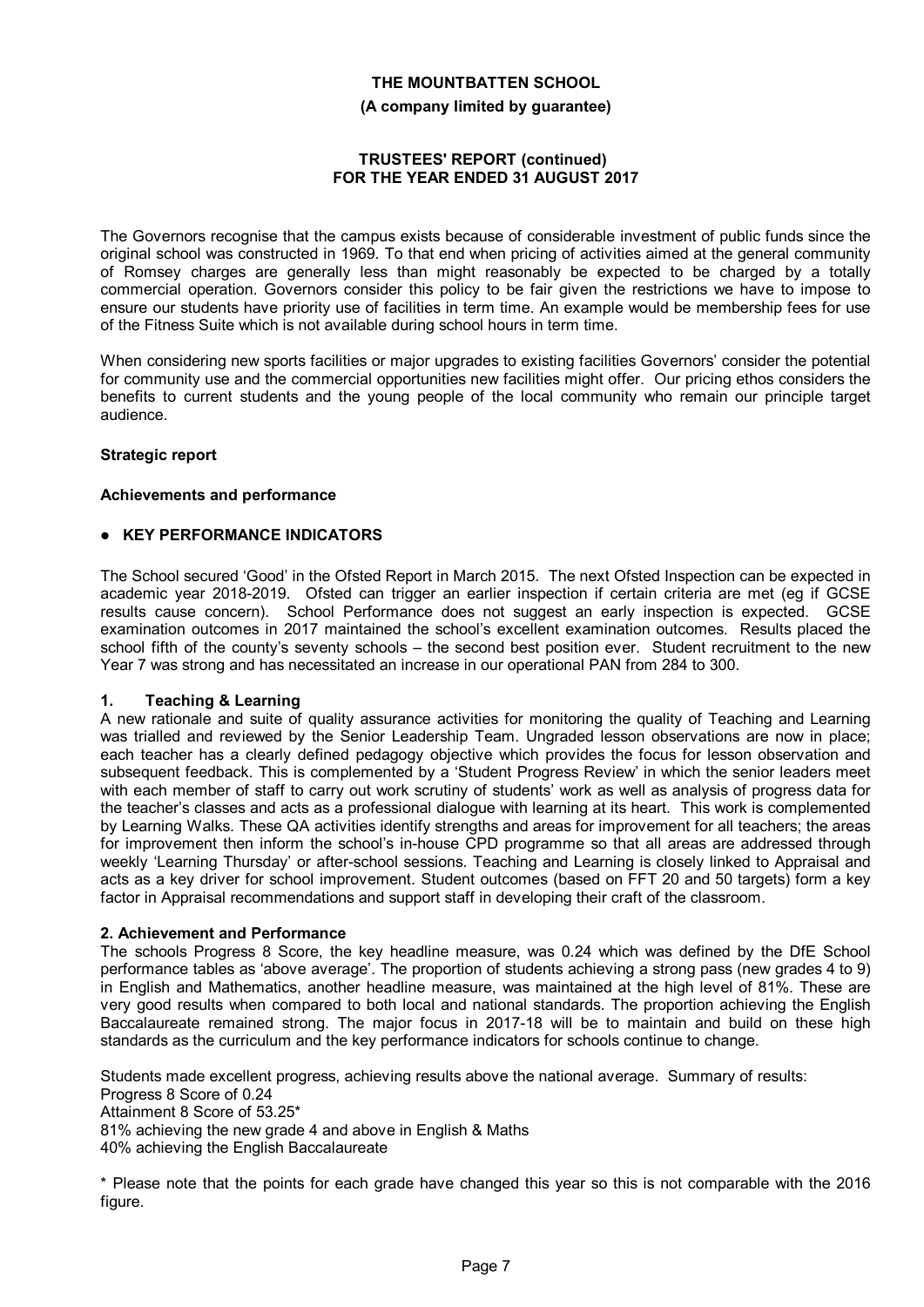The Governors recognise that the campus exists because of considerable investment of public funds since the original school was constructed in 1969. To that end when pricing of activities aimed at the general community of Romsey charges are generally less than might reasonably be expected to be charged by a totally commercial operation. Governors consider this policy to be fair given the restrictions we have to impose to ensure our students have priority use of facilities in term time. An example would be membership fees for use of the Fitness Suite which is not available during school hours in term time.

When considering new sports facilities or major upgrades to existing facilities Governors' consider the potential for community use and the commercial opportunities new facilities might offer. Our pricing ethos considers the benefits to current students and the young people of the local community who remain our principle target audience.

## Strategic report

### Achievements and performance

- **KEY PERFORMANCE INDICATORS**

The School secured 'Good' in the Ofsted Report in March 2015. The next Ofsted Inspection can be expected in academic year 2018-2019. Ofsted can trigger an earlier inspection if certain criteria are met (eg if GCSE results cause concern). School Performance does not suggest an early inspection is expected. GCSE examination outcomes in 2017 maintained the school's excellent examination outcomes. Results placed the school fifth of the county's seventy schools – the second best position ever. Student recruitment to the new Year 7 was strong and has necessitated an increase in our operational PAN from 284 to 300.

**1. Teaching & Learning**

A new rationale and suite of quality assurance activities for monitoring the quality of Teaching and Learning was trialled and reviewed by the Senior Leadership Team. Ungraded lesson observations are now in place; each teacher has a clearly defined pedagogy objective which provides the focus for lesson observation and subsequent feedback. This is complemented by a 'Student Progress Review' in which the senior leaders meet with each member of staff to carry out work scrutiny of students' work as well as analysis of progress data for the teacher's classes and acts as a professional dialogue with learning at its heart. This work is complemented by Learning Walks. These QA activities identify strengths and areas for improvement for all teachers; the areas for improvement then inform the school's in-house CPD programme so that all areas are addressed through weekly 'Learning Thursday' or after-school sessions. Teaching and Learning is closely linked to Appraisal and acts as a key driver for school improvement. Student outcomes (based on FFT 20 and 50 targets) form a key factor in Appraisal recommendations and support staff in developing their craft of the classroom.

**2. Achievement and Performance**

The schools Progress 8 Score, the key headline measure, was 0.24 which was defined by the DfE School performance tables as 'above average'. The proportion of students achieving a strong pass (new grades 4 to 9) in English and Mathematics, another headline measure, was maintained at the high level of 81%. These are very good results when compared to both local and national standards. The proportion achieving the English Baccalaureate remained strong. The major focus in 2017-18 will be to maintain and build on these high standards as the curriculum and the key performance indicators for schools continue to change.

Students made excellent progress, achieving results above the national average. Summary of results:
Progress 8 Score of 0.24
Attainment 8 Score of 53.25*
81% achieving the new grade 4 and above in English & Maths
40% achieving the English Baccalaureate

* Please note that the points for each grade have changed this year so this is not comparable with the 2016 figure.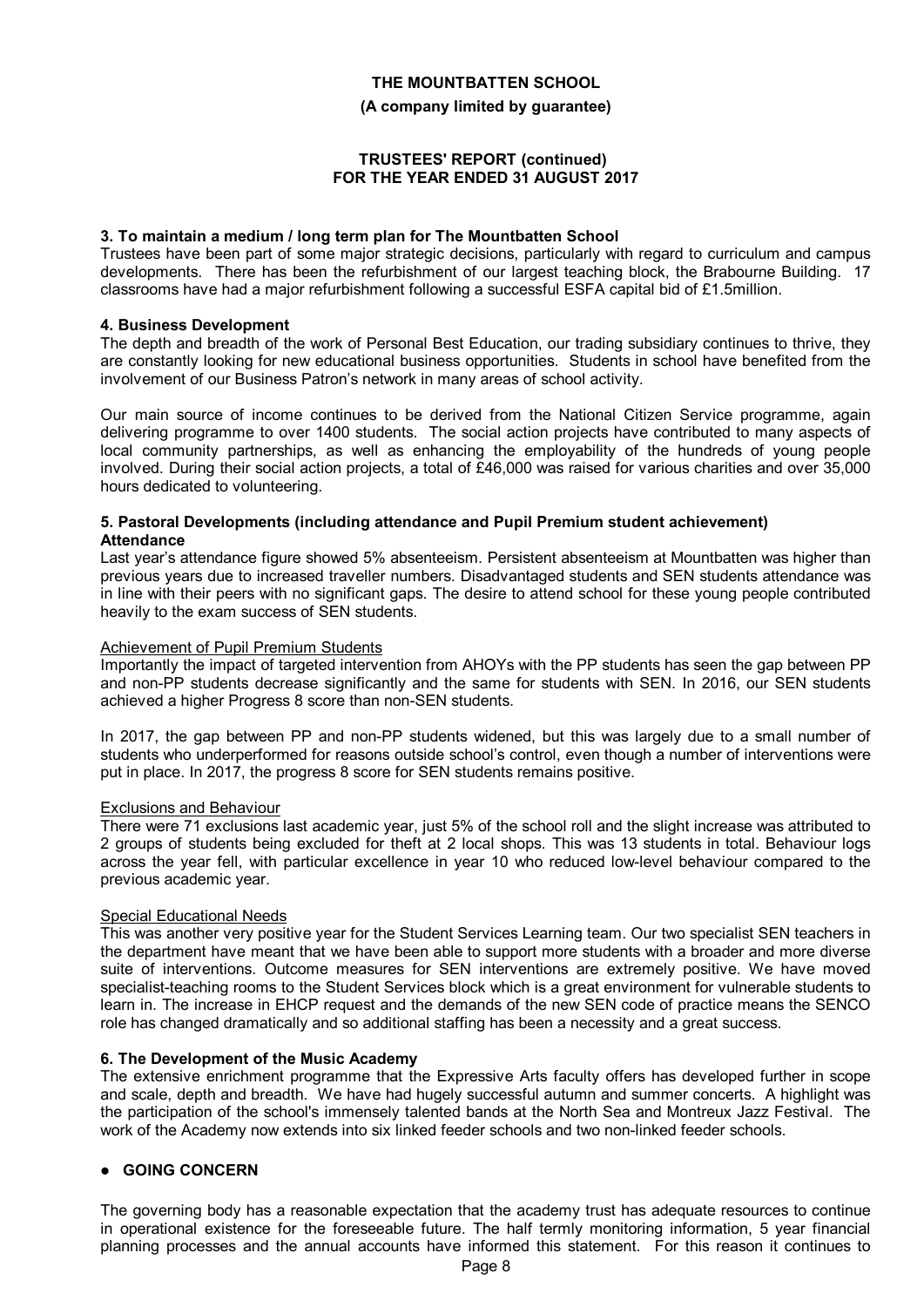**3. To maintain a medium / long term plan for The Mountbatten School**

Trustees have been part of some major strategic decisions, particularly with regard to curriculum and campus developments. There has been the refurbishment of our largest teaching block, the Brabourne Building. 17 classrooms have had a major refurbishment following a successful ESFA capital bid of £1.5million.

**4. Business Development**

The depth and breadth of the work of Personal Best Education, our trading subsidiary continues to thrive, they are constantly looking for new educational business opportunities. Students in school have benefited from the involvement of our Business Patron's network in many areas of school activity.

Our main source of income continues to be derived from the National Citizen Service programme, again delivering programme to over 1400 students. The social action projects have contributed to many aspects of local community partnerships, as well as enhancing the employability of the hundreds of young people involved. During their social action projects, a total of £46,000 was raised for various charities and over 35,000 hours dedicated to volunteering.

**5. Pastoral Developments (including attendance and Pupil Premium student achievement)**

**Attendance**

Last year's attendance figure showed 5% absenteeism. Persistent absenteeism at Mountbatten was higher than previous years due to increased traveller numbers. Disadvantaged students and SEN students attendance was in line with their peers with no significant gaps. The desire to attend school for these young people contributed heavily to the exam success of SEN students.

Achievement of Pupil Premium Students

Importantly the impact of targeted intervention from AHOYs with the PP students has seen the gap between PP and non-PP students decrease significantly and the same for students with SEN. In 2016, our SEN students achieved a higher Progress 8 score than non-SEN students.

In 2017, the gap between PP and non-PP students widened, but this was largely due to a small number of students who underperformed for reasons outside school's control, even though a number of interventions were put in place. In 2017, the progress 8 score for SEN students remains positive.

Exclusions and Behaviour

There were 71 exclusions last academic year, just 5% of the school roll and the slight increase was attributed to 2 groups of students being excluded for theft at 2 local shops. This was 13 students in total. Behaviour logs across the year fell, with particular excellence in year 10 who reduced low-level behaviour compared to the previous academic year.

Special Educational Needs

This was another very positive year for the Student Services Learning team. Our two specialist SEN teachers in the department have meant that we have been able to support more students with a broader and more diverse suite of interventions. Outcome measures for SEN interventions are extremely positive. We have moved specialist-teaching rooms to the Student Services block which is a great environment for vulnerable students to learn in. The increase in EHCP request and the demands of the new SEN code of practice means the SENCO role has changed dramatically and so additional staffing has been a necessity and a great success.

**6. The Development of the Music Academy**

The extensive enrichment programme that the Expressive Arts faculty offers has developed further in scope and scale, depth and breadth. We have had hugely successful autumn and summer concerts. A highlight was the participation of the school's immensely talented bands at the North Sea and Montreux Jazz Festival. The work of the Academy now extends into six linked feeder schools and two non-linked feeder schools.

- **GOING CONCERN**

The governing body has a reasonable expectation that the academy trust has adequate resources to continue in operational existence for the foreseeable future. The half termly monitoring information, 5 year financial planning processes and the annual accounts have informed this statement. For this reason it continues to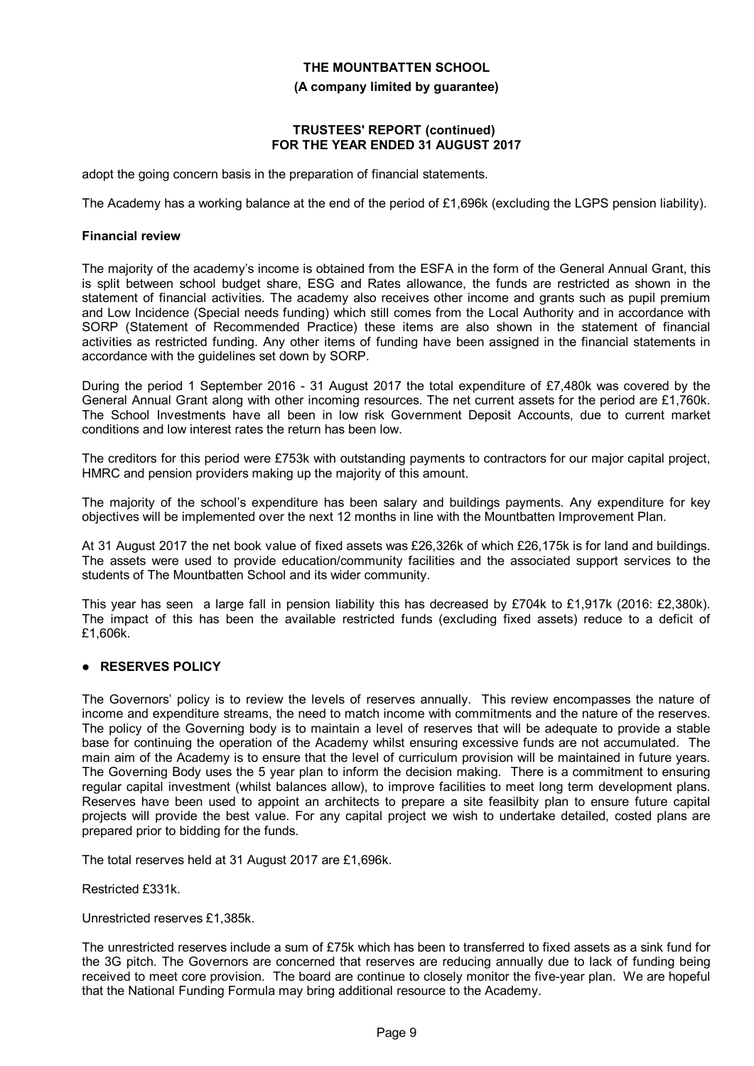adopt the going concern basis in the preparation of financial statements.

The Academy has a working balance at the end of the period of £1,696k (excluding the LGPS pension liability).

### Financial review

The majority of the academy's income is obtained from the ESFA in the form of the General Annual Grant, this is split between school budget share, ESG and Rates allowance, the funds are restricted as shown in the statement of financial activities. The academy also receives other income and grants such as pupil premium and Low Incidence (Special needs funding) which still comes from the Local Authority and in accordance with SORP (Statement of Recommended Practice) these items are also shown in the statement of financial activities as restricted funding. Any other items of funding have been assigned in the financial statements in accordance with the guidelines set down by SORP.

During the period 1 September 2016 - 31 August 2017 the total expenditure of £7,480k was covered by the General Annual Grant along with other incoming resources. The net current assets for the period are £1,760k. The School Investments have all been in low risk Government Deposit Accounts, due to current market conditions and low interest rates the return has been low.

The creditors for this period were £753k with outstanding payments to contractors for our major capital project, HMRC and pension providers making up the majority of this amount.

The majority of the school's expenditure has been salary and buildings payments. Any expenditure for key objectives will be implemented over the next 12 months in line with the Mountbatten Improvement Plan.

At 31 August 2017 the net book value of fixed assets was £26,326k of which £26,175k is for land and buildings. The assets were used to provide education/community facilities and the associated support services to the students of The Mountbatten School and its wider community.

This year has seen a large fall in pension liability this has decreased by £704k to £1,917k (2016: £2,380k). The impact of this has been the available restricted funds (excluding fixed assets) reduce to a deficit of £1,606k.

### ● RESERVES POLICY

The Governors' policy is to review the levels of reserves annually. This review encompasses the nature of income and expenditure streams, the need to match income with commitments and the nature of the reserves. The policy of the Governing body is to maintain a level of reserves that will be adequate to provide a stable base for continuing the operation of the Academy whilst ensuring excessive funds are not accumulated. The main aim of the Academy is to ensure that the level of curriculum provision will be maintained in future years. The Governing Body uses the 5 year plan to inform the decision making. There is a commitment to ensuring regular capital investment (whilst balances allow), to improve facilities to meet long term development plans. Reserves have been used to appoint an architects to prepare a site feasilbity plan to ensure future capital projects will provide the best value. For any capital project we wish to undertake detailed, costed plans are prepared prior to bidding for the funds.

The total reserves held at 31 August 2017 are £1,696k.

Restricted £331k.

Unrestricted reserves £1,385k.

The unrestricted reserves include a sum of £75k which has been to transferred to fixed assets as a sink fund for the 3G pitch. The Governors are concerned that reserves are reducing annually due to lack of funding being received to meet core provision. The board are continue to closely monitor the five-year plan. We are hopeful that the National Funding Formula may bring additional resource to the Academy.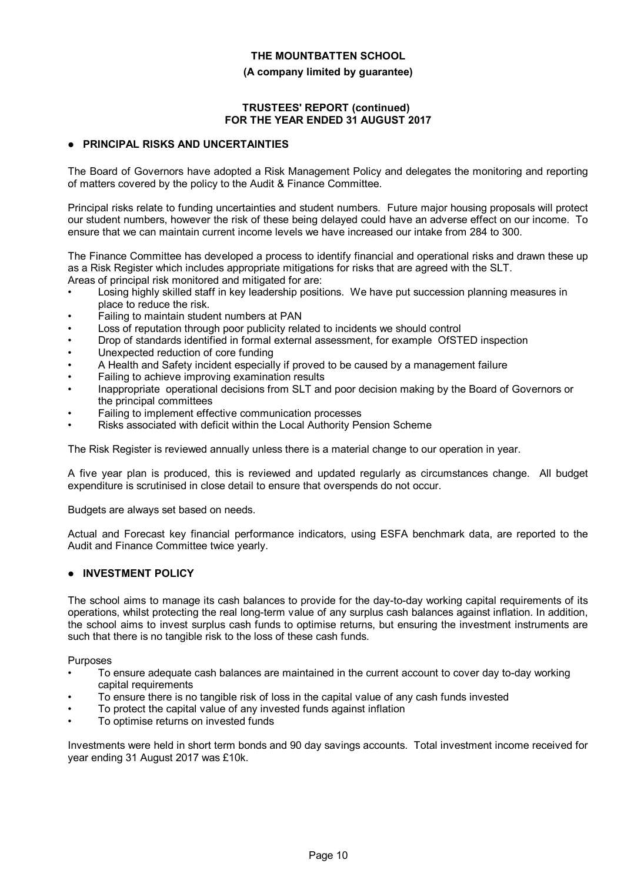- **PRINCIPAL RISKS AND UNCERTAINTIES**

The Board of Governors have adopted a Risk Management Policy and delegates the monitoring and reporting of matters covered by the policy to the Audit & Finance Committee.

Principal risks relate to funding uncertainties and student numbers. Future major housing proposals will protect our student numbers, however the risk of these being delayed could have an adverse effect on our income. To ensure that we can maintain current income levels we have increased our intake from 284 to 300.

The Finance Committee has developed a process to identify financial and operational risks and drawn these up as a Risk Register which includes appropriate mitigations for risks that are agreed with the SLT.
Areas of principal risk monitored and mitigated for are:

- Losing highly skilled staff in key leadership positions. We have put succession planning measures in place to reduce the risk.
- Failing to maintain student numbers at PAN
- Loss of reputation through poor publicity related to incidents we should control
- Drop of standards identified in formal external assessment, for example OfSTED inspection
- Unexpected reduction of core funding
- A Health and Safety incident especially if proved to be caused by a management failure
- Failing to achieve improving examination results
- Inappropriate operational decisions from SLT and poor decision making by the Board of Governors or the principal committees
- Failing to implement effective communication processes
- Risks associated with deficit within the Local Authority Pension Scheme

The Risk Register is reviewed annually unless there is a material change to our operation in year.

A five year plan is produced, this is reviewed and updated regularly as circumstances change. All budget expenditure is scrutinised in close detail to ensure that overspends do not occur.

Budgets are always set based on needs.

Actual and Forecast key financial performance indicators, using ESFA benchmark data, are reported to the Audit and Finance Committee twice yearly.

- **INVESTMENT POLICY**

The school aims to manage its cash balances to provide for the day-to-day working capital requirements of its operations, whilst protecting the real long-term value of any surplus cash balances against inflation. In addition, the school aims to invest surplus cash funds to optimise returns, but ensuring the investment instruments are such that there is no tangible risk to the loss of these cash funds.

Purposes

- To ensure adequate cash balances are maintained in the current account to cover day to-day working capital requirements
- To ensure there is no tangible risk of loss in the capital value of any cash funds invested
- To protect the capital value of any invested funds against inflation
- To optimise returns on invested funds

Investments were held in short term bonds and 90 day savings accounts. Total investment income received for year ending 31 August 2017 was £10k.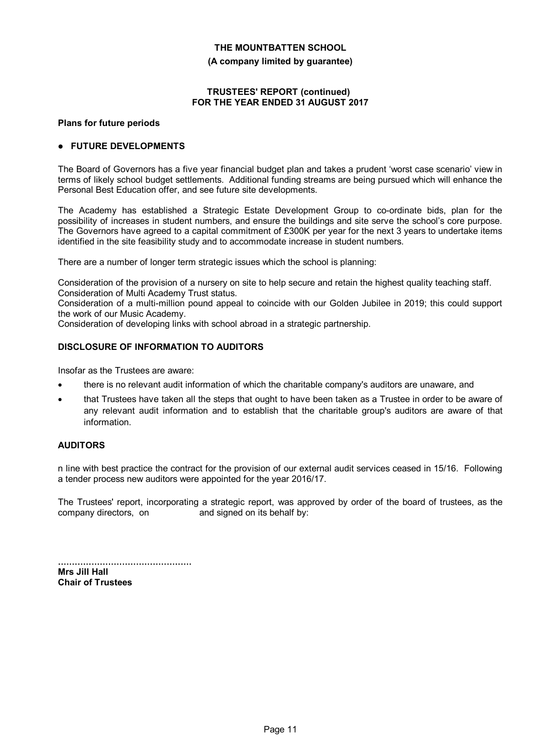# THE MOUNTBATTEN SCHOOL

**(A company limited by guarantee)**

**TRUSTEES' REPORT (continued)**
**FOR THE YEAR ENDED 31 AUGUST 2017**

**Plans for future periods**

- **FUTURE DEVELOPMENTS**

The Board of Governors has a five year financial budget plan and takes a prudent 'worst case scenario' view in terms of likely school budget settlements. Additional funding streams are being pursued which will enhance the Personal Best Education offer, and see future site developments.

The Academy has established a Strategic Estate Development Group to co-ordinate bids, plan for the possibility of increases in student numbers, and ensure the buildings and site serve the school's core purpose. The Governors have agreed to a capital commitment of £300K per year for the next 3 years to undertake items identified in the site feasibility study and to accommodate increase in student numbers.

There are a number of longer term strategic issues which the school is planning:

Consideration of the provision of a nursery on site to help secure and retain the highest quality teaching staff.
Consideration of Multi Academy Trust status.
Consideration of a multi-million pound appeal to coincide with our Golden Jubilee in 2019; this could support the work of our Music Academy.
Consideration of developing links with school abroad in a strategic partnership.

**DISCLOSURE OF INFORMATION TO AUDITORS**

Insofar as the Trustees are aware:

- there is no relevant audit information of which the charitable company's auditors are unaware, and
- that Trustees have taken all the steps that ought to have been taken as a Trustee in order to be aware of any relevant audit information and to establish that the charitable group's auditors are aware of that information.

**AUDITORS**

n line with best practice the contract for the provision of our external audit services ceased in 15/16. Following a tender process new auditors were appointed for the year 2016/17.

The Trustees' report, incorporating a strategic report, was approved by order of the board of trustees, as the company directors, on and signed on its behalf by:

................................................
**Mrs Jill Hall**
**Chair of Trustees**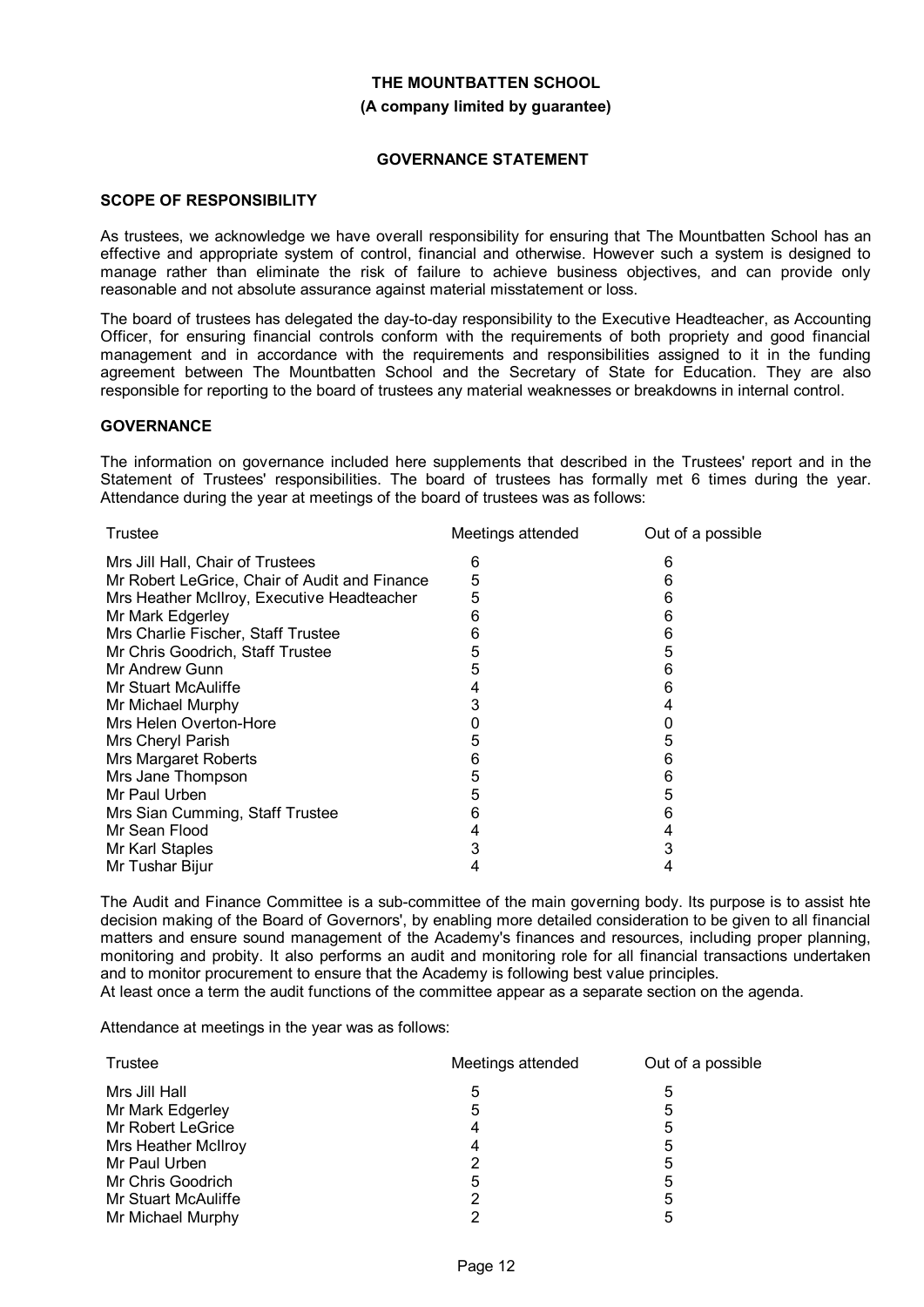**THE MOUNTBATTEN SCHOOL**

**(A company limited by guarantee)**

## GOVERNANCE STATEMENT

### SCOPE OF RESPONSIBILITY

As trustees, we acknowledge we have overall responsibility for ensuring that The Mountbatten School has an effective and appropriate system of control, financial and otherwise. However such a system is designed to manage rather than eliminate the risk of failure to achieve business objectives, and can provide only reasonable and not absolute assurance against material misstatement or loss.

The board of trustees has delegated the day-to-day responsibility to the Executive Headteacher, as Accounting Officer, for ensuring financial controls conform with the requirements of both propriety and good financial management and in accordance with the requirements and responsibilities assigned to it in the funding agreement between The Mountbatten School and the Secretary of State for Education. They are also responsible for reporting to the board of trustees any material weaknesses or breakdowns in internal control.

### GOVERNANCE

The information on governance included here supplements that described in the Trustees' report and in the Statement of Trustees' responsibilities. The board of trustees has formally met 6 times during the year. Attendance during the year at meetings of the board of trustees was as follows:

| Trustee | Meetings attended | Out of a possible |
|---|---|---|
| Mrs Jill Hall, Chair of Trustees | 6 | 6 |
| Mr Robert LeGrice, Chair of Audit and Finance | 5 | 6 |
| Mrs Heather McIlroy, Executive Headteacher | 5 | 6 |
| Mr Mark Edgerley | 6 | 6 |
| Mrs Charlie Fischer, Staff Trustee | 6 | 6 |
| Mr Chris Goodrich, Staff Trustee | 5 | 5 |
| Mr Andrew Gunn | 5 | 6 |
| Mr Stuart McAuliffe | 4 | 6 |
| Mr Michael Murphy | 3 | 4 |
| Mrs Helen Overton-Hore | 0 | 0 |
| Mrs Cheryl Parish | 5 | 5 |
| Mrs Margaret Roberts | 6 | 6 |
| Mrs Jane Thompson | 5 | 6 |
| Mr Paul Urben | 5 | 5 |
| Mrs Sian Cumming, Staff Trustee | 6 | 6 |
| Mr Sean Flood | 4 | 4 |
| Mr Karl Staples | 3 | 3 |
| Mr Tushar Bijur | 4 | 4 |

The Audit and Finance Committee is a sub-committee of the main governing body. Its purpose is to assist hte decision making of the Board of Governors', by enabling more detailed consideration to be given to all financial matters and ensure sound management of the Academy's finances and resources, including proper planning, monitoring and probity. It also performs an audit and monitoring role for all financial transactions undertaken and to monitor procurement to ensure that the Academy is following best value principles.
At least once a term the audit functions of the committee appear as a separate section on the agenda.

Attendance at meetings in the year was as follows:

| Trustee | Meetings attended | Out of a possible |
|---|---|---|
| Mrs Jill Hall | 5 | 5 |
| Mr Mark Edgerley | 5 | 5 |
| Mr Robert LeGrice | 4 | 5 |
| Mrs Heather McIlroy | 4 | 5 |
| Mr Paul Urben | 2 | 5 |
| Mr Chris Goodrich | 5 | 5 |
| Mr Stuart McAuliffe | 2 | 5 |
| Mr Michael Murphy | 2 | 5 |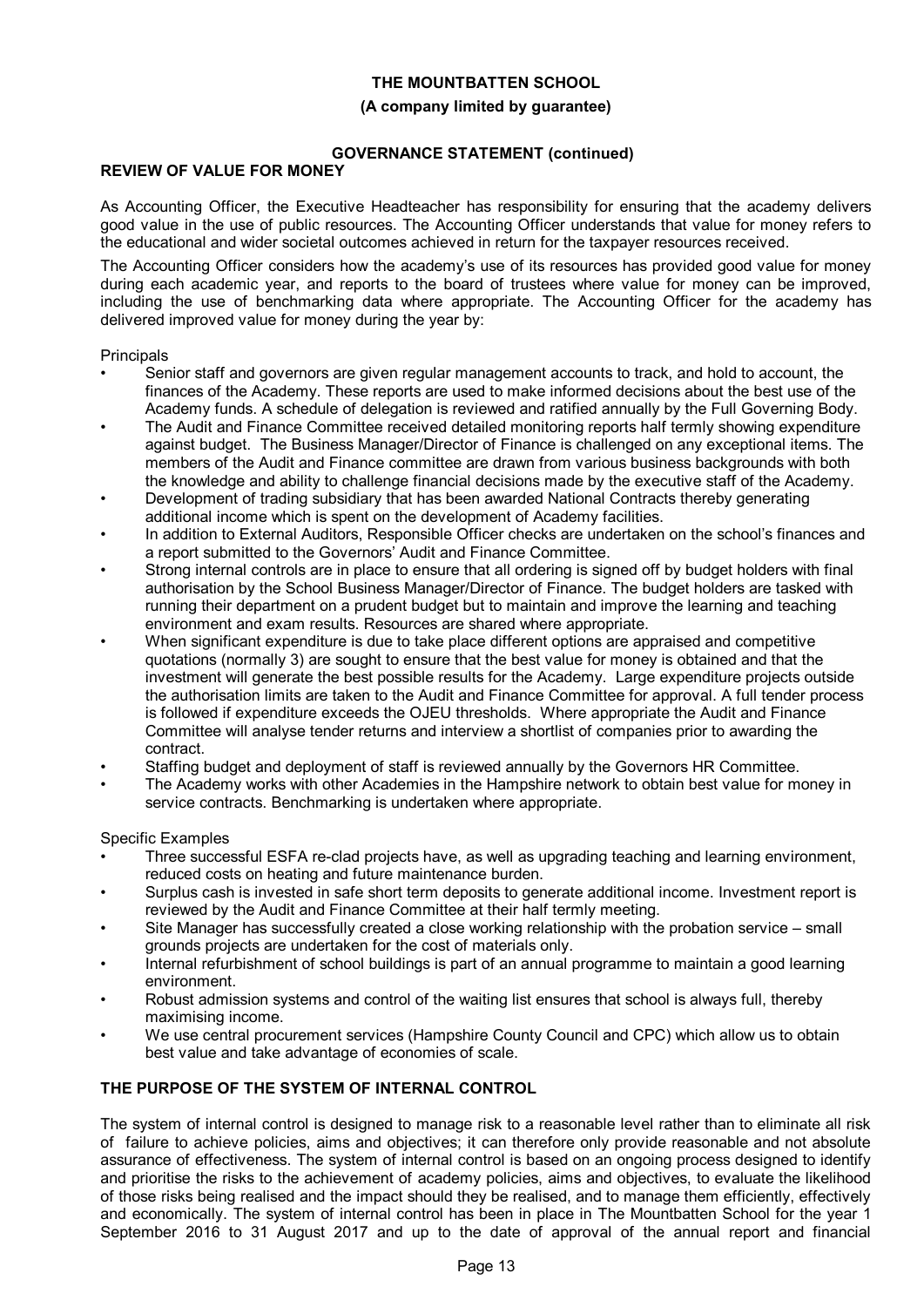## REVIEW OF VALUE FOR MONEY

As Accounting Officer, the Executive Headteacher has responsibility for ensuring that the academy delivers good value in the use of public resources. The Accounting Officer understands that value for money refers to the educational and wider societal outcomes achieved in return for the taxpayer resources received.

The Accounting Officer considers how the academy's use of its resources has provided good value for money during each academic year, and reports to the board of trustees where value for money can be improved, including the use of benchmarking data where appropriate. The Accounting Officer for the academy has delivered improved value for money during the year by:

Principals

- Senior staff and governors are given regular management accounts to track, and hold to account, the finances of the Academy. These reports are used to make informed decisions about the best use of the Academy funds. A schedule of delegation is reviewed and ratified annually by the Full Governing Body.
- The Audit and Finance Committee received detailed monitoring reports half termly showing expenditure against budget. The Business Manager/Director of Finance is challenged on any exceptional items. The members of the Audit and Finance committee are drawn from various business backgrounds with both the knowledge and ability to challenge financial decisions made by the executive staff of the Academy.
- Development of trading subsidiary that has been awarded National Contracts thereby generating additional income which is spent on the development of Academy facilities.
- In addition to External Auditors, Responsible Officer checks are undertaken on the school's finances and a report submitted to the Governors' Audit and Finance Committee.
- Strong internal controls are in place to ensure that all ordering is signed off by budget holders with final authorisation by the School Business Manager/Director of Finance. The budget holders are tasked with running their department on a prudent budget but to maintain and improve the learning and teaching environment and exam results. Resources are shared where appropriate.
- When significant expenditure is due to take place different options are appraised and competitive quotations (normally 3) are sought to ensure that the best value for money is obtained and that the investment will generate the best possible results for the Academy. Large expenditure projects outside the authorisation limits are taken to the Audit and Finance Committee for approval. A full tender process is followed if expenditure exceeds the OJEU thresholds. Where appropriate the Audit and Finance Committee will analyse tender returns and interview a shortlist of companies prior to awarding the contract.
- Staffing budget and deployment of staff is reviewed annually by the Governors HR Committee.
- The Academy works with other Academies in the Hampshire network to obtain best value for money in service contracts. Benchmarking is undertaken where appropriate.

Specific Examples

- Three successful ESFA re-clad projects have, as well as upgrading teaching and learning environment, reduced costs on heating and future maintenance burden.
- Surplus cash is invested in safe short term deposits to generate additional income. Investment report is reviewed by the Audit and Finance Committee at their half termly meeting.
- Site Manager has successfully created a close working relationship with the probation service – small grounds projects are undertaken for the cost of materials only.
- Internal refurbishment of school buildings is part of an annual programme to maintain a good learning environment.
- Robust admission systems and control of the waiting list ensures that school is always full, thereby maximising income.
- We use central procurement services (Hampshire County Council and CPC) which allow us to obtain best value and take advantage of economies of scale.

## THE PURPOSE OF THE SYSTEM OF INTERNAL CONTROL

The system of internal control is designed to manage risk to a reasonable level rather than to eliminate all risk of failure to achieve policies, aims and objectives; it can therefore only provide reasonable and not absolute assurance of effectiveness. The system of internal control is based on an ongoing process designed to identify and prioritise the risks to the achievement of academy policies, aims and objectives, to evaluate the likelihood of those risks being realised and the impact should they be realised, and to manage them efficiently, effectively and economically. The system of internal control has been in place in The Mountbatten School for the year 1 September 2016 to 31 August 2017 and up to the date of approval of the annual report and financial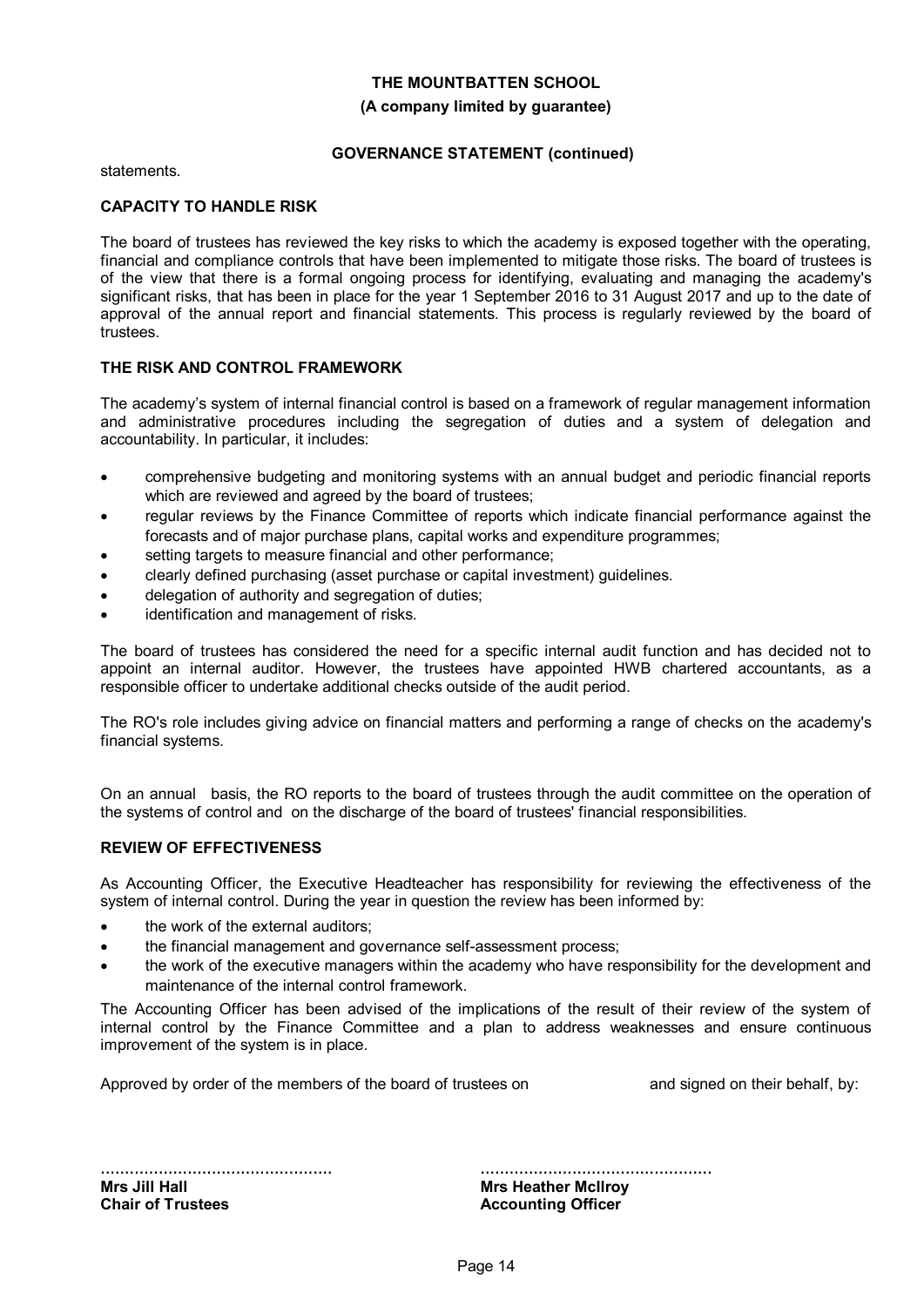statements.

**CAPACITY TO HANDLE RISK**

The board of trustees has reviewed the key risks to which the academy is exposed together with the operating, financial and compliance controls that have been implemented to mitigate those risks. The board of trustees is of the view that there is a formal ongoing process for identifying, evaluating and managing the academy's significant risks, that has been in place for the year 1 September 2016 to 31 August 2017 and up to the date of approval of the annual report and financial statements. This process is regularly reviewed by the board of trustees.

**THE RISK AND CONTROL FRAMEWORK**

The academy's system of internal financial control is based on a framework of regular management information and administrative procedures including the segregation of duties and a system of delegation and accountability. In particular, it includes:

- comprehensive budgeting and monitoring systems with an annual budget and periodic financial reports which are reviewed and agreed by the board of trustees;
- regular reviews by the Finance Committee of reports which indicate financial performance against the forecasts and of major purchase plans, capital works and expenditure programmes;
- setting targets to measure financial and other performance;
- clearly defined purchasing (asset purchase or capital investment) guidelines.
- delegation of authority and segregation of duties;
- identification and management of risks.

The board of trustees has considered the need for a specific internal audit function and has decided not to appoint an internal auditor. However, the trustees have appointed HWB chartered accountants, as a responsible officer to undertake additional checks outside of the audit period.

The RO's role includes giving advice on financial matters and performing a range of checks on the academy's financial systems.

On an annual basis, the RO reports to the board of trustees through the audit committee on the operation of the systems of control and on the discharge of the board of trustees' financial responsibilities.

**REVIEW OF EFFECTIVENESS**

As Accounting Officer, the Executive Headteacher has responsibility for reviewing the effectiveness of the system of internal control. During the year in question the review has been informed by:

- the work of the external auditors;
- the financial management and governance self-assessment process;
- the work of the executive managers within the academy who have responsibility for the development and maintenance of the internal control framework.

The Accounting Officer has been advised of the implications of the result of their review of the system of internal control by the Finance Committee and a plan to address weaknesses and ensure continuous improvement of the system is in place.

Approved by order of the members of the board of trustees on and signed on their behalf, by:

................................................
**Mrs Jill Hall**
**Chair of Trustees**

................................................
**Mrs Heather McIlroy**
**Accounting Officer**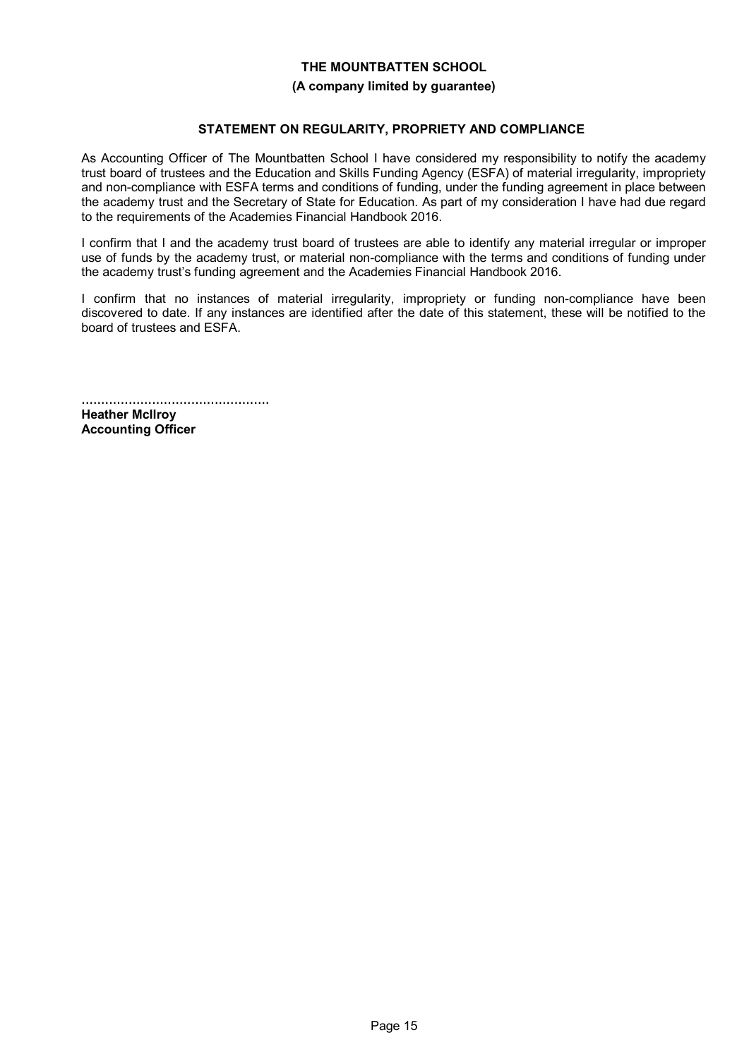**THE MOUNTBATTEN SCHOOL**

**(A company limited by guarantee)**

## STATEMENT ON REGULARITY, PROPRIETY AND COMPLIANCE

As Accounting Officer of The Mountbatten School I have considered my responsibility to notify the academy trust board of trustees and the Education and Skills Funding Agency (ESFA) of material irregularity, impropriety and non-compliance with ESFA terms and conditions of funding, under the funding agreement in place between the academy trust and the Secretary of State for Education. As part of my consideration I have had due regard to the requirements of the Academies Financial Handbook 2016.

I confirm that I and the academy trust board of trustees are able to identify any material irregular or improper use of funds by the academy trust, or material non-compliance with the terms and conditions of funding under the academy trust's funding agreement and the Academies Financial Handbook 2016.

I confirm that no instances of material irregularity, impropriety or funding non-compliance have been discovered to date. If any instances are identified after the date of this statement, these will be notified to the board of trustees and ESFA.

................................................

**Heather McIlroy**
**Accounting Officer**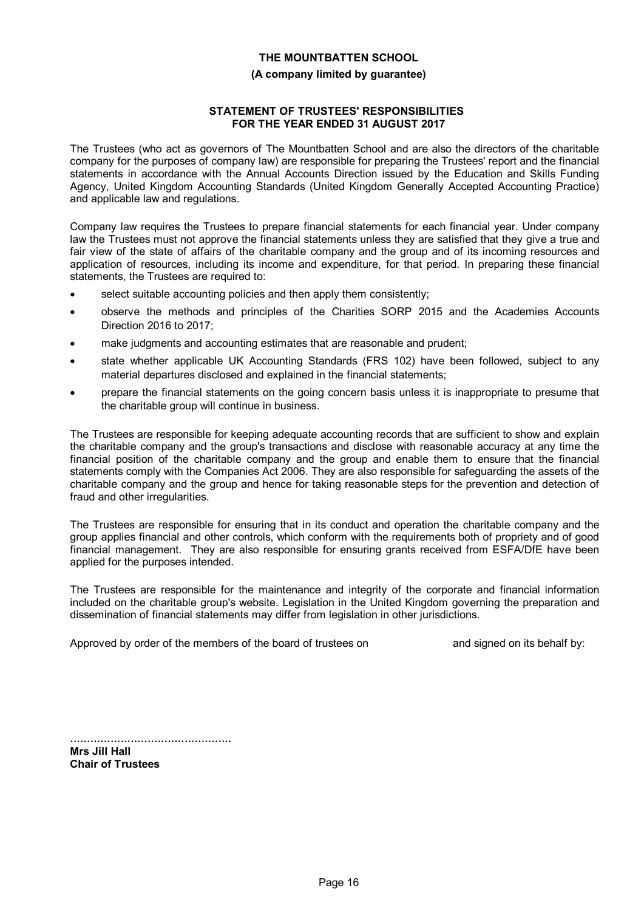**THE MOUNTBATTEN SCHOOL**

**(A company limited by guarantee)**

## STATEMENT OF TRUSTEES' RESPONSIBILITIES FOR THE YEAR ENDED 31 AUGUST 2017

The Trustees (who act as governors of The Mountbatten School and are also the directors of the charitable company for the purposes of company law) are responsible for preparing the Trustees' report and the financial statements in accordance with the Annual Accounts Direction issued by the Education and Skills Funding Agency, United Kingdom Accounting Standards (United Kingdom Generally Accepted Accounting Practice) and applicable law and regulations.

Company law requires the Trustees to prepare financial statements for each financial year. Under company law the Trustees must not approve the financial statements unless they are satisfied that they give a true and fair view of the state of affairs of the charitable company and the group and of its incoming resources and application of resources, including its income and expenditure, for that period. In preparing these financial statements, the Trustees are required to:

- select suitable accounting policies and then apply them consistently;
- observe the methods and principles of the Charities SORP 2015 and the Academies Accounts Direction 2016 to 2017;
- make judgments and accounting estimates that are reasonable and prudent;
- state whether applicable UK Accounting Standards (FRS 102) have been followed, subject to any material departures disclosed and explained in the financial statements;
- prepare the financial statements on the going concern basis unless it is inappropriate to presume that the charitable group will continue in business.

The Trustees are responsible for keeping adequate accounting records that are sufficient to show and explain the charitable company and the group's transactions and disclose with reasonable accuracy at any time the financial position of the charitable company and the group and enable them to ensure that the financial statements comply with the Companies Act 2006. They are also responsible for safeguarding the assets of the charitable company and the group and hence for taking reasonable steps for the prevention and detection of fraud and other irregularities.

The Trustees are responsible for ensuring that in its conduct and operation the charitable company and the group applies financial and other controls, which conform with the requirements both of propriety and of good financial management. They are also responsible for ensuring grants received from ESFA/DfE have been applied for the purposes intended.

The Trustees are responsible for the maintenance and integrity of the corporate and financial information included on the charitable group's website. Legislation in the United Kingdom governing the preparation and dissemination of financial statements may differ from legislation in other jurisdictions.

Approved by order of the members of the board of trustees on and signed on its behalf by:

................................................

**Mrs Jill Hall**
**Chair of Trustees**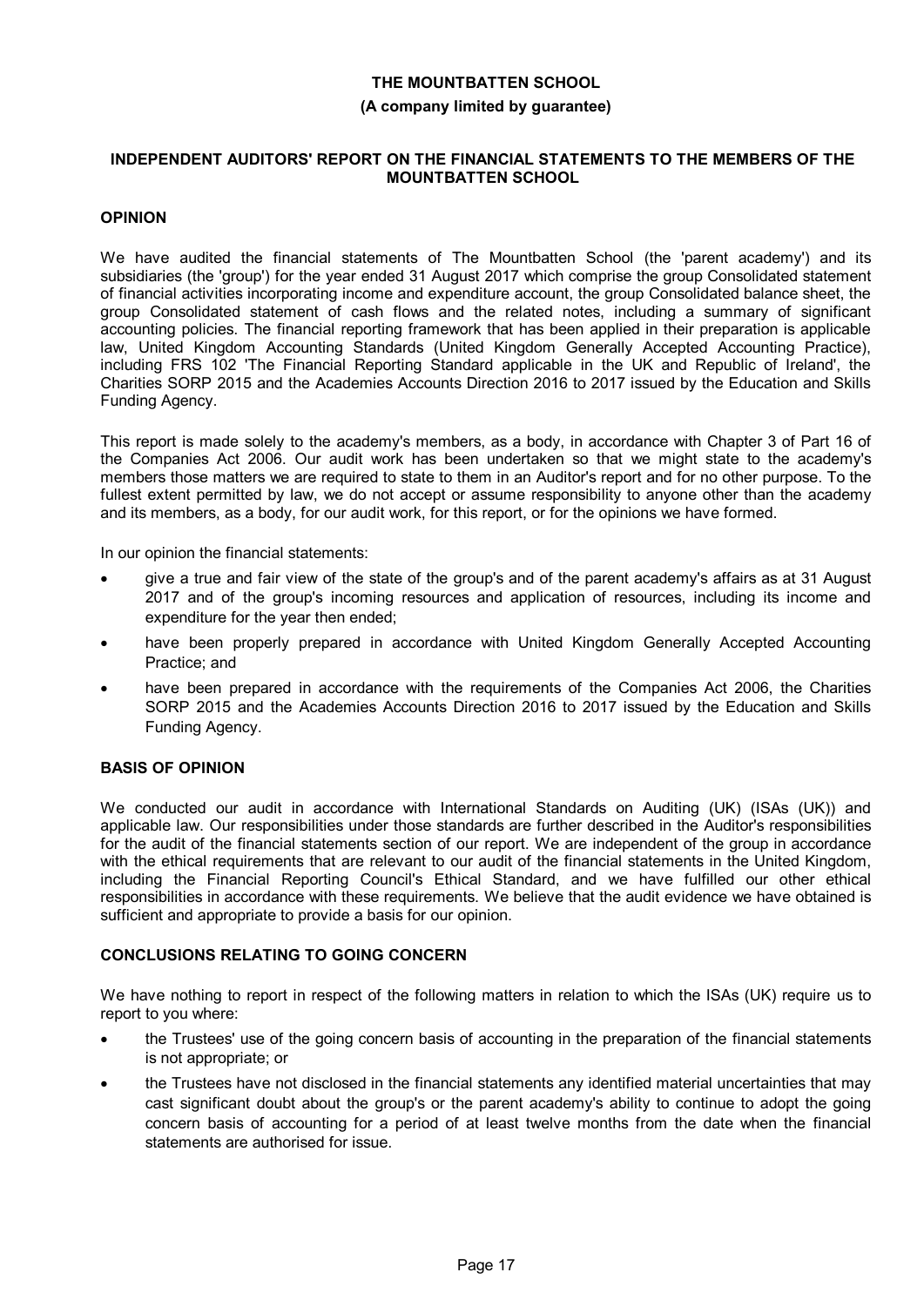# THE MOUNTBATTEN SCHOOL

**(A company limited by guarantee)**

## INDEPENDENT AUDITORS' REPORT ON THE FINANCIAL STATEMENTS TO THE MEMBERS OF THE MOUNTBATTEN SCHOOL

### OPINION

We have audited the financial statements of The Mountbatten School (the 'parent academy') and its subsidiaries (the 'group') for the year ended 31 August 2017 which comprise the group Consolidated statement of financial activities incorporating income and expenditure account, the group Consolidated balance sheet, the group Consolidated statement of cash flows and the related notes, including a summary of significant accounting policies. The financial reporting framework that has been applied in their preparation is applicable law, United Kingdom Accounting Standards (United Kingdom Generally Accepted Accounting Practice), including FRS 102 'The Financial Reporting Standard applicable in the UK and Republic of Ireland', the Charities SORP 2015 and the Academies Accounts Direction 2016 to 2017 issued by the Education and Skills Funding Agency.

This report is made solely to the academy's members, as a body, in accordance with Chapter 3 of Part 16 of the Companies Act 2006. Our audit work has been undertaken so that we might state to the academy's members those matters we are required to state to them in an Auditor's report and for no other purpose. To the fullest extent permitted by law, we do not accept or assume responsibility to anyone other than the academy and its members, as a body, for our audit work, for this report, or for the opinions we have formed.

In our opinion the financial statements:

- give a true and fair view of the state of the group's and of the parent academy's affairs as at 31 August 2017 and of the group's incoming resources and application of resources, including its income and expenditure for the year then ended;
- have been properly prepared in accordance with United Kingdom Generally Accepted Accounting Practice; and
- have been prepared in accordance with the requirements of the Companies Act 2006, the Charities SORP 2015 and the Academies Accounts Direction 2016 to 2017 issued by the Education and Skills Funding Agency.

### BASIS OF OPINION

We conducted our audit in accordance with International Standards on Auditing (UK) (ISAs (UK)) and applicable law. Our responsibilities under those standards are further described in the Auditor's responsibilities for the audit of the financial statements section of our report. We are independent of the group in accordance with the ethical requirements that are relevant to our audit of the financial statements in the United Kingdom, including the Financial Reporting Council's Ethical Standard, and we have fulfilled our other ethical responsibilities in accordance with these requirements. We believe that the audit evidence we have obtained is sufficient and appropriate to provide a basis for our opinion.

### CONCLUSIONS RELATING TO GOING CONCERN

We have nothing to report in respect of the following matters in relation to which the ISAs (UK) require us to report to you where:

- the Trustees' use of the going concern basis of accounting in the preparation of the financial statements is not appropriate; or
- the Trustees have not disclosed in the financial statements any identified material uncertainties that may cast significant doubt about the group's or the parent academy's ability to continue to adopt the going concern basis of accounting for a period of at least twelve months from the date when the financial statements are authorised for issue.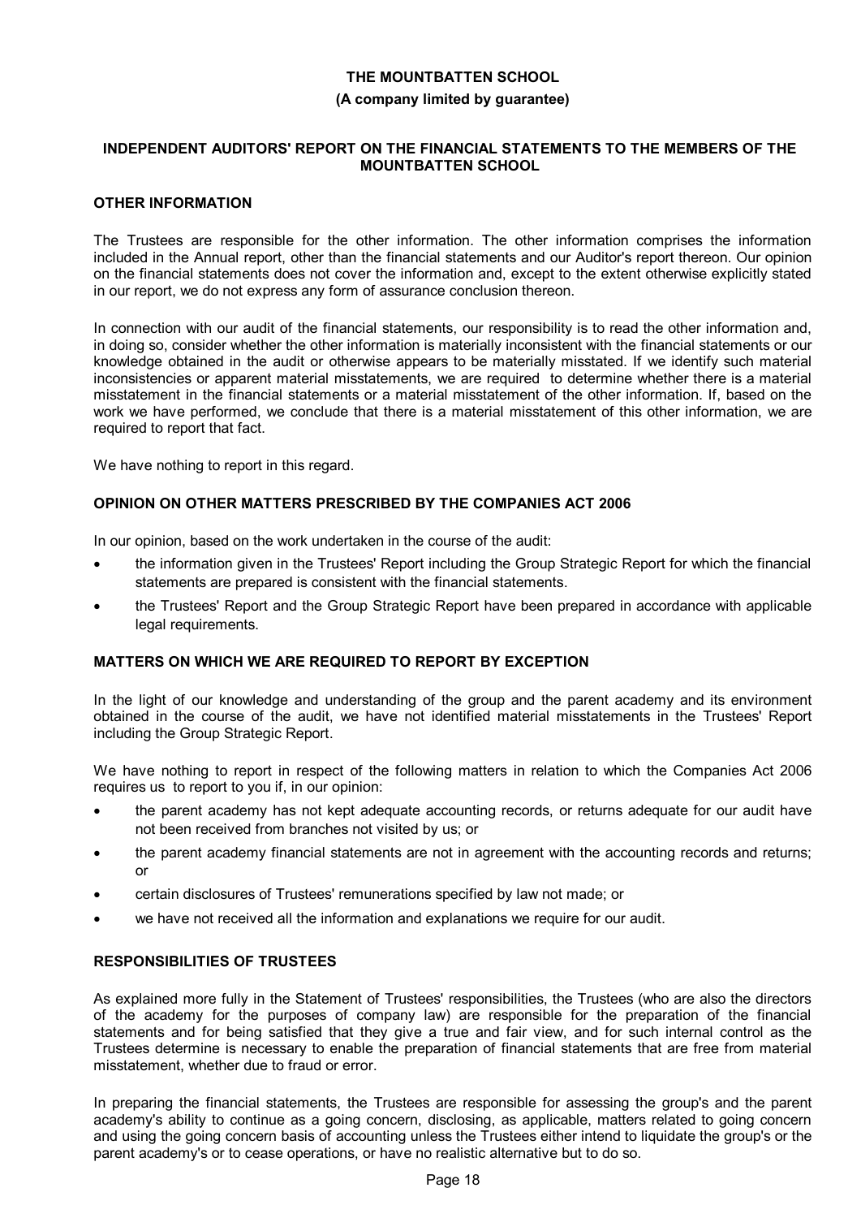# THE MOUNTBATTEN SCHOOL

**(A company limited by guarantee)**

## INDEPENDENT AUDITORS' REPORT ON THE FINANCIAL STATEMENTS TO THE MEMBERS OF THE MOUNTBATTEN SCHOOL

### OTHER INFORMATION

The Trustees are responsible for the other information. The other information comprises the information included in the Annual report, other than the financial statements and our Auditor's report thereon. Our opinion on the financial statements does not cover the information and, except to the extent otherwise explicitly stated in our report, we do not express any form of assurance conclusion thereon.

In connection with our audit of the financial statements, our responsibility is to read the other information and, in doing so, consider whether the other information is materially inconsistent with the financial statements or our knowledge obtained in the audit or otherwise appears to be materially misstated. If we identify such material inconsistencies or apparent material misstatements, we are required to determine whether there is a material misstatement in the financial statements or a material misstatement of the other information. If, based on the work we have performed, we conclude that there is a material misstatement of this other information, we are required to report that fact.

We have nothing to report in this regard.

### OPINION ON OTHER MATTERS PRESCRIBED BY THE COMPANIES ACT 2006

In our opinion, based on the work undertaken in the course of the audit:

- the information given in the Trustees' Report including the Group Strategic Report for which the financial statements are prepared is consistent with the financial statements.
- the Trustees' Report and the Group Strategic Report have been prepared in accordance with applicable legal requirements.

### MATTERS ON WHICH WE ARE REQUIRED TO REPORT BY EXCEPTION

In the light of our knowledge and understanding of the group and the parent academy and its environment obtained in the course of the audit, we have not identified material misstatements in the Trustees' Report including the Group Strategic Report.

We have nothing to report in respect of the following matters in relation to which the Companies Act 2006 requires us to report to you if, in our opinion:

- the parent academy has not kept adequate accounting records, or returns adequate for our audit have not been received from branches not visited by us; or
- the parent academy financial statements are not in agreement with the accounting records and returns; or
- certain disclosures of Trustees' remunerations specified by law not made; or
- we have not received all the information and explanations we require for our audit.

### RESPONSIBILITIES OF TRUSTEES

As explained more fully in the Statement of Trustees' responsibilities, the Trustees (who are also the directors of the academy for the purposes of company law) are responsible for the preparation of the financial statements and for being satisfied that they give a true and fair view, and for such internal control as the Trustees determine is necessary to enable the preparation of financial statements that are free from material misstatement, whether due to fraud or error.

In preparing the financial statements, the Trustees are responsible for assessing the group's and the parent academy's ability to continue as a going concern, disclosing, as applicable, matters related to going concern and using the going concern basis of accounting unless the Trustees either intend to liquidate the group's or the parent academy's or to cease operations, or have no realistic alternative but to do so.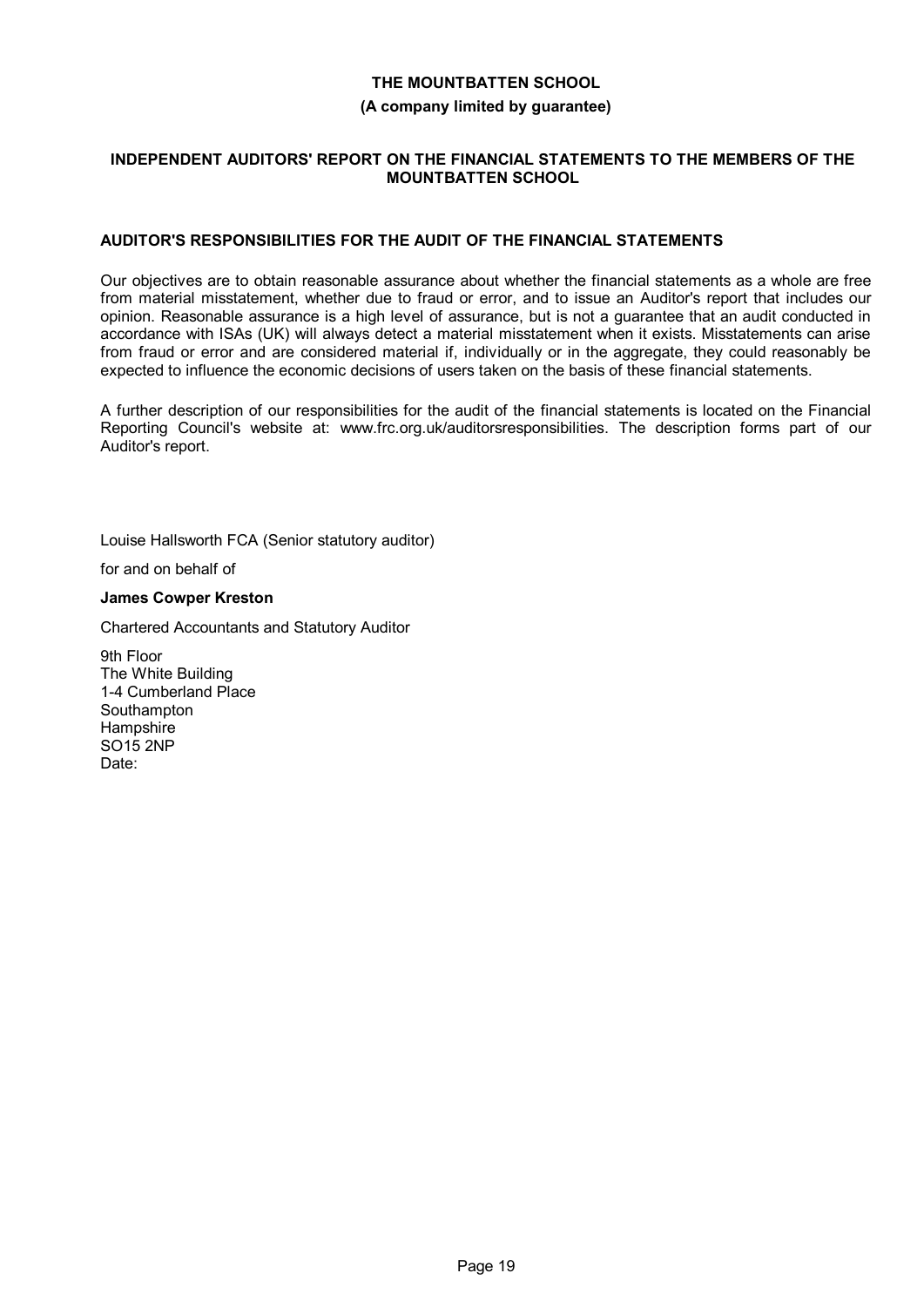# THE MOUNTBATTEN SCHOOL

**(A company limited by guarantee)**

## INDEPENDENT AUDITORS' REPORT ON THE FINANCIAL STATEMENTS TO THE MEMBERS OF THE MOUNTBATTEN SCHOOL

### AUDITOR'S RESPONSIBILITIES FOR THE AUDIT OF THE FINANCIAL STATEMENTS

Our objectives are to obtain reasonable assurance about whether the financial statements as a whole are free from material misstatement, whether due to fraud or error, and to issue an Auditor's report that includes our opinion. Reasonable assurance is a high level of assurance, but is not a guarantee that an audit conducted in accordance with ISAs (UK) will always detect a material misstatement when it exists. Misstatements can arise from fraud or error and are considered material if, individually or in the aggregate, they could reasonably be expected to influence the economic decisions of users taken on the basis of these financial statements.

A further description of our responsibilities for the audit of the financial statements is located on the Financial Reporting Council's website at: www.frc.org.uk/auditorsresponsibilities. The description forms part of our Auditor's report.

Louise Hallsworth FCA (Senior statutory auditor)

for and on behalf of

**James Cowper Kreston**

Chartered Accountants and Statutory Auditor

9th Floor
The White Building
1-4 Cumberland Place
Southampton
Hampshire
SO15 2NP
Date: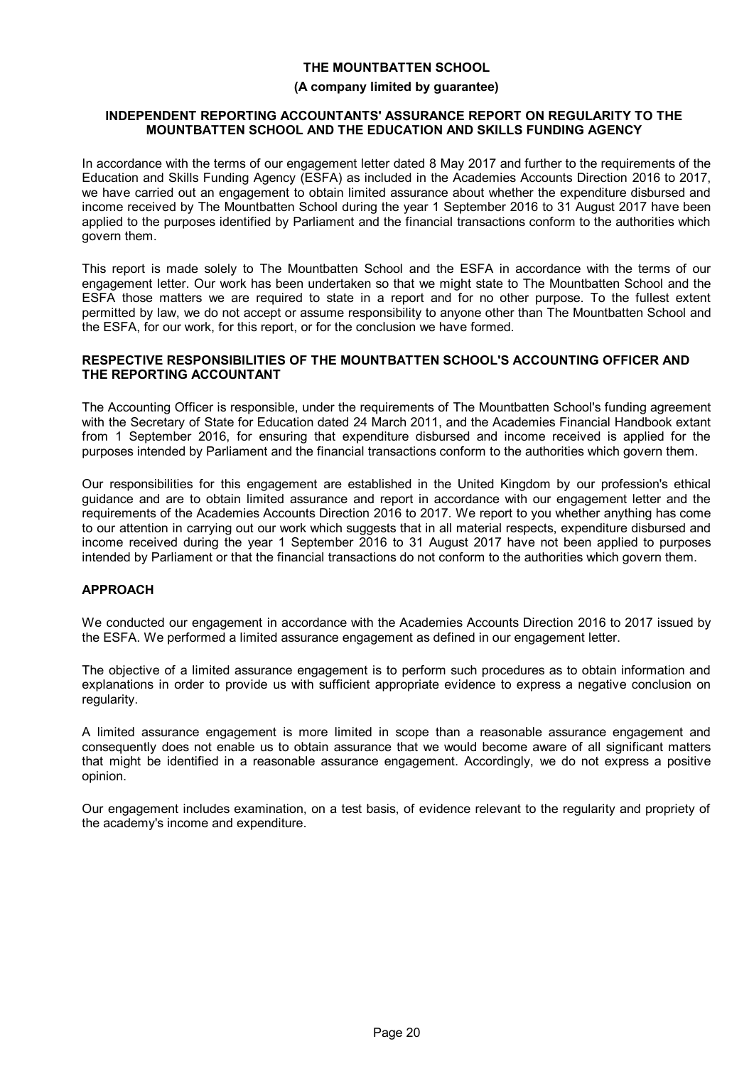**THE MOUNTBATTEN SCHOOL**

**(A company limited by guarantee)**

**INDEPENDENT REPORTING ACCOUNTANTS' ASSURANCE REPORT ON REGULARITY TO THE MOUNTBATTEN SCHOOL AND THE EDUCATION AND SKILLS FUNDING AGENCY**

In accordance with the terms of our engagement letter dated 8 May 2017 and further to the requirements of the Education and Skills Funding Agency (ESFA) as included in the Academies Accounts Direction 2016 to 2017, we have carried out an engagement to obtain limited assurance about whether the expenditure disbursed and income received by The Mountbatten School during the year 1 September 2016 to 31 August 2017 have been applied to the purposes identified by Parliament and the financial transactions conform to the authorities which govern them.

This report is made solely to The Mountbatten School and the ESFA in accordance with the terms of our engagement letter. Our work has been undertaken so that we might state to The Mountbatten School and the ESFA those matters we are required to state in a report and for no other purpose. To the fullest extent permitted by law, we do not accept or assume responsibility to anyone other than The Mountbatten School and the ESFA, for our work, for this report, or for the conclusion we have formed.

**RESPECTIVE RESPONSIBILITIES OF THE MOUNTBATTEN SCHOOL'S ACCOUNTING OFFICER AND THE REPORTING ACCOUNTANT**

The Accounting Officer is responsible, under the requirements of The Mountbatten School's funding agreement with the Secretary of State for Education dated 24 March 2011, and the Academies Financial Handbook extant from 1 September 2016, for ensuring that expenditure disbursed and income received is applied for the purposes intended by Parliament and the financial transactions conform to the authorities which govern them.

Our responsibilities for this engagement are established in the United Kingdom by our profession's ethical guidance and are to obtain limited assurance and report in accordance with our engagement letter and the requirements of the Academies Accounts Direction 2016 to 2017. We report to you whether anything has come to our attention in carrying out our work which suggests that in all material respects, expenditure disbursed and income received during the year 1 September 2016 to 31 August 2017 have not been applied to purposes intended by Parliament or that the financial transactions do not conform to the authorities which govern them.

**APPROACH**

We conducted our engagement in accordance with the Academies Accounts Direction 2016 to 2017 issued by the ESFA. We performed a limited assurance engagement as defined in our engagement letter.

The objective of a limited assurance engagement is to perform such procedures as to obtain information and explanations in order to provide us with sufficient appropriate evidence to express a negative conclusion on regularity.

A limited assurance engagement is more limited in scope than a reasonable assurance engagement and consequently does not enable us to obtain assurance that we would become aware of all significant matters that might be identified in a reasonable assurance engagement. Accordingly, we do not express a positive opinion.

Our engagement includes examination, on a test basis, of evidence relevant to the regularity and propriety of the academy's income and expenditure.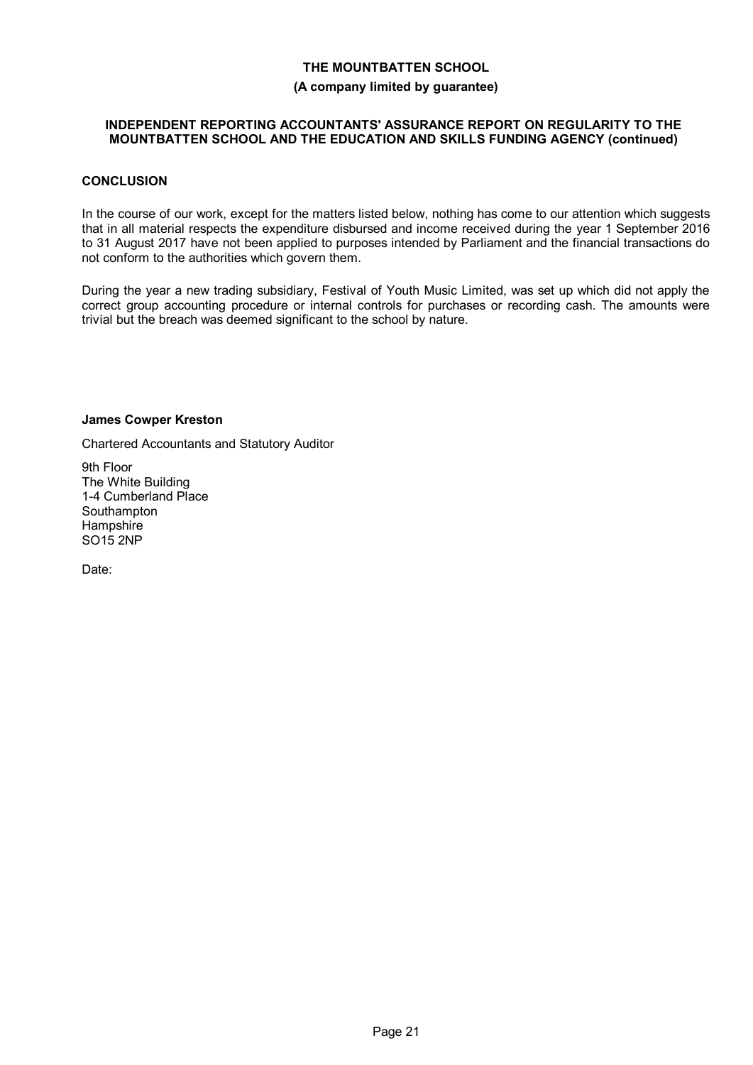# THE MOUNTBATTEN SCHOOL

**(A company limited by guarantee)**

**INDEPENDENT REPORTING ACCOUNTANTS' ASSURANCE REPORT ON REGULARITY TO THE MOUNTBATTEN SCHOOL AND THE EDUCATION AND SKILLS FUNDING AGENCY (continued)**

## CONCLUSION

In the course of our work, except for the matters listed below, nothing has come to our attention which suggests that in all material respects the expenditure disbursed and income received during the year 1 September 2016 to 31 August 2017 have not been applied to purposes intended by Parliament and the financial transactions do not conform to the authorities which govern them.

During the year a new trading subsidiary, Festival of Youth Music Limited, was set up which did not apply the correct group accounting procedure or internal controls for purchases or recording cash. The amounts were trivial but the breach was deemed significant to the school by nature.

**James Cowper Kreston**

Chartered Accountants and Statutory Auditor

9th Floor
The White Building
1-4 Cumberland Place
Southampton
Hampshire
SO15 2NP

Date: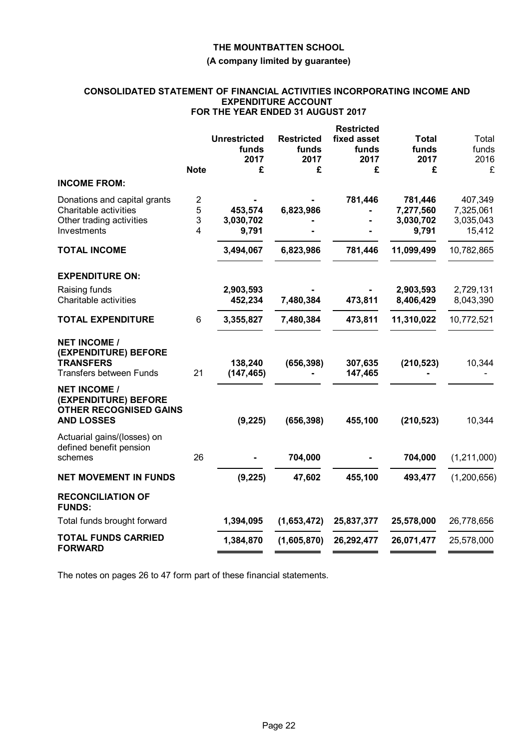**THE MOUNTBATTEN SCHOOL**

**(A company limited by guarantee)**

**CONSOLIDATED STATEMENT OF FINANCIAL ACTIVITIES INCORPORATING INCOME AND EXPENDITURE ACCOUNT FOR THE YEAR ENDED 31 AUGUST 2017**

| | Note | Unrestricted funds 2017 £ | Restricted funds 2017 £ | Restricted fixed asset funds 2017 £ | Total funds 2017 £ | Total funds 2016 £ |
|---|---|---|---|---|---|---|
| **INCOME FROM:** | | | | | | |
| Donations and capital grants | 2 | - | - | 781,446 | 781,446 | 407,349 |
| Charitable activities | 5 | 453,574 | 6,823,986 | - | 7,277,560 | 7,325,061 |
| Other trading activities | 3 | 3,030,702 | - | - | 3,030,702 | 3,035,043 |
| Investments | 4 | 9,791 | - | - | 9,791 | 15,412 |
| **TOTAL INCOME** | | 3,494,067 | 6,823,986 | 781,446 | 11,099,499 | 10,782,865 |
| **EXPENDITURE ON:** | | | | | | |
| Raising funds | | 2,903,593 | - | - | 2,903,593 | 2,729,131 |
| Charitable activities | | 452,234 | 7,480,384 | 473,811 | 8,406,429 | 8,043,390 |
| **TOTAL EXPENDITURE** | 6 | 3,355,827 | 7,480,384 | 473,811 | 11,310,022 | 10,772,521 |
| **NET INCOME / (EXPENDITURE) BEFORE TRANSFERS** | | 138,240 | (656,398) | 307,635 | (210,523) | 10,344 |
| Transfers between Funds | 21 | (147,465) | - | 147,465 | - | - |
| **NET INCOME / (EXPENDITURE) BEFORE OTHER RECOGNISED GAINS AND LOSSES** | | (9,225) | (656,398) | 455,100 | (210,523) | 10,344 |
| Actuarial gains/(losses) on defined benefit pension schemes | 26 | - | 704,000 | - | 704,000 | (1,211,000) |
| **NET MOVEMENT IN FUNDS** | | (9,225) | 47,602 | 455,100 | 493,477 | (1,200,656) |
| **RECONCILIATION OF FUNDS:** | | | | | | |
| Total funds brought forward | | 1,394,095 | (1,653,472) | 25,837,377 | 25,578,000 | 26,778,656 |
| **TOTAL FUNDS CARRIED FORWARD** | | 1,384,870 | (1,605,870) | 26,292,477 | 26,071,477 | 25,578,000 |

The notes on pages 26 to 47 form part of these financial statements.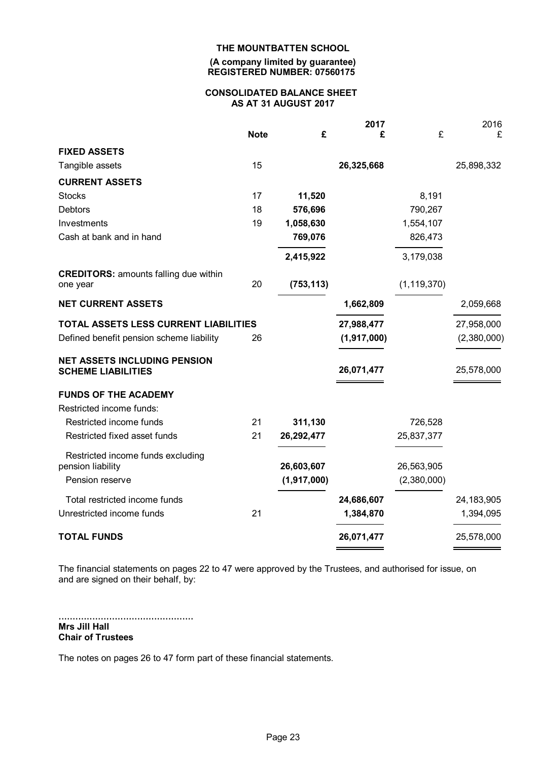**THE MOUNTBATTEN SCHOOL**

**(A company limited by guarantee)**
**REGISTERED NUMBER: 07560175**

**CONSOLIDATED BALANCE SHEET**
**AS AT 31 AUGUST 2017**

| | Note | 2017 £ | 2017 £ | 2016 £ | 2016 £ |
|---|---|---|---|---|---|
| **FIXED ASSETS** | | | | | |
| Tangible assets | 15 | | **26,325,668** | | 25,898,332 |
| **CURRENT ASSETS** | | | | | |
| Stocks | 17 | **11,520** | | 8,191 | |
| Debtors | 18 | **576,696** | | 790,267 | |
| Investments | 19 | **1,058,630** | | 1,554,107 | |
| Cash at bank and in hand | | **769,076** | | 826,473 | |
| | | **2,415,922** | | 3,179,038 | |
| **CREDITORS:** amounts falling due within one year | 20 | **(753,113)** | | (1,119,370) | |
| **NET CURRENT ASSETS** | | | **1,662,809** | | 2,059,668 |
| **TOTAL ASSETS LESS CURRENT LIABILITIES** | | | **27,988,477** | | 27,958,000 |
| Defined benefit pension scheme liability | 26 | | **(1,917,000)** | | (2,380,000) |
| **NET ASSETS INCLUDING PENSION SCHEME LIABILITIES** | | | **26,071,477** | | 25,578,000 |
| **FUNDS OF THE ACADEMY** | | | | | |
| Restricted income funds: | | | | | |
| Restricted income funds | 21 | **311,130** | | 726,528 | |
| Restricted fixed asset funds | 21 | **26,292,477** | | 25,837,377 | |
| Restricted income funds excluding pension liability | | **26,603,607** | | 26,563,905 | |
| Pension reserve | | **(1,917,000)** | | (2,380,000) | |
| Total restricted income funds | | | **24,686,607** | | 24,183,905 |
| Unrestricted income funds | 21 | | **1,384,870** | | 1,394,095 |
| **TOTAL FUNDS** | | | **26,071,477** | | 25,578,000 |

The financial statements on pages 22 to 47 were approved by the Trustees, and authorised for issue, on and are signed on their behalf, by:

................................................
**Mrs Jill Hall**
**Chair of Trustees**

The notes on pages 26 to 47 form part of these financial statements.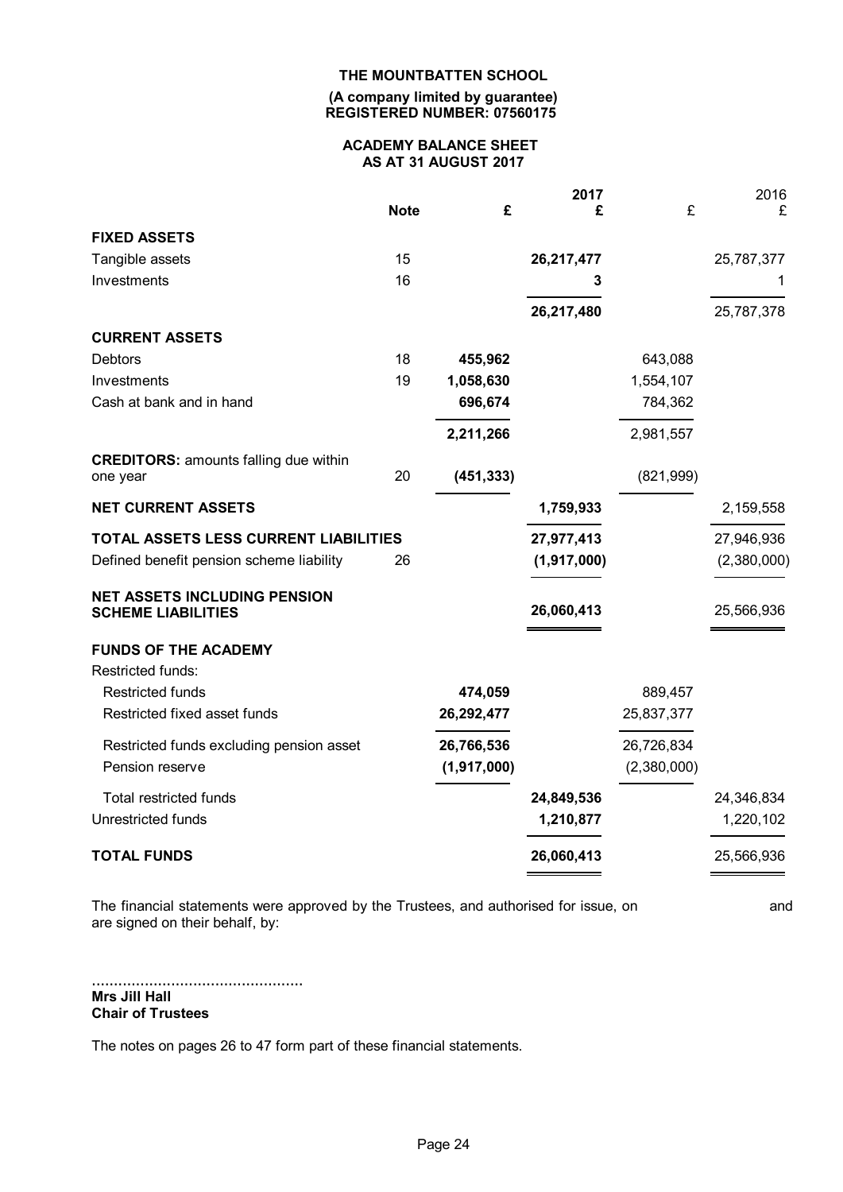**THE MOUNTBATTEN SCHOOL**

**(A company limited by guarantee)**
**REGISTERED NUMBER: 07560175**

## ACADEMY BALANCE SHEET
## AS AT 31 AUGUST 2017

| | Note | £ | 2017 £ | £ | 2016 £ |
|---|---|---|---|---|---|
| **FIXED ASSETS** | | | | | |
| Tangible assets | 15 | | **26,217,477** | | 25,787,377 |
| Investments | 16 | | **3** | | 1 |
| | | | **26,217,480** | | 25,787,378 |
| **CURRENT ASSETS** | | | | | |
| Debtors | 18 | **455,962** | | 643,088 | |
| Investments | 19 | **1,058,630** | | 1,554,107 | |
| Cash at bank and in hand | | **696,674** | | 784,362 | |
| | | **2,211,266** | | 2,981,557 | |
| **CREDITORS:** amounts falling due within one year | 20 | **(451,333)** | | (821,999) | |
| **NET CURRENT ASSETS** | | | **1,759,933** | | 2,159,558 |
| **TOTAL ASSETS LESS CURRENT LIABILITIES** | | | **27,977,413** | | 27,946,936 |
| Defined benefit pension scheme liability | 26 | | **(1,917,000)** | | (2,380,000) |
| **NET ASSETS INCLUDING PENSION SCHEME LIABILITIES** | | | **26,060,413** | | 25,566,936 |
| **FUNDS OF THE ACADEMY** | | | | | |
| Restricted funds: | | | | | |
| Restricted funds | | **474,059** | | 889,457 | |
| Restricted fixed asset funds | | **26,292,477** | | 25,837,377 | |
| Restricted funds excluding pension asset | | **26,766,536** | | 26,726,834 | |
| Pension reserve | | **(1,917,000)** | | (2,380,000) | |
| Total restricted funds | | | **24,849,536** | | 24,346,834 |
| Unrestricted funds | | | **1,210,877** | | 1,220,102 |
| **TOTAL FUNDS** | | | **26,060,413** | | 25,566,936 |

The financial statements were approved by the Trustees, and authorised for issue, on and are signed on their behalf, by:

................................................
**Mrs Jill Hall**
**Chair of Trustees**

The notes on pages 26 to 47 form part of these financial statements.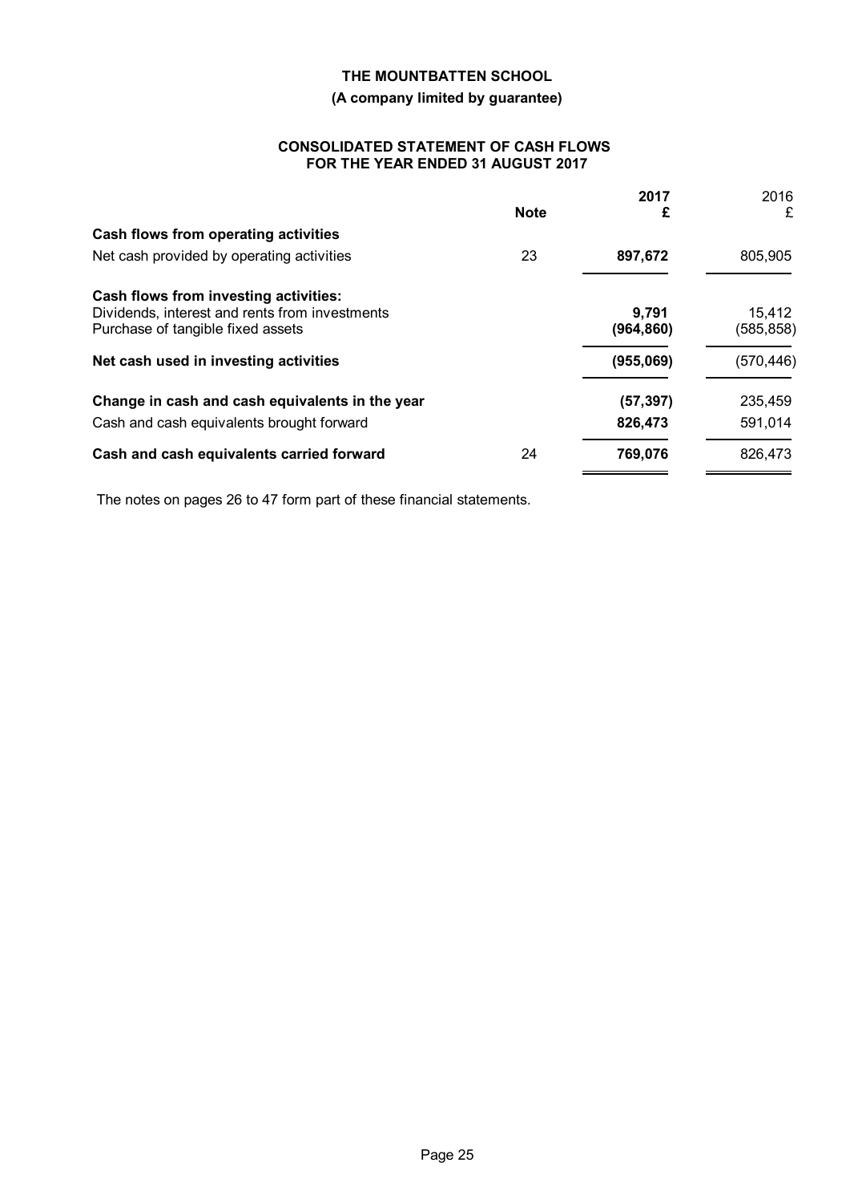# THE MOUNTBATTEN SCHOOL

**(A company limited by guarantee)**

## CONSOLIDATED STATEMENT OF CASH FLOWS FOR THE YEAR ENDED 31 AUGUST 2017

| | Note | 2017 £ | 2016 £ |
|---|---|---|---|
| **Cash flows from operating activities** | | | |
| Net cash provided by operating activities | 23 | **897,672** | 805,905 |
| **Cash flows from investing activities:** | | | |
| Dividends, interest and rents from investments | | **9,791** | 15,412 |
| Purchase of tangible fixed assets | | **(964,860)** | (585,858) |
| **Net cash used in investing activities** | | **(955,069)** | (570,446) |
| **Change in cash and cash equivalents in the year** | | **(57,397)** | 235,459 |
| Cash and cash equivalents brought forward | | **826,473** | 591,014 |
| **Cash and cash equivalents carried forward** | 24 | **769,076** | 826,473 |

The notes on pages 26 to 47 form part of these financial statements.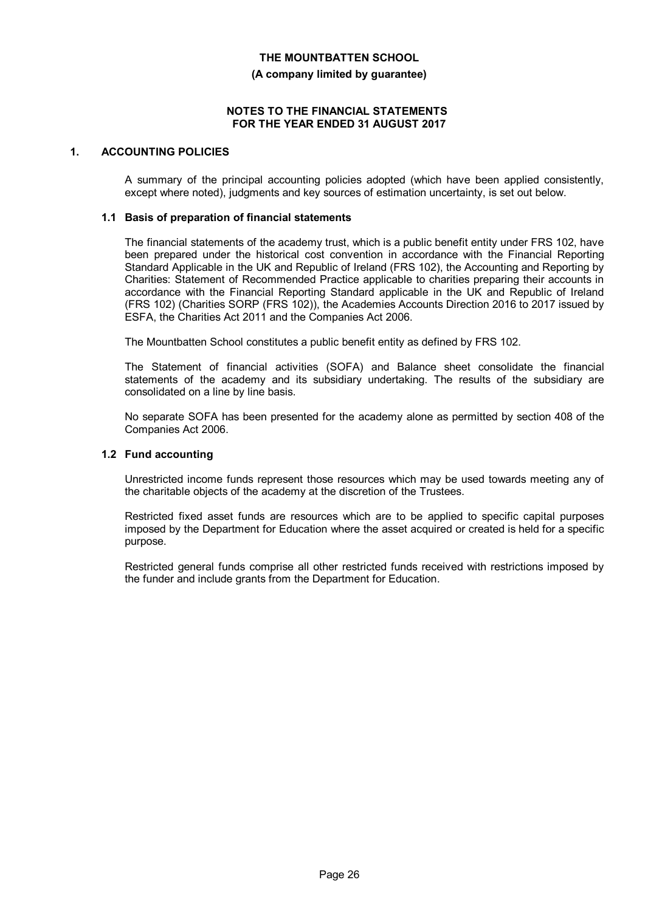# NOTES TO THE FINANCIAL STATEMENTS FOR THE YEAR ENDED 31 AUGUST 2017

## 1. ACCOUNTING POLICIES

A summary of the principal accounting policies adopted (which have been applied consistently, except where noted), judgments and key sources of estimation uncertainty, is set out below.

### 1.1 Basis of preparation of financial statements

The financial statements of the academy trust, which is a public benefit entity under FRS 102, have been prepared under the historical cost convention in accordance with the Financial Reporting Standard Applicable in the UK and Republic of Ireland (FRS 102), the Accounting and Reporting by Charities: Statement of Recommended Practice applicable to charities preparing their accounts in accordance with the Financial Reporting Standard applicable in the UK and Republic of Ireland (FRS 102) (Charities SORP (FRS 102)), the Academies Accounts Direction 2016 to 2017 issued by ESFA, the Charities Act 2011 and the Companies Act 2006.

The Mountbatten School constitutes a public benefit entity as defined by FRS 102.

The Statement of financial activities (SOFA) and Balance sheet consolidate the financial statements of the academy and its subsidiary undertaking. The results of the subsidiary are consolidated on a line by line basis.

No separate SOFA has been presented for the academy alone as permitted by section 408 of the Companies Act 2006.

### 1.2 Fund accounting

Unrestricted income funds represent those resources which may be used towards meeting any of the charitable objects of the academy at the discretion of the Trustees.

Restricted fixed asset funds are resources which are to be applied to specific capital purposes imposed by the Department for Education where the asset acquired or created is held for a specific purpose.

Restricted general funds comprise all other restricted funds received with restrictions imposed by the funder and include grants from the Department for Education.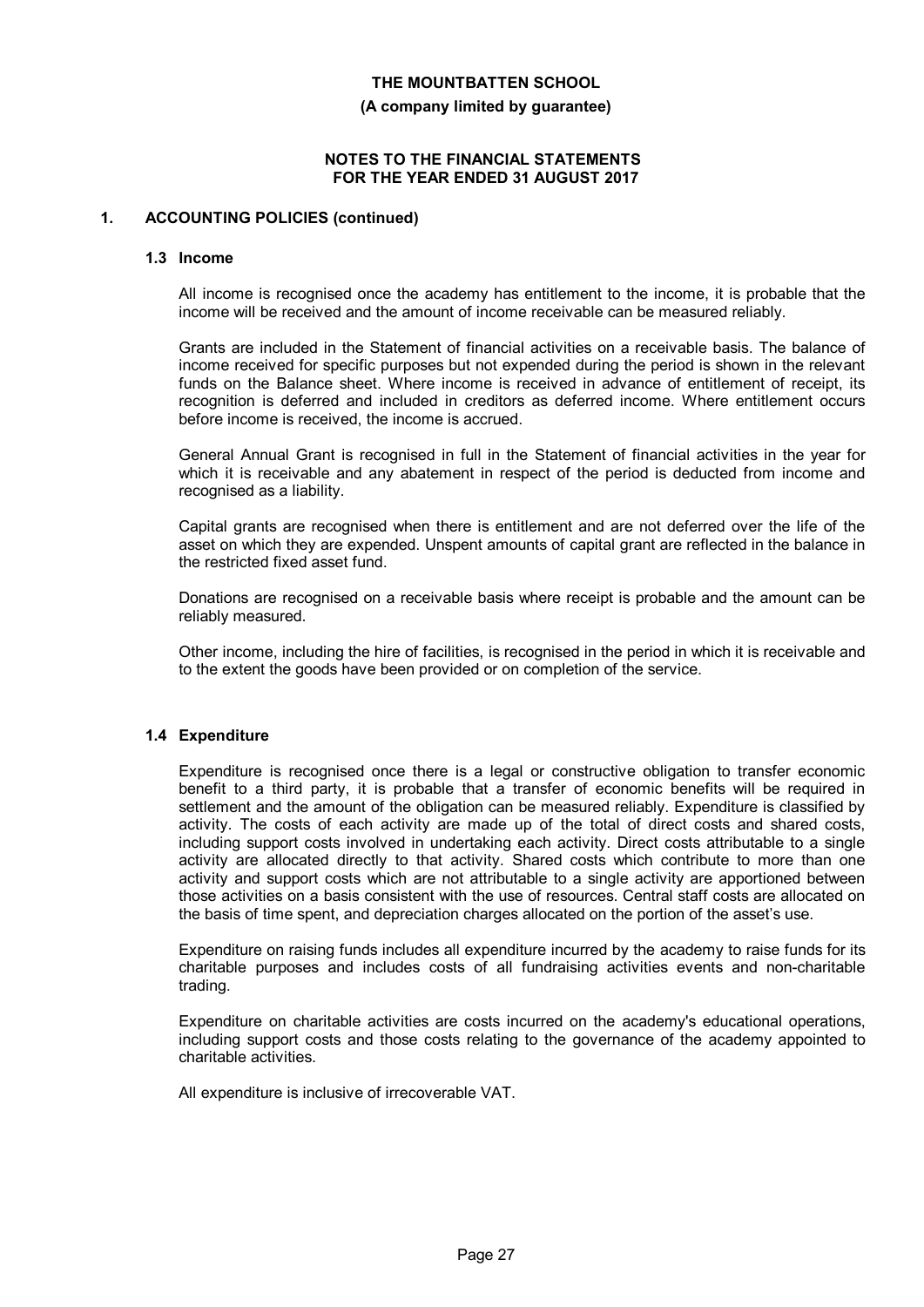## 1. ACCOUNTING POLICIES (continued)

### 1.3 Income

All income is recognised once the academy has entitlement to the income, it is probable that the income will be received and the amount of income receivable can be measured reliably.

Grants are included in the Statement of financial activities on a receivable basis. The balance of income received for specific purposes but not expended during the period is shown in the relevant funds on the Balance sheet. Where income is received in advance of entitlement of receipt, its recognition is deferred and included in creditors as deferred income. Where entitlement occurs before income is received, the income is accrued.

General Annual Grant is recognised in full in the Statement of financial activities in the year for which it is receivable and any abatement in respect of the period is deducted from income and recognised as a liability.

Capital grants are recognised when there is entitlement and are not deferred over the life of the asset on which they are expended. Unspent amounts of capital grant are reflected in the balance in the restricted fixed asset fund.

Donations are recognised on a receivable basis where receipt is probable and the amount can be reliably measured.

Other income, including the hire of facilities, is recognised in the period in which it is receivable and to the extent the goods have been provided or on completion of the service.

### 1.4 Expenditure

Expenditure is recognised once there is a legal or constructive obligation to transfer economic benefit to a third party, it is probable that a transfer of economic benefits will be required in settlement and the amount of the obligation can be measured reliably. Expenditure is classified by activity. The costs of each activity are made up of the total of direct costs and shared costs, including support costs involved in undertaking each activity. Direct costs attributable to a single activity are allocated directly to that activity. Shared costs which contribute to more than one activity and support costs which are not attributable to a single activity are apportioned between those activities on a basis consistent with the use of resources. Central staff costs are allocated on the basis of time spent, and depreciation charges allocated on the portion of the asset's use.

Expenditure on raising funds includes all expenditure incurred by the academy to raise funds for its charitable purposes and includes costs of all fundraising activities events and non-charitable trading.

Expenditure on charitable activities are costs incurred on the academy's educational operations, including support costs and those costs relating to the governance of the academy appointed to charitable activities.

All expenditure is inclusive of irrecoverable VAT.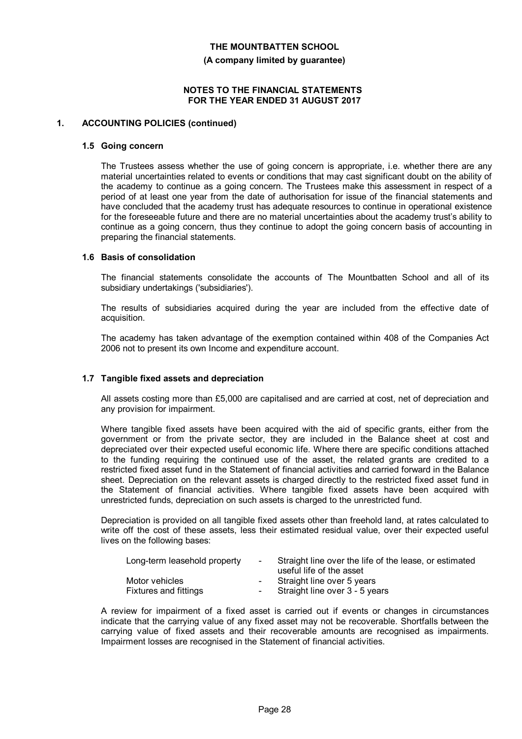**THE MOUNTBATTEN SCHOOL**

**(A company limited by guarantee)**

**NOTES TO THE FINANCIAL STATEMENTS FOR THE YEAR ENDED 31 AUGUST 2017**

## 1. ACCOUNTING POLICIES (continued)

### 1.5 Going concern

The Trustees assess whether the use of going concern is appropriate, i.e. whether there are any material uncertainties related to events or conditions that may cast significant doubt on the ability of the academy to continue as a going concern. The Trustees make this assessment in respect of a period of at least one year from the date of authorisation for issue of the financial statements and have concluded that the academy trust has adequate resources to continue in operational existence for the foreseeable future and there are no material uncertainties about the academy trust's ability to continue as a going concern, thus they continue to adopt the going concern basis of accounting in preparing the financial statements.

### 1.6 Basis of consolidation

The financial statements consolidate the accounts of The Mountbatten School and all of its subsidiary undertakings ('subsidiaries').

The results of subsidiaries acquired during the year are included from the effective date of acquisition.

The academy has taken advantage of the exemption contained within 408 of the Companies Act 2006 not to present its own Income and expenditure account.

### 1.7 Tangible fixed assets and depreciation

All assets costing more than £5,000 are capitalised and are carried at cost, net of depreciation and any provision for impairment.

Where tangible fixed assets have been acquired with the aid of specific grants, either from the government or from the private sector, they are included in the Balance sheet at cost and depreciated over their expected useful economic life. Where there are specific conditions attached to the funding requiring the continued use of the asset, the related grants are credited to a restricted fixed asset fund in the Statement of financial activities and carried forward in the Balance sheet. Depreciation on the relevant assets is charged directly to the restricted fixed asset fund in the Statement of financial activities. Where tangible fixed assets have been acquired with unrestricted funds, depreciation on such assets is charged to the unrestricted fund.

Depreciation is provided on all tangible fixed assets other than freehold land, at rates calculated to write off the cost of these assets, less their estimated residual value, over their expected useful lives on the following bases:

| | | |
|---|---|---|
| Long-term leasehold property | - | Straight line over the life of the lease, or estimated useful life of the asset |
| Motor vehicles | - | Straight line over 5 years |
| Fixtures and fittings | - | Straight line over 3 - 5 years |

A review for impairment of a fixed asset is carried out if events or changes in circumstances indicate that the carrying value of any fixed asset may not be recoverable. Shortfalls between the carrying value of fixed assets and their recoverable amounts are recognised as impairments. Impairment losses are recognised in the Statement of financial activities.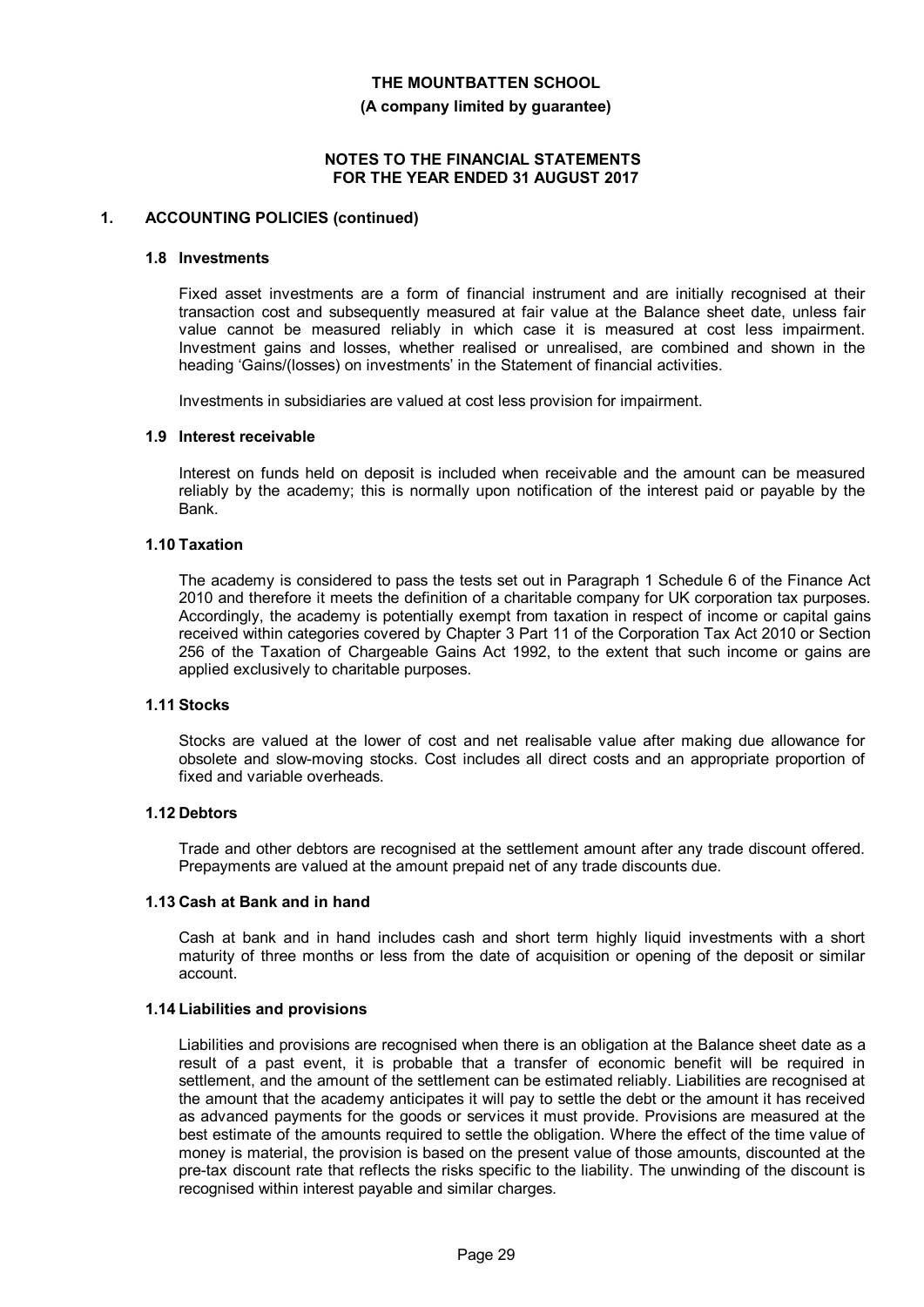## 1. ACCOUNTING POLICIES (continued)

### 1.8 Investments

Fixed asset investments are a form of financial instrument and are initially recognised at their transaction cost and subsequently measured at fair value at the Balance sheet date, unless fair value cannot be measured reliably in which case it is measured at cost less impairment. Investment gains and losses, whether realised or unrealised, are combined and shown in the heading 'Gains/(losses) on investments' in the Statement of financial activities.

Investments in subsidiaries are valued at cost less provision for impairment.

### 1.9 Interest receivable

Interest on funds held on deposit is included when receivable and the amount can be measured reliably by the academy; this is normally upon notification of the interest paid or payable by the Bank.

### 1.10 Taxation

The academy is considered to pass the tests set out in Paragraph 1 Schedule 6 of the Finance Act 2010 and therefore it meets the definition of a charitable company for UK corporation tax purposes. Accordingly, the academy is potentially exempt from taxation in respect of income or capital gains received within categories covered by Chapter 3 Part 11 of the Corporation Tax Act 2010 or Section 256 of the Taxation of Chargeable Gains Act 1992, to the extent that such income or gains are applied exclusively to charitable purposes.

### 1.11 Stocks

Stocks are valued at the lower of cost and net realisable value after making due allowance for obsolete and slow-moving stocks. Cost includes all direct costs and an appropriate proportion of fixed and variable overheads.

### 1.12 Debtors

Trade and other debtors are recognised at the settlement amount after any trade discount offered. Prepayments are valued at the amount prepaid net of any trade discounts due.

### 1.13 Cash at Bank and in hand

Cash at bank and in hand includes cash and short term highly liquid investments with a short maturity of three months or less from the date of acquisition or opening of the deposit or similar account.

### 1.14 Liabilities and provisions

Liabilities and provisions are recognised when there is an obligation at the Balance sheet date as a result of a past event, it is probable that a transfer of economic benefit will be required in settlement, and the amount of the settlement can be estimated reliably. Liabilities are recognised at the amount that the academy anticipates it will pay to settle the debt or the amount it has received as advanced payments for the goods or services it must provide. Provisions are measured at the best estimate of the amounts required to settle the obligation. Where the effect of the time value of money is material, the provision is based on the present value of those amounts, discounted at the pre-tax discount rate that reflects the risks specific to the liability. The unwinding of the discount is recognised within interest payable and similar charges.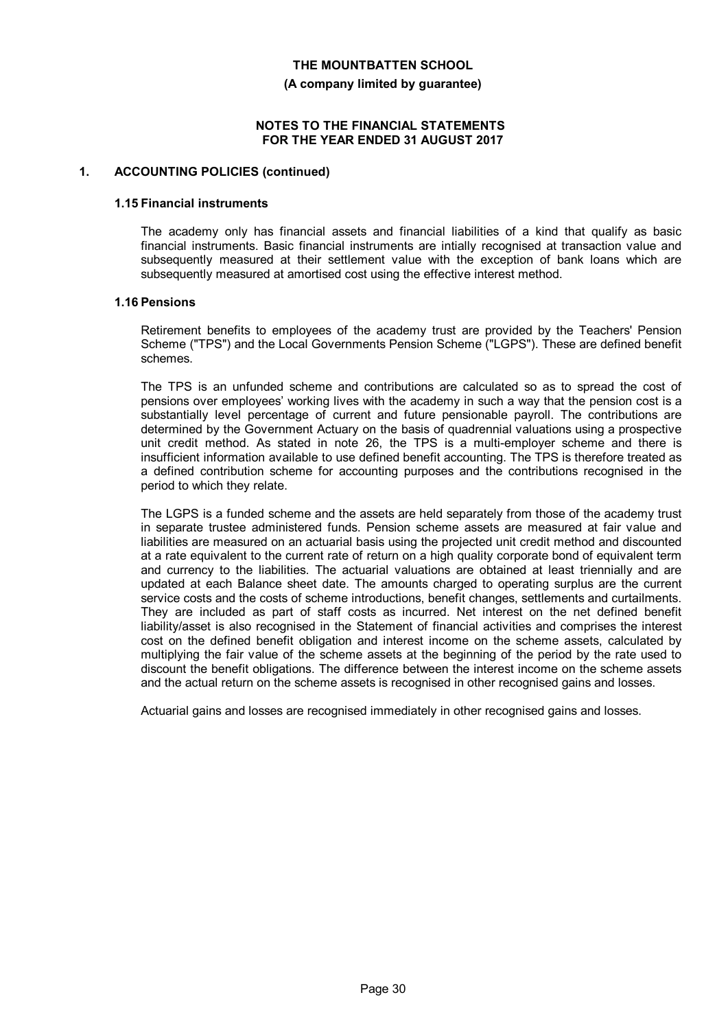**NOTES TO THE FINANCIAL STATEMENTS FOR THE YEAR ENDED 31 AUGUST 2017**

## 1. ACCOUNTING POLICIES (continued)

### 1.15 Financial instruments

The academy only has financial assets and financial liabilities of a kind that qualify as basic financial instruments. Basic financial instruments are intially recognised at transaction value and subsequently measured at their settlement value with the exception of bank loans which are subsequently measured at amortised cost using the effective interest method.

### 1.16 Pensions

Retirement benefits to employees of the academy trust are provided by the Teachers' Pension Scheme ("TPS") and the Local Governments Pension Scheme ("LGPS"). These are defined benefit schemes.

The TPS is an unfunded scheme and contributions are calculated so as to spread the cost of pensions over employees' working lives with the academy in such a way that the pension cost is a substantially level percentage of current and future pensionable payroll. The contributions are determined by the Government Actuary on the basis of quadrennial valuations using a prospective unit credit method. As stated in note 26, the TPS is a multi-employer scheme and there is insufficient information available to use defined benefit accounting. The TPS is therefore treated as a defined contribution scheme for accounting purposes and the contributions recognised in the period to which they relate.

The LGPS is a funded scheme and the assets are held separately from those of the academy trust in separate trustee administered funds. Pension scheme assets are measured at fair value and liabilities are measured on an actuarial basis using the projected unit credit method and discounted at a rate equivalent to the current rate of return on a high quality corporate bond of equivalent term and currency to the liabilities. The actuarial valuations are obtained at least triennially and are updated at each Balance sheet date. The amounts charged to operating surplus are the current service costs and the costs of scheme introductions, benefit changes, settlements and curtailments. They are included as part of staff costs as incurred. Net interest on the net defined benefit liability/asset is also recognised in the Statement of financial activities and comprises the interest cost on the defined benefit obligation and interest income on the scheme assets, calculated by multiplying the fair value of the scheme assets at the beginning of the period by the rate used to discount the benefit obligations. The difference between the interest income on the scheme assets and the actual return on the scheme assets is recognised in other recognised gains and losses.

Actuarial gains and losses are recognised immediately in other recognised gains and losses.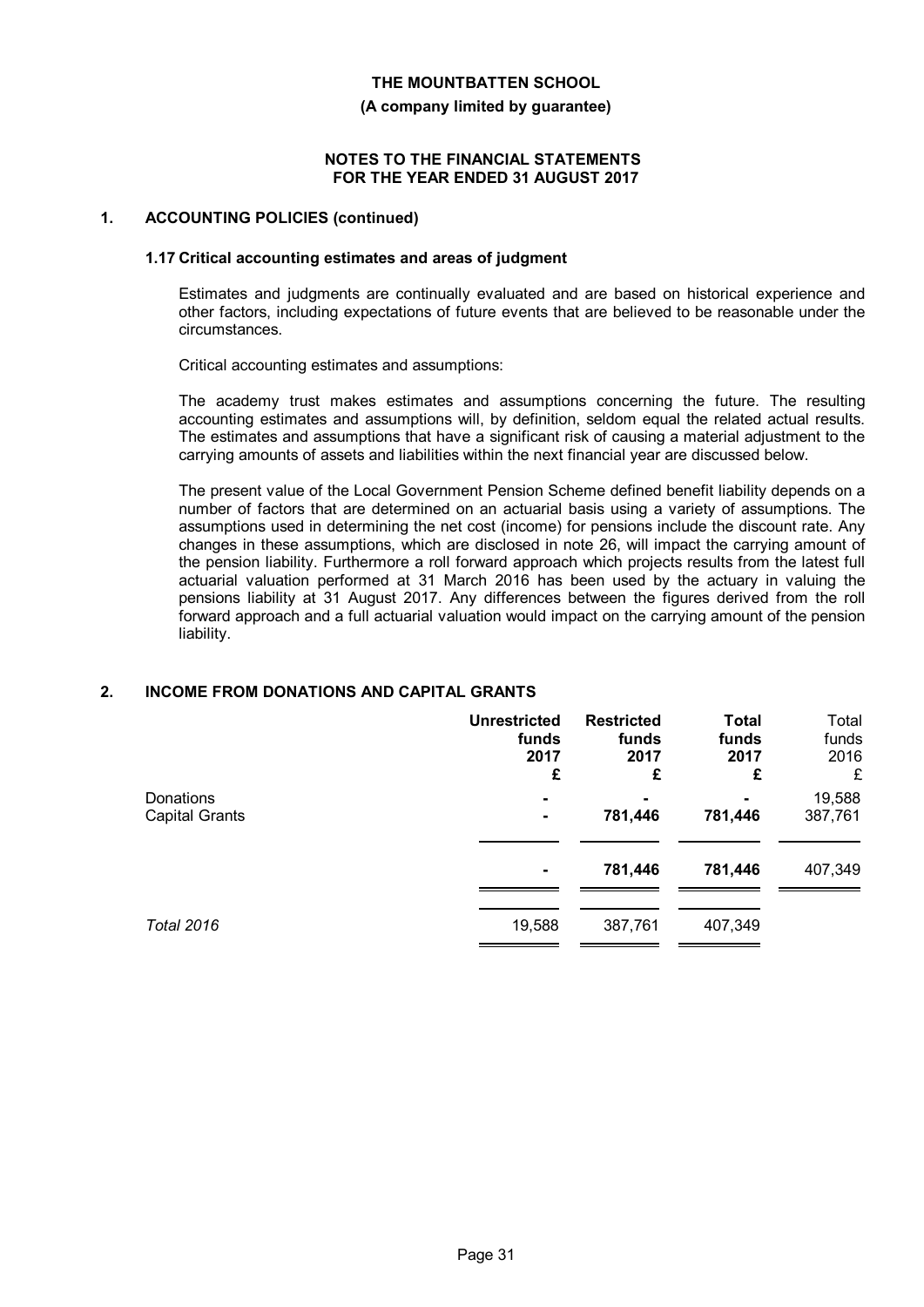**THE MOUNTBATTEN SCHOOL**
**(A company limited by guarantee)**

**NOTES TO THE FINANCIAL STATEMENTS**
**FOR THE YEAR ENDED 31 AUGUST 2017**

## 1. ACCOUNTING POLICIES (continued)

### 1.17 Critical accounting estimates and areas of judgment

Estimates and judgments are continually evaluated and are based on historical experience and other factors, including expectations of future events that are believed to be reasonable under the circumstances.

Critical accounting estimates and assumptions:

The academy trust makes estimates and assumptions concerning the future. The resulting accounting estimates and assumptions will, by definition, seldom equal the related actual results. The estimates and assumptions that have a significant risk of causing a material adjustment to the carrying amounts of assets and liabilities within the next financial year are discussed below.

The present value of the Local Government Pension Scheme defined benefit liability depends on a number of factors that are determined on an actuarial basis using a variety of assumptions. The assumptions used in determining the net cost (income) for pensions include the discount rate. Any changes in these assumptions, which are disclosed in note 26, will impact the carrying amount of the pension liability. Furthermore a roll forward approach which projects results from the latest full actuarial valuation performed at 31 March 2016 has been used by the actuary in valuing the pensions liability at 31 August 2017. Any differences between the figures derived from the roll forward approach and a full actuarial valuation would impact on the carrying amount of the pension liability.

## 2. INCOME FROM DONATIONS AND CAPITAL GRANTS

| | **Unrestricted funds 2017 £** | **Restricted funds 2017 £** | **Total funds 2017 £** | Total funds 2016 £ |
|---|---|---|---|---|
| Donations | - | - | - | 19,588 |
| Capital Grants | - | 781,446 | 781,446 | 387,761 |
| | **-** | **781,446** | **781,446** | 407,349 |
| *Total 2016* | 19,588 | 387,761 | 407,349 | |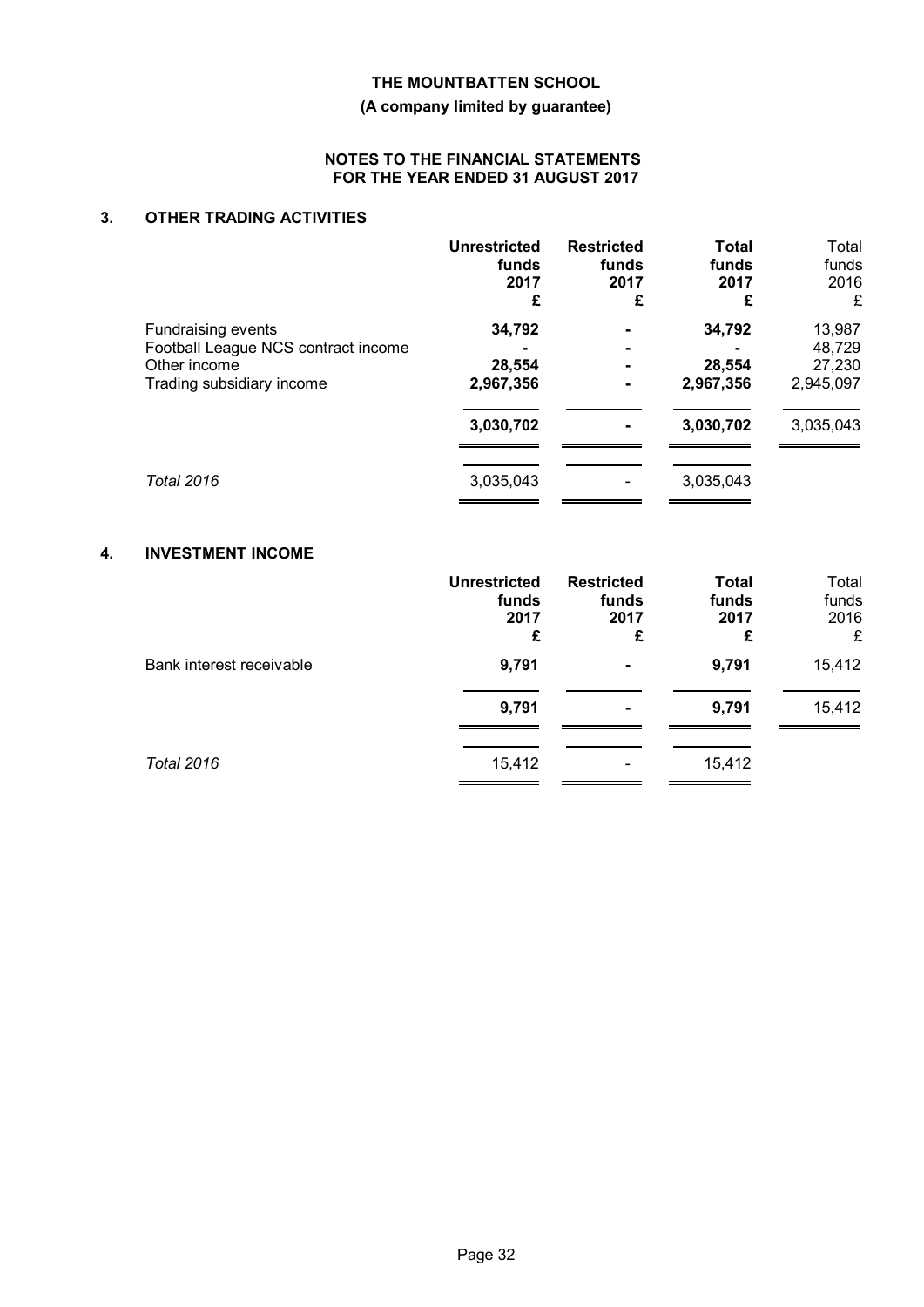# THE MOUNTBATTEN SCHOOL

**(A company limited by guarantee)**

**NOTES TO THE FINANCIAL STATEMENTS FOR THE YEAR ENDED 31 AUGUST 2017**

## 3. OTHER TRADING ACTIVITIES

| | Unrestricted funds 2017 £ | Restricted funds 2017 £ | Total funds 2017 £ | Total funds 2016 £ |
|---|---|---|---|---|
| Fundraising events | **34,792** | **-** | **34,792** | 13,987 |
| Football League NCS contract income | **-** | **-** | **-** | 48,729 |
| Other income | **28,554** | **-** | **28,554** | 27,230 |
| Trading subsidiary income | **2,967,356** | **-** | **2,967,356** | 2,945,097 |
| | **3,030,702** | **-** | **3,030,702** | 3,035,043 |
| *Total 2016* | 3,035,043 | - | 3,035,043 | |

## 4. INVESTMENT INCOME

| | Unrestricted funds 2017 £ | Restricted funds 2017 £ | Total funds 2017 £ | Total funds 2016 £ |
|---|---|---|---|---|
| Bank interest receivable | **9,791** | **-** | **9,791** | 15,412 |
| | **9,791** | **-** | **9,791** | 15,412 |
| *Total 2016* | 15,412 | - | 15,412 | |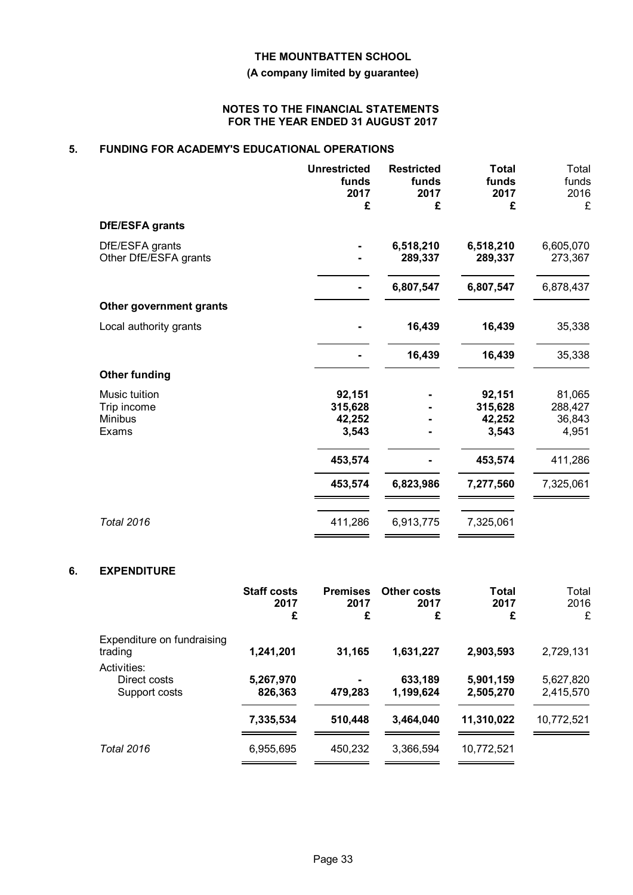# THE MOUNTBATTEN SCHOOL

**(A company limited by guarantee)**

**NOTES TO THE FINANCIAL STATEMENTS FOR THE YEAR ENDED 31 AUGUST 2017**

## 5. FUNDING FOR ACADEMY'S EDUCATIONAL OPERATIONS

| | Unrestricted funds 2017 £ | Restricted funds 2017 £ | Total funds 2017 £ | Total funds 2016 £ |
|---|---|---|---|---|
| **DfE/ESFA grants** | | | | |
| DfE/ESFA grants | - | 6,518,210 | 6,518,210 | 6,605,070 |
| Other DfE/ESFA grants | - | 289,337 | 289,337 | 273,367 |
| | - | 6,807,547 | 6,807,547 | 6,878,437 |
| **Other government grants** | | | | |
| Local authority grants | - | 16,439 | 16,439 | 35,338 |
| | - | 16,439 | 16,439 | 35,338 |
| **Other funding** | | | | |
| Music tuition | 92,151 | - | 92,151 | 81,065 |
| Trip income | 315,628 | - | 315,628 | 288,427 |
| Minibus | 42,252 | - | 42,252 | 36,843 |
| Exams | 3,543 | - | 3,543 | 4,951 |
| | 453,574 | - | 453,574 | 411,286 |
| | 453,574 | 6,823,986 | 7,277,560 | 7,325,061 |
| *Total 2016* | 411,286 | 6,913,775 | 7,325,061 | |

## 6. EXPENDITURE

| | Staff costs 2017 £ | Premises 2017 £ | Other costs 2017 £ | Total 2017 £ | Total 2016 £ |
|---|---|---|---|---|---|
| Expenditure on fundraising trading | 1,241,201 | 31,165 | 1,631,227 | 2,903,593 | 2,729,131 |
| Activities: | | | | | |
| Direct costs | 5,267,970 | - | 633,189 | 5,901,159 | 5,627,820 |
| Support costs | 826,363 | 479,283 | 1,199,624 | 2,505,270 | 2,415,570 |
| | 7,335,534 | 510,448 | 3,464,040 | 11,310,022 | 10,772,521 |
| *Total 2016* | 6,955,695 | 450,232 | 3,366,594 | 10,772,521 | |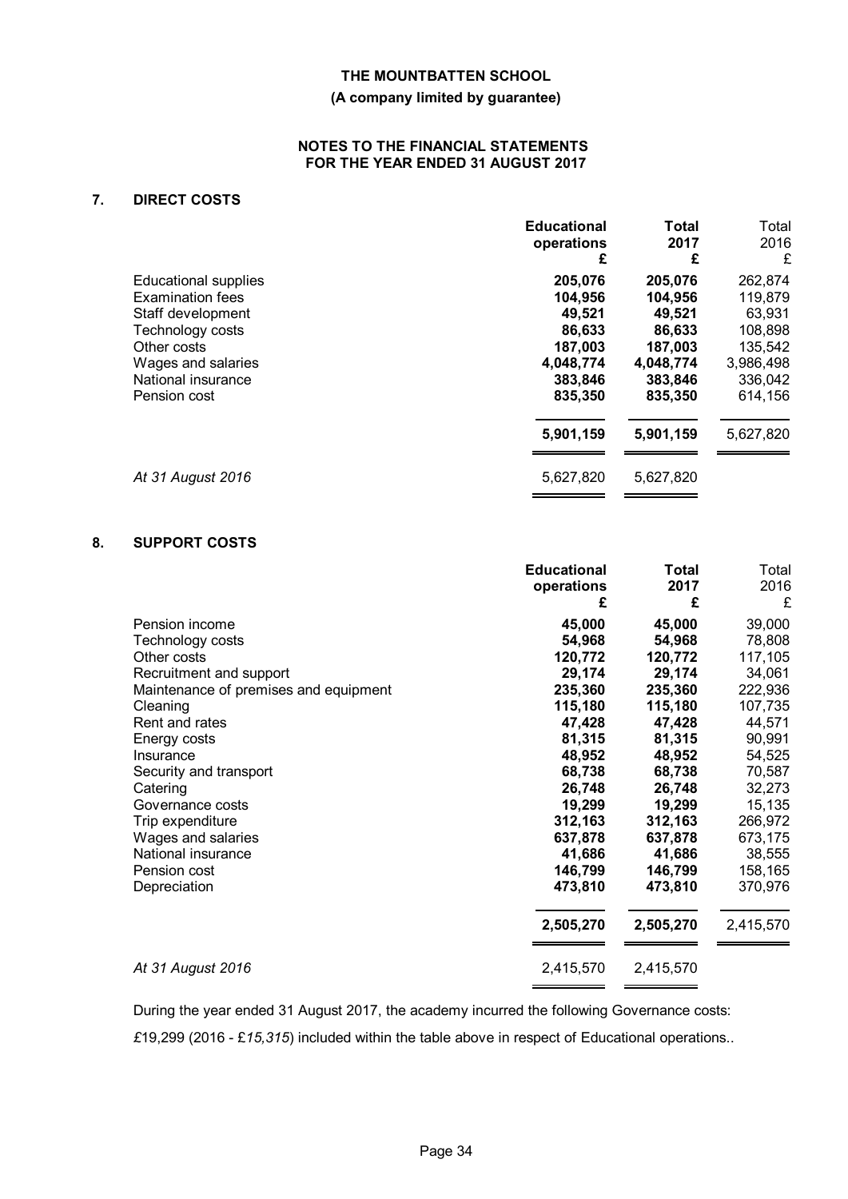**THE MOUNTBATTEN SCHOOL**

**(A company limited by guarantee)**

**NOTES TO THE FINANCIAL STATEMENTS FOR THE YEAR ENDED 31 AUGUST 2017**

## 7. DIRECT COSTS

| | **Educational operations £** | **Total 2017 £** | Total 2016 £ |
|---|---|---|---|
| Educational supplies | **205,076** | **205,076** | 262,874 |
| Examination fees | **104,956** | **104,956** | 119,879 |
| Staff development | **49,521** | **49,521** | 63,931 |
| Technology costs | **86,633** | **86,633** | 108,898 |
| Other costs | **187,003** | **187,003** | 135,542 |
| Wages and salaries | **4,048,774** | **4,048,774** | 3,986,498 |
| National insurance | **383,846** | **383,846** | 336,042 |
| Pension cost | **835,350** | **835,350** | 614,156 |
| | **5,901,159** | **5,901,159** | 5,627,820 |
| *At 31 August 2016* | 5,627,820 | 5,627,820 | |

## 8. SUPPORT COSTS

| | **Educational operations £** | **Total 2017 £** | Total 2016 £ |
|---|---|---|---|
| Pension income | **45,000** | **45,000** | 39,000 |
| Technology costs | **54,968** | **54,968** | 78,808 |
| Other costs | **120,772** | **120,772** | 117,105 |
| Recruitment and support | **29,174** | **29,174** | 34,061 |
| Maintenance of premises and equipment | **235,360** | **235,360** | 222,936 |
| Cleaning | **115,180** | **115,180** | 107,735 |
| Rent and rates | **47,428** | **47,428** | 44,571 |
| Energy costs | **81,315** | **81,315** | 90,991 |
| Insurance | **48,952** | **48,952** | 54,525 |
| Security and transport | **68,738** | **68,738** | 70,587 |
| Catering | **26,748** | **26,748** | 32,273 |
| Governance costs | **19,299** | **19,299** | 15,135 |
| Trip expenditure | **312,163** | **312,163** | 266,972 |
| Wages and salaries | **637,878** | **637,878** | 673,175 |
| National insurance | **41,686** | **41,686** | 38,555 |
| Pension cost | **146,799** | **146,799** | 158,165 |
| Depreciation | **473,810** | **473,810** | 370,976 |
| | **2,505,270** | **2,505,270** | 2,415,570 |
| *At 31 August 2016* | 2,415,570 | 2,415,570 | |

During the year ended 31 August 2017, the academy incurred the following Governance costs:

£19,299 (2016 - £*15,315*) included within the table above in respect of Educational operations..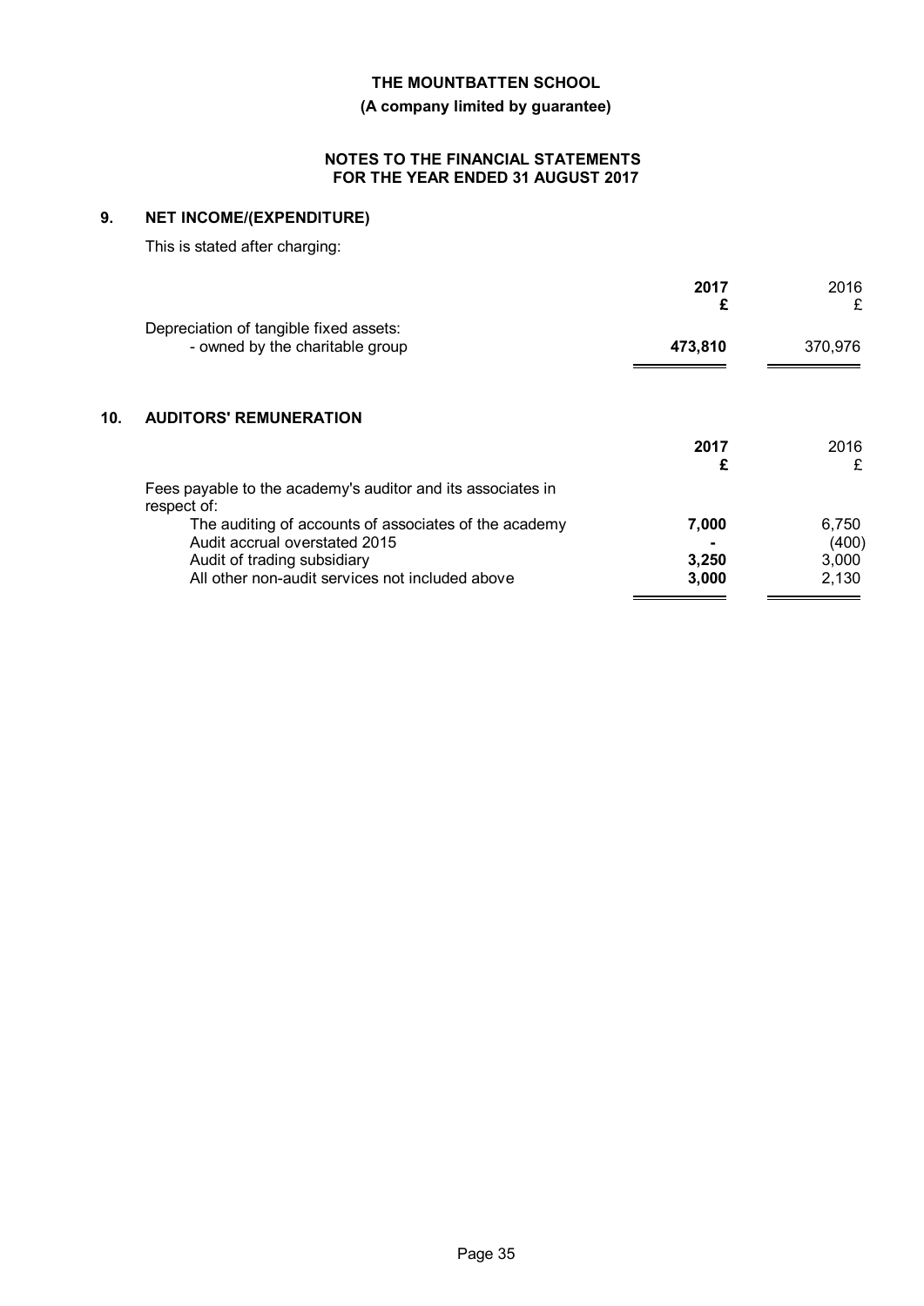**THE MOUNTBATTEN SCHOOL**

**(A company limited by guarantee)**

**NOTES TO THE FINANCIAL STATEMENTS FOR THE YEAR ENDED 31 AUGUST 2017**

## 9. NET INCOME/(EXPENDITURE)

This is stated after charging:

| | **2017** **£** | 2016 £ |
|---|---|---|
| Depreciation of tangible fixed assets: | | |
| - owned by the charitable group | **473,810** | 370,976 |

## 10. AUDITORS' REMUNERATION

| | **2017** **£** | 2016 £ |
|---|---|---|
| Fees payable to the academy's auditor and its associates in respect of: | | |
| The auditing of accounts of associates of the academy | **7,000** | 6,750 |
| Audit accrual overstated 2015 | **-** | (400) |
| Audit of trading subsidiary | **3,250** | 3,000 |
| All other non-audit services not included above | **3,000** | 2,130 |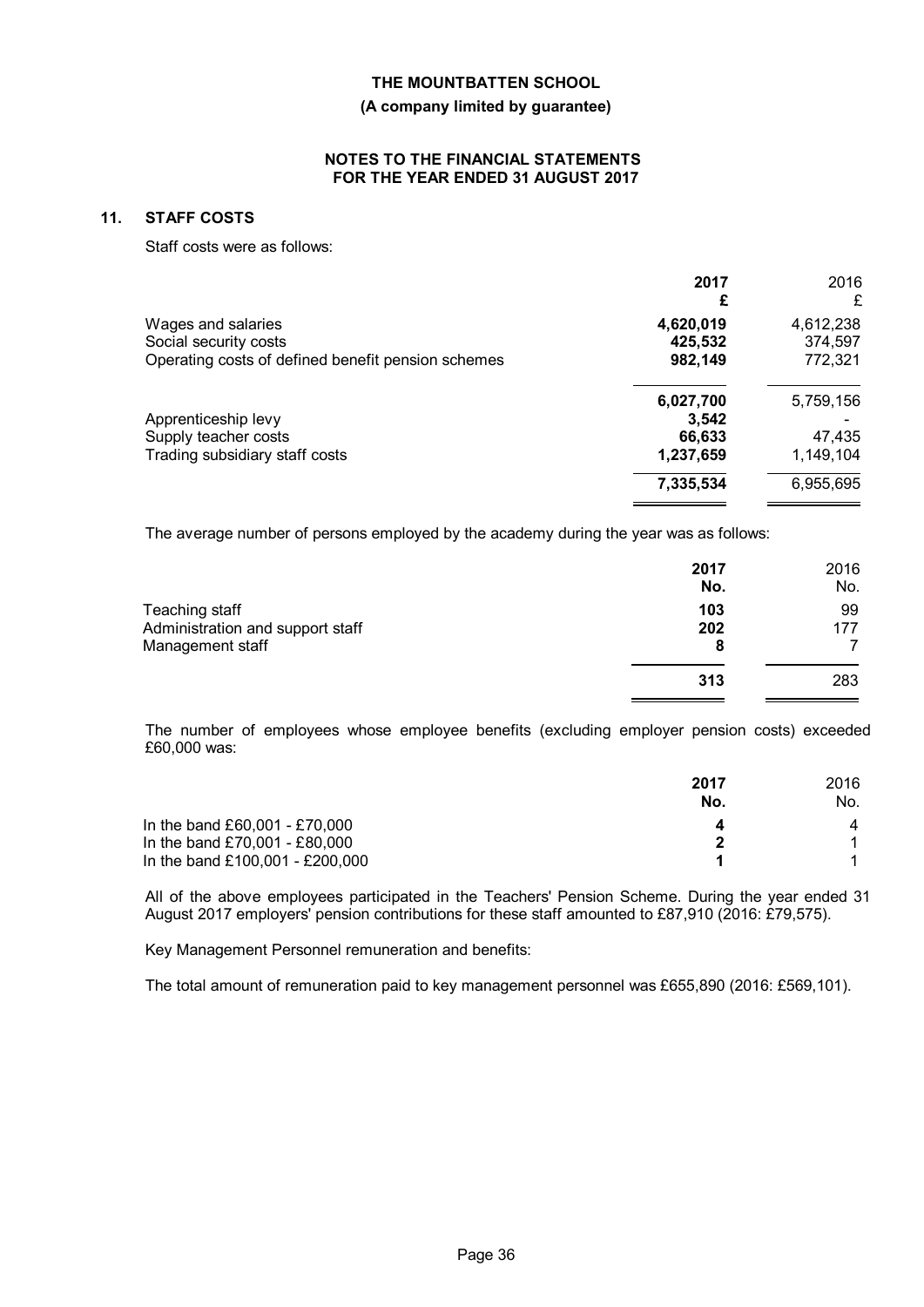**THE MOUNTBATTEN SCHOOL**

**(A company limited by guarantee)**

**NOTES TO THE FINANCIAL STATEMENTS FOR THE YEAR ENDED 31 AUGUST 2017**

## 11. STAFF COSTS

Staff costs were as follows:

| | **2017** | 2016 |
|---|---|---|
| | **£** | £ |
| Wages and salaries | **4,620,019** | 4,612,238 |
| Social security costs | **425,532** | 374,597 |
| Operating costs of defined benefit pension schemes | **982,149** | 772,321 |
| | **6,027,700** | 5,759,156 |
| Apprenticeship levy | **3,542** | - |
| Supply teacher costs | **66,633** | 47,435 |
| Trading subsidiary staff costs | **1,237,659** | 1,149,104 |
| | **7,335,534** | 6,955,695 |

The average number of persons employed by the academy during the year was as follows:

| | **2017** | 2016 |
|---|---|---|
| | **No.** | No. |
| Teaching staff | **103** | 99 |
| Administration and support staff | **202** | 177 |
| Management staff | **8** | 7 |
| | **313** | 283 |

The number of employees whose employee benefits (excluding employer pension costs) exceeded £60,000 was:

| | **2017** | 2016 |
|---|---|---|
| | **No.** | No. |
| In the band £60,001 - £70,000 | **4** | 4 |
| In the band £70,001 - £80,000 | **2** | 1 |
| In the band £100,001 - £200,000 | **1** | 1 |

All of the above employees participated in the Teachers' Pension Scheme. During the year ended 31 August 2017 employers' pension contributions for these staff amounted to £87,910 (2016: £79,575).

Key Management Personnel remuneration and benefits:

The total amount of remuneration paid to key management personnel was £655,890 (2016: £569,101).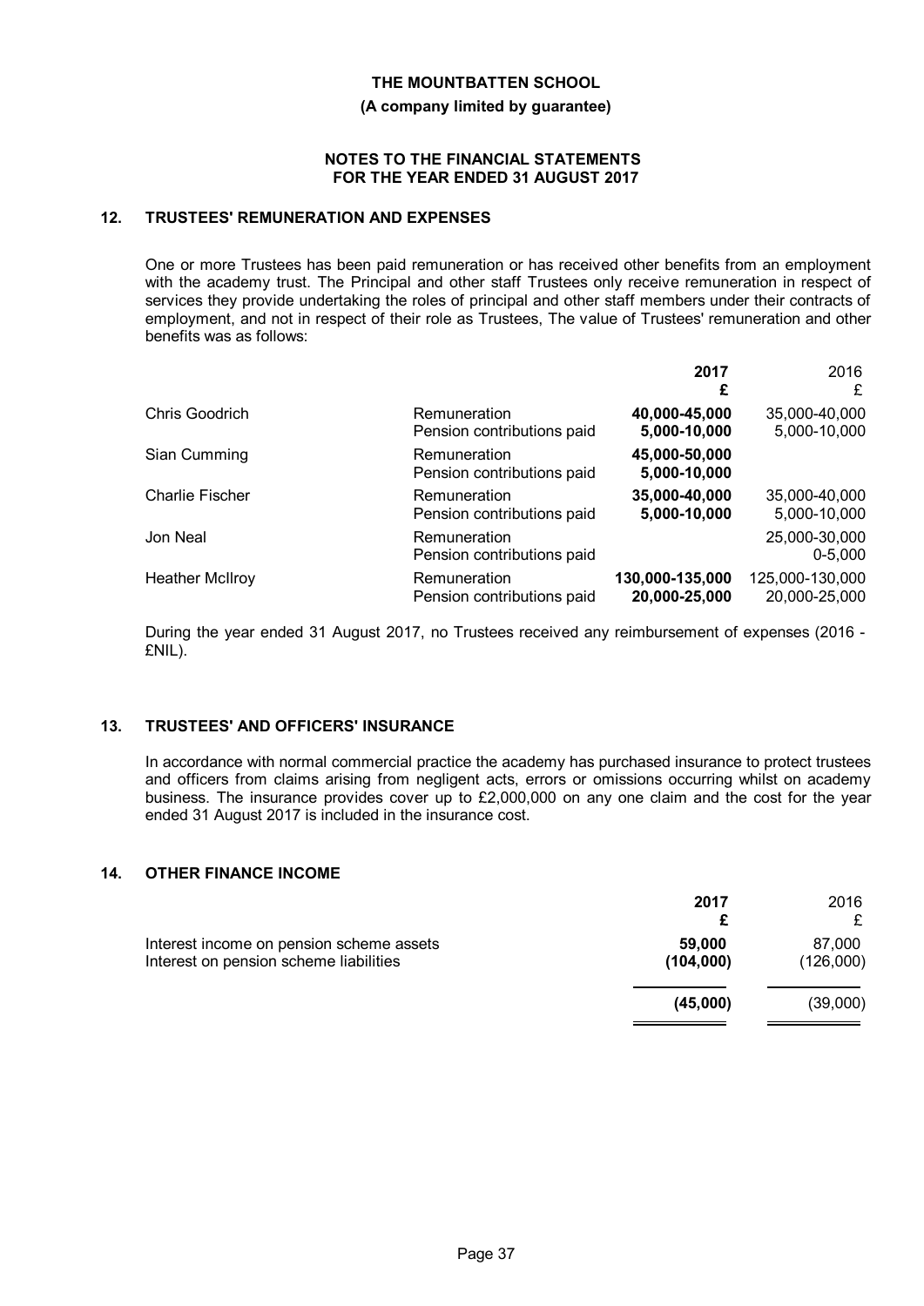**THE MOUNTBATTEN SCHOOL**

**(A company limited by guarantee)**

**NOTES TO THE FINANCIAL STATEMENTS FOR THE YEAR ENDED 31 AUGUST 2017**

## 12. TRUSTEES' REMUNERATION AND EXPENSES

One or more Trustees has been paid remuneration or has received other benefits from an employment with the academy trust. The Principal and other staff Trustees only receive remuneration in respect of services they provide undertaking the roles of principal and other staff members under their contracts of employment, and not in respect of their role as Trustees, The value of Trustees' remuneration and other benefits was as follows:

| | | **2017** **£** | 2016 £ |
|---|---|---|---|
| Chris Goodrich | Remuneration | **40,000-45,000** | 35,000-40,000 |
| | Pension contributions paid | **5,000-10,000** | 5,000-10,000 |
| Sian Cumming | Remuneration | **45,000-50,000** | |
| | Pension contributions paid | **5,000-10,000** | |
| Charlie Fischer | Remuneration | **35,000-40,000** | 35,000-40,000 |
| | Pension contributions paid | **5,000-10,000** | 5,000-10,000 |
| Jon Neal | Remuneration | | 25,000-30,000 |
| | Pension contributions paid | | 0-5,000 |
| Heather McIlroy | Remuneration | **130,000-135,000** | 125,000-130,000 |
| | Pension contributions paid | **20,000-25,000** | 20,000-25,000 |

During the year ended 31 August 2017, no Trustees received any reimbursement of expenses (2016 - £NIL).

## 13. TRUSTEES' AND OFFICERS' INSURANCE

In accordance with normal commercial practice the academy has purchased insurance to protect trustees and officers from claims arising from negligent acts, errors or omissions occurring whilst on academy business. The insurance provides cover up to £2,000,000 on any one claim and the cost for the year ended 31 August 2017 is included in the insurance cost.

## 14. OTHER FINANCE INCOME

| | **2017** **£** | 2016 £ |
|---|---|---|
| Interest income on pension scheme assets | **59,000** | 87,000 |
| Interest on pension scheme liabilities | **(104,000)** | (126,000) |
| | **(45,000)** | (39,000) |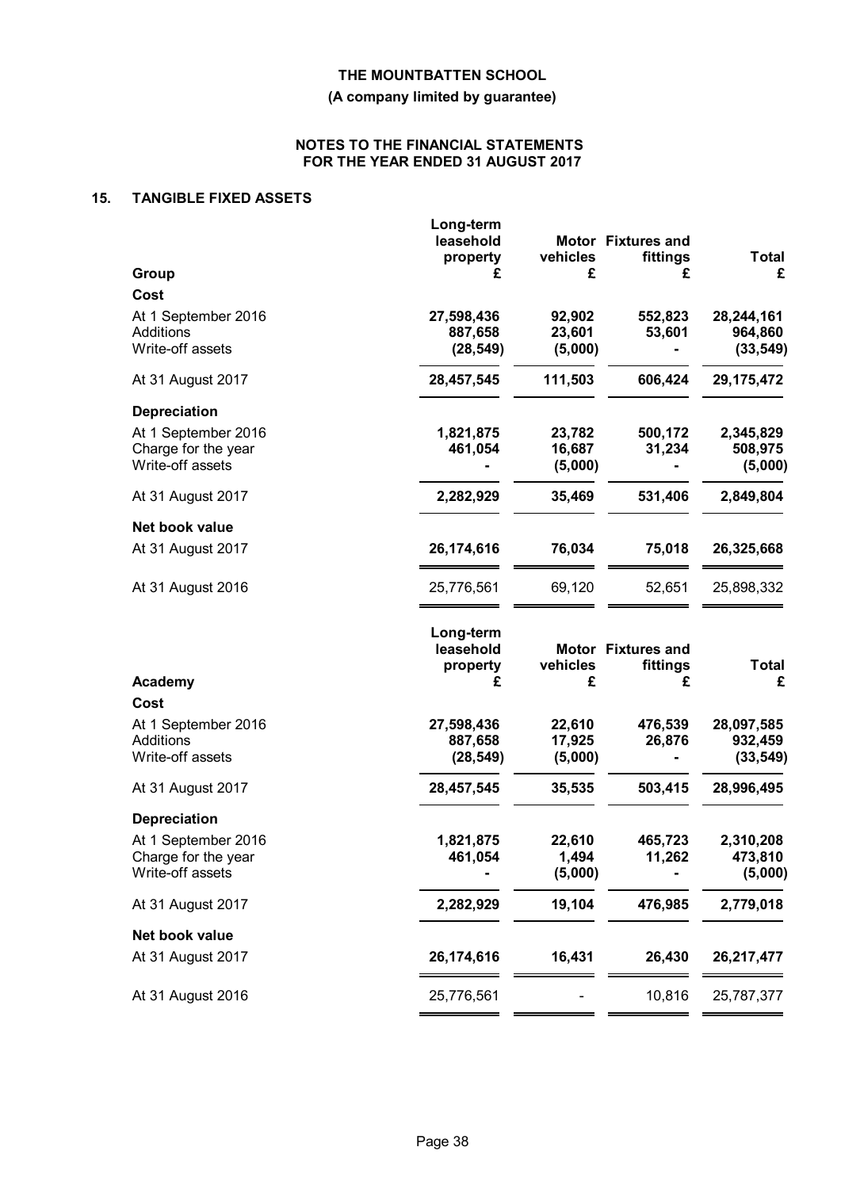# THE MOUNTBATTEN SCHOOL

**(A company limited by guarantee)**

**NOTES TO THE FINANCIAL STATEMENTS FOR THE YEAR ENDED 31 AUGUST 2017**

## 15. TANGIBLE FIXED ASSETS

| Group | Long-term leasehold property £ | Motor vehicles £ | Fixtures and fittings £ | Total £ |
|---|---|---|---|---|
| **Cost** | | | | |
| At 1 September 2016 | **27,598,436** | **92,902** | **552,823** | **28,244,161** |
| Additions | **887,658** | **23,601** | **53,601** | **964,860** |
| Write-off assets | **(28,549)** | **(5,000)** | **-** | **(33,549)** |
| At 31 August 2017 | **28,457,545** | **111,503** | **606,424** | **29,175,472** |
| **Depreciation** | | | | |
| At 1 September 2016 | **1,821,875** | **23,782** | **500,172** | **2,345,829** |
| Charge for the year | **461,054** | **16,687** | **31,234** | **508,975** |
| Write-off assets | **-** | **(5,000)** | **-** | **(5,000)** |
| At 31 August 2017 | **2,282,929** | **35,469** | **531,406** | **2,849,804** |
| **Net book value** | | | | |
| At 31 August 2017 | **26,174,616** | **76,034** | **75,018** | **26,325,668** |
| At 31 August 2016 | 25,776,561 | 69,120 | 52,651 | 25,898,332 |

| Academy | Long-term leasehold property £ | Motor vehicles £ | Fixtures and fittings £ | Total £ |
|---|---|---|---|---|
| **Cost** | | | | |
| At 1 September 2016 | **27,598,436** | **22,610** | **476,539** | **28,097,585** |
| Additions | **887,658** | **17,925** | **26,876** | **932,459** |
| Write-off assets | **(28,549)** | **(5,000)** | **-** | **(33,549)** |
| At 31 August 2017 | **28,457,545** | **35,535** | **503,415** | **28,996,495** |
| **Depreciation** | | | | |
| At 1 September 2016 | **1,821,875** | **22,610** | **465,723** | **2,310,208** |
| Charge for the year | **461,054** | **1,494** | **11,262** | **473,810** |
| Write-off assets | **-** | **(5,000)** | **-** | **(5,000)** |
| At 31 August 2017 | **2,282,929** | **19,104** | **476,985** | **2,779,018** |
| **Net book value** | | | | |
| At 31 August 2017 | **26,174,616** | **16,431** | **26,430** | **26,217,477** |
| At 31 August 2016 | 25,776,561 | - | 10,816 | 25,787,377 |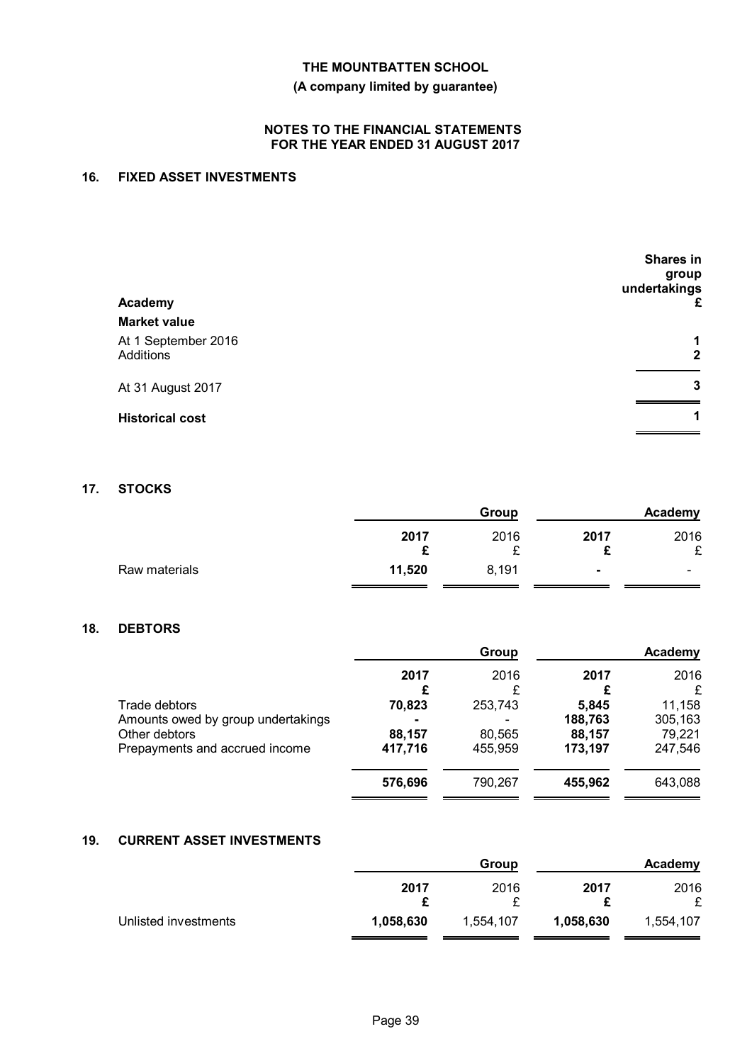# THE MOUNTBATTEN SCHOOL
## (A company limited by guarantee)

### NOTES TO THE FINANCIAL STATEMENTS FOR THE YEAR ENDED 31 AUGUST 2017

## 16. FIXED ASSET INVESTMENTS

| Academy | Shares in group undertakings £ |
|---|---|
| **Market value** | |
| At 1 September 2016 | **1** |
| Additions | **2** |
| At 31 August 2017 | **3** |
| **Historical cost** | **1** |

## 17. STOCKS

| | Group | | Academy | |
|---|---|---|---|---|
| | **2017 £** | 2016 £ | **2017 £** | 2016 £ |
| Raw materials | **11,520** | 8,191 | **-** | - |

## 18. DEBTORS

| | Group | | Academy | |
|---|---|---|---|---|
| | **2017 £** | 2016 £ | **2017 £** | 2016 £ |
| Trade debtors | **70,823** | 253,743 | **5,845** | 11,158 |
| Amounts owed by group undertakings | **-** | - | **188,763** | 305,163 |
| Other debtors | **88,157** | 80,565 | **88,157** | 79,221 |
| Prepayments and accrued income | **417,716** | 455,959 | **173,197** | 247,546 |
| | **576,696** | 790,267 | **455,962** | 643,088 |

## 19. CURRENT ASSET INVESTMENTS

| | Group | | Academy | |
|---|---|---|---|---|
| | **2017 £** | 2016 £ | **2017 £** | 2016 £ |
| Unlisted investments | **1,058,630** | 1,554,107 | **1,058,630** | 1,554,107 |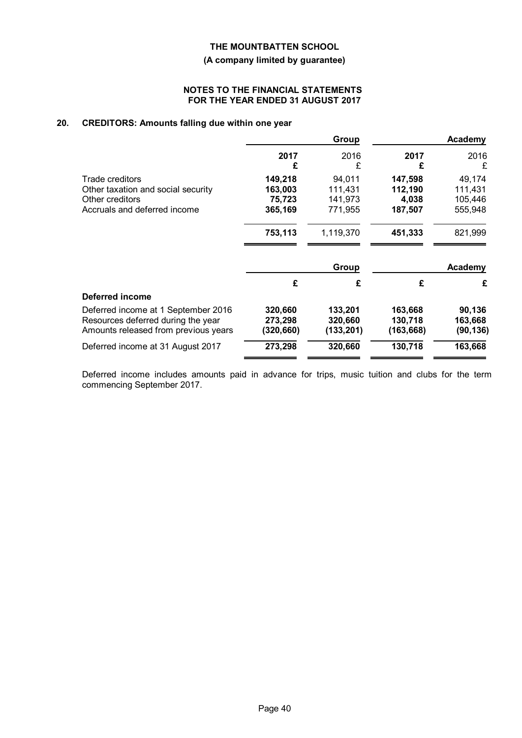**THE MOUNTBATTEN SCHOOL**

**(A company limited by guarantee)**

**NOTES TO THE FINANCIAL STATEMENTS FOR THE YEAR ENDED 31 AUGUST 2017**

## 20. CREDITORS: Amounts falling due within one year

| | Group | | Academy | |
|---|---|---|---|---|
| | **2017 £** | 2016 £ | **2017 £** | 2016 £ |
| Trade creditors | **149,218** | 94,011 | **147,598** | 49,174 |
| Other taxation and social security | **163,003** | 111,431 | **112,190** | 111,431 |
| Other creditors | **75,723** | 141,973 | **4,038** | 105,446 |
| Accruals and deferred income | **365,169** | 771,955 | **187,507** | 555,948 |
| | **753,113** | 1,119,370 | **451,333** | 821,999 |

| | Group | | Academy | |
|---|---|---|---|---|
| | **£** | **£** | **£** | **£** |
| **Deferred income** | | | | |
| Deferred income at 1 September 2016 | **320,660** | **133,201** | **163,668** | **90,136** |
| Resources deferred during the year | **273,298** | **320,660** | **130,718** | **163,668** |
| Amounts released from previous years | **(320,660)** | **(133,201)** | **(163,668)** | **(90,136)** |
| Deferred income at 31 August 2017 | **273,298** | **320,660** | **130,718** | **163,668** |

Deferred income includes amounts paid in advance for trips, music tuition and clubs for the term commencing September 2017.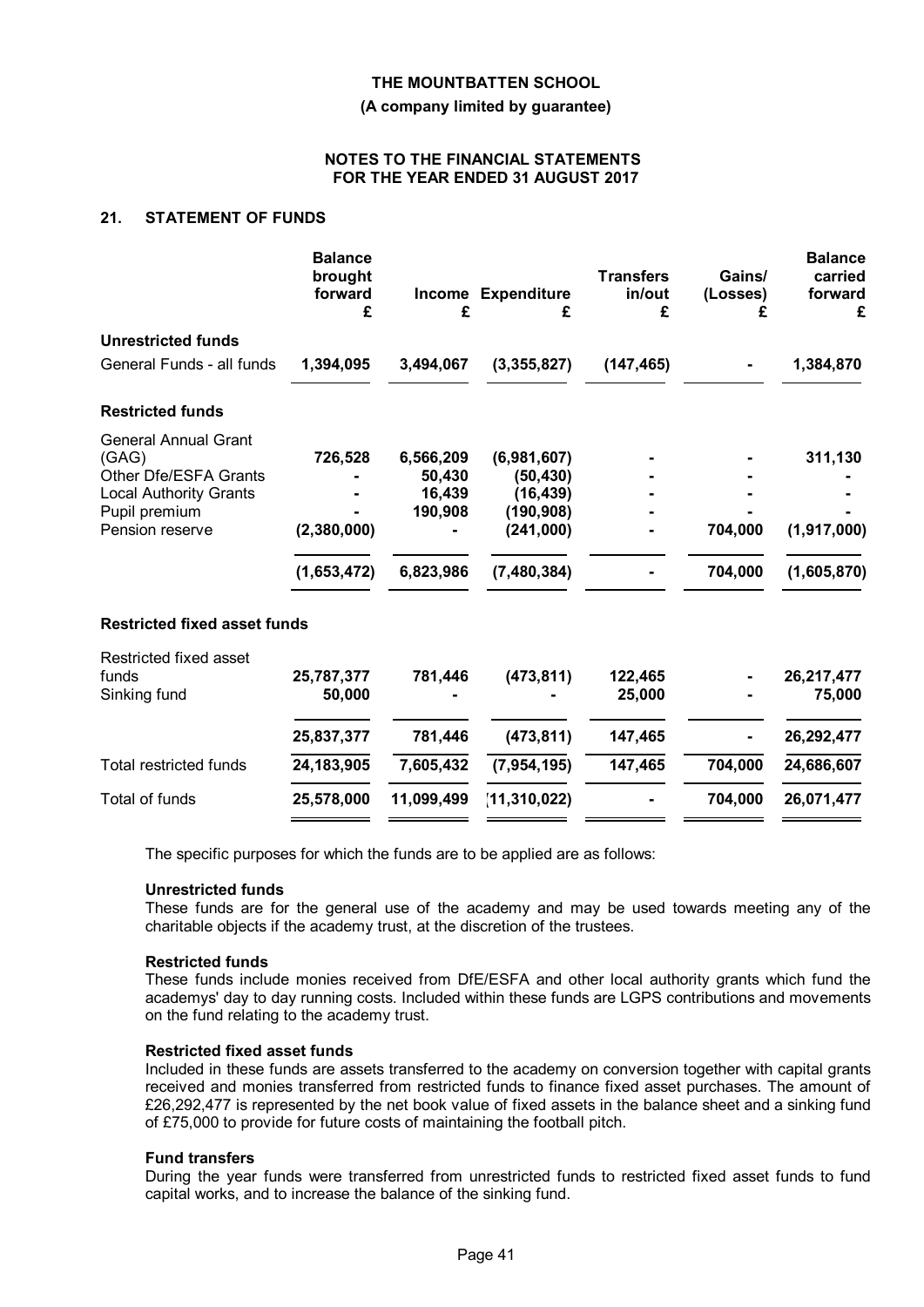## 21. STATEMENT OF FUNDS

| | Balance brought forward £ | Income £ | Expenditure £ | Transfers in/out £ | Gains/ (Losses) £ | Balance carried forward £ |
|---|---|---|---|---|---|---|
| **Unrestricted funds** | | | | | | |
| General Funds - all funds | **1,394,095** | **3,494,067** | **(3,355,827)** | **(147,465)** | **-** | **1,384,870** |
| **Restricted funds** | | | | | | |
| General Annual Grant (GAG) | 726,528 | 6,566,209 | (6,981,607) | - | - | 311,130 |
| Other Dfe/ESFA Grants | - | 50,430 | (50,430) | - | - | - |
| Local Authority Grants | - | 16,439 | (16,439) | - | - | - |
| Pupil premium | - | 190,908 | (190,908) | - | - | - |
| Pension reserve | (2,380,000) | - | (241,000) | - | 704,000 | (1,917,000) |
| | (1,653,472) | 6,823,986 | (7,480,384) | - | 704,000 | (1,605,870) |
| **Restricted fixed asset funds** | | | | | | |
| Restricted fixed asset funds | 25,787,377 | 781,446 | (473,811) | 122,465 | - | 26,217,477 |
| Sinking fund | 50,000 | - | - | 25,000 | - | 75,000 |
| | 25,837,377 | 781,446 | (473,811) | 147,465 | - | 26,292,477 |
| Total restricted funds | 24,183,905 | 7,605,432 | (7,954,195) | 147,465 | 704,000 | 24,686,607 |
| Total of funds | 25,578,000 | 11,099,499 | (11,310,022) | - | 704,000 | 26,071,477 |

The specific purposes for which the funds are to be applied are as follows:

**Unrestricted funds**

These funds are for the general use of the academy and may be used towards meeting any of the charitable objects if the academy trust, at the discretion of the trustees.

**Restricted funds**

These funds include monies received from DfE/ESFA and other local authority grants which fund the academys' day to day running costs. Included within these funds are LGPS contributions and movements on the fund relating to the academy trust.

**Restricted fixed asset funds**

Included in these funds are assets transferred to the academy on conversion together with capital grants received and monies transferred from restricted funds to finance fixed asset purchases. The amount of £26,292,477 is represented by the net book value of fixed assets in the balance sheet and a sinking fund of £75,000 to provide for future costs of maintaining the football pitch.

**Fund transfers**

During the year funds were transferred from unrestricted funds to restricted fixed asset funds to fund capital works, and to increase the balance of the sinking fund.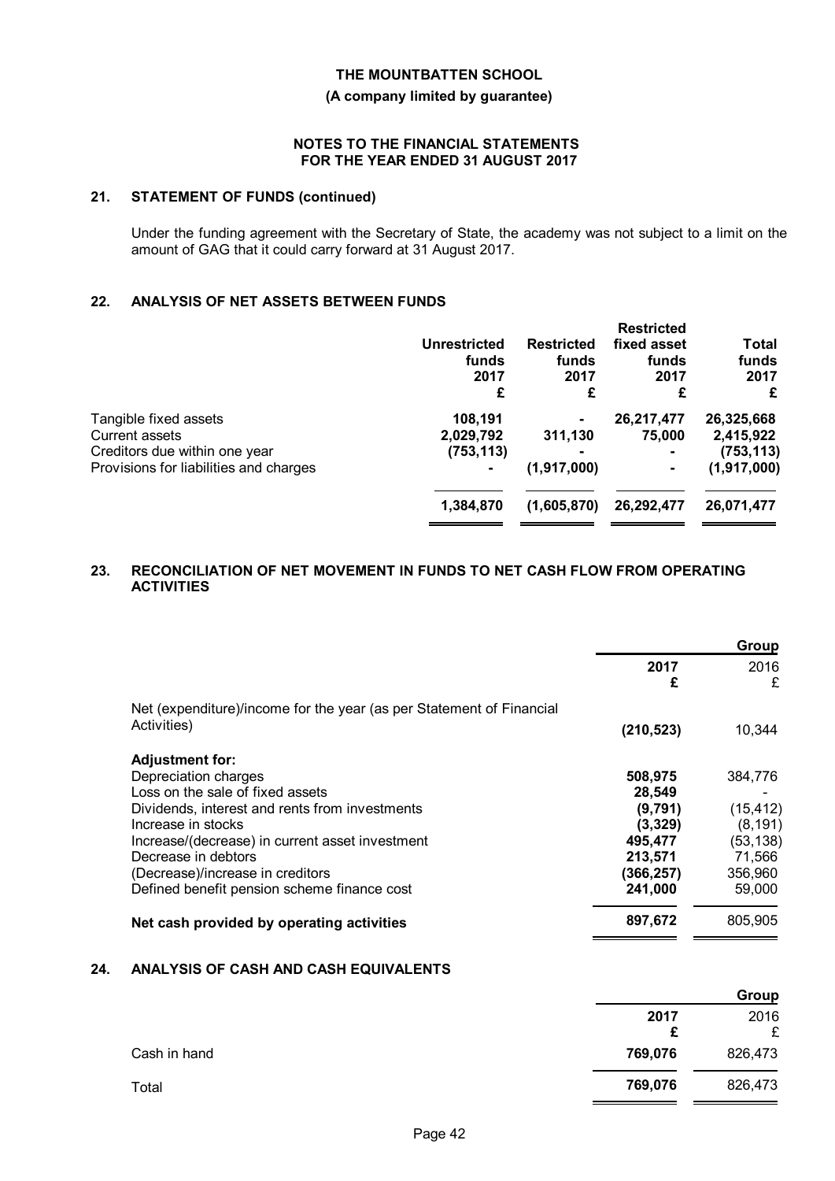**THE MOUNTBATTEN SCHOOL**

**(A company limited by guarantee)**

**NOTES TO THE FINANCIAL STATEMENTS FOR THE YEAR ENDED 31 AUGUST 2017**

## 21. STATEMENT OF FUNDS (continued)

Under the funding agreement with the Secretary of State, the academy was not subject to a limit on the amount of GAG that it could carry forward at 31 August 2017.

## 22. ANALYSIS OF NET ASSETS BETWEEN FUNDS

| | Unrestricted funds 2017 £ | Restricted funds 2017 £ | Restricted fixed asset funds 2017 £ | Total funds 2017 £ |
|---|---|---|---|---|
| Tangible fixed assets | 108,191 | - | 26,217,477 | 26,325,668 |
| Current assets | 2,029,792 | 311,130 | 75,000 | 2,415,922 |
| Creditors due within one year | (753,113) | - | - | (753,113) |
| Provisions for liabilities and charges | - | (1,917,000) | - | (1,917,000) |
| | **1,384,870** | **(1,605,870)** | **26,292,477** | **26,071,477** |

## 23. RECONCILIATION OF NET MOVEMENT IN FUNDS TO NET CASH FLOW FROM OPERATING ACTIVITIES

| | Group 2017 £ | Group 2016 £ |
|---|---|---|
| Net (expenditure)/income for the year (as per Statement of Financial Activities) | **(210,523)** | 10,344 |
| **Adjustment for:** | | |
| Depreciation charges | **508,975** | 384,776 |
| Loss on the sale of fixed assets | **28,549** | - |
| Dividends, interest and rents from investments | **(9,791)** | (15,412) |
| Increase in stocks | **(3,329)** | (8,191) |
| Increase/(decrease) in current asset investment | **495,477** | (53,138) |
| Decrease in debtors | **213,571** | 71,566 |
| (Decrease)/increase in creditors | **(366,257)** | 356,960 |
| Defined benefit pension scheme finance cost | **241,000** | 59,000 |
| **Net cash provided by operating activities** | **897,672** | 805,905 |

## 24. ANALYSIS OF CASH AND CASH EQUIVALENTS

| | Group 2017 £ | Group 2016 £ |
|---|---|---|
| Cash in hand | **769,076** | 826,473 |
| Total | **769,076** | 826,473 |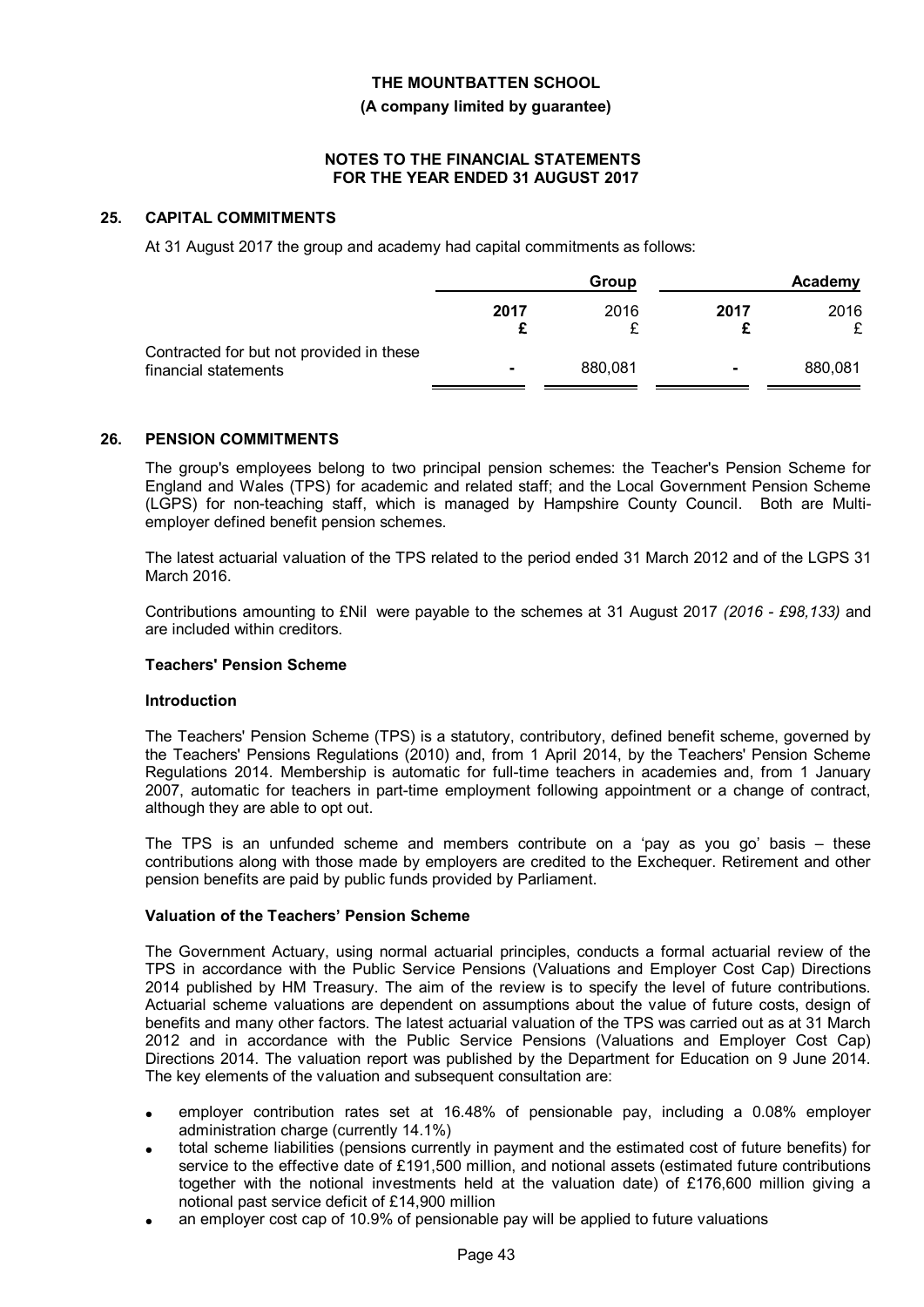**THE MOUNTBATTEN SCHOOL**

**(A company limited by guarantee)**

**NOTES TO THE FINANCIAL STATEMENTS FOR THE YEAR ENDED 31 AUGUST 2017**

## 25. CAPITAL COMMITMENTS

At 31 August 2017 the group and academy had capital commitments as follows:

| | Group | | Academy | |
|---|---|---|---|---|
| | **2017 £** | 2016 £ | **2017 £** | 2016 £ |
| Contracted for but not provided in these financial statements | **-** | 880,081 | **-** | 880,081 |

## 26. PENSION COMMITMENTS

The group's employees belong to two principal pension schemes: the Teacher's Pension Scheme for England and Wales (TPS) for academic and related staff; and the Local Government Pension Scheme (LGPS) for non-teaching staff, which is managed by Hampshire County Council. Both are Multi-employer defined benefit pension schemes.

The latest actuarial valuation of the TPS related to the period ended 31 March 2012 and of the LGPS 31 March 2016.

Contributions amounting to £Nil were payable to the schemes at 31 August 2017 *(2016 - £98,133)* and are included within creditors.

**Teachers' Pension Scheme**

**Introduction**

The Teachers' Pension Scheme (TPS) is a statutory, contributory, defined benefit scheme, governed by the Teachers' Pensions Regulations (2010) and, from 1 April 2014, by the Teachers' Pension Scheme Regulations 2014. Membership is automatic for full-time teachers in academies and, from 1 January 2007, automatic for teachers in part-time employment following appointment or a change of contract, although they are able to opt out.

The TPS is an unfunded scheme and members contribute on a 'pay as you go' basis – these contributions along with those made by employers are credited to the Exchequer. Retirement and other pension benefits are paid by public funds provided by Parliament.

**Valuation of the Teachers' Pension Scheme**

The Government Actuary, using normal actuarial principles, conducts a formal actuarial review of the TPS in accordance with the Public Service Pensions (Valuations and Employer Cost Cap) Directions 2014 published by HM Treasury. The aim of the review is to specify the level of future contributions. Actuarial scheme valuations are dependent on assumptions about the value of future costs, design of benefits and many other factors. The latest actuarial valuation of the TPS was carried out as at 31 March 2012 and in accordance with the Public Service Pensions (Valuations and Employer Cost Cap) Directions 2014. The valuation report was published by the Department for Education on 9 June 2014. The key elements of the valuation and subsequent consultation are:

- employer contribution rates set at 16.48% of pensionable pay, including a 0.08% employer administration charge (currently 14.1%)
- total scheme liabilities (pensions currently in payment and the estimated cost of future benefits) for service to the effective date of £191,500 million, and notional assets (estimated future contributions together with the notional investments held at the valuation date) of £176,600 million giving a notional past service deficit of £14,900 million
- an employer cost cap of 10.9% of pensionable pay will be applied to future valuations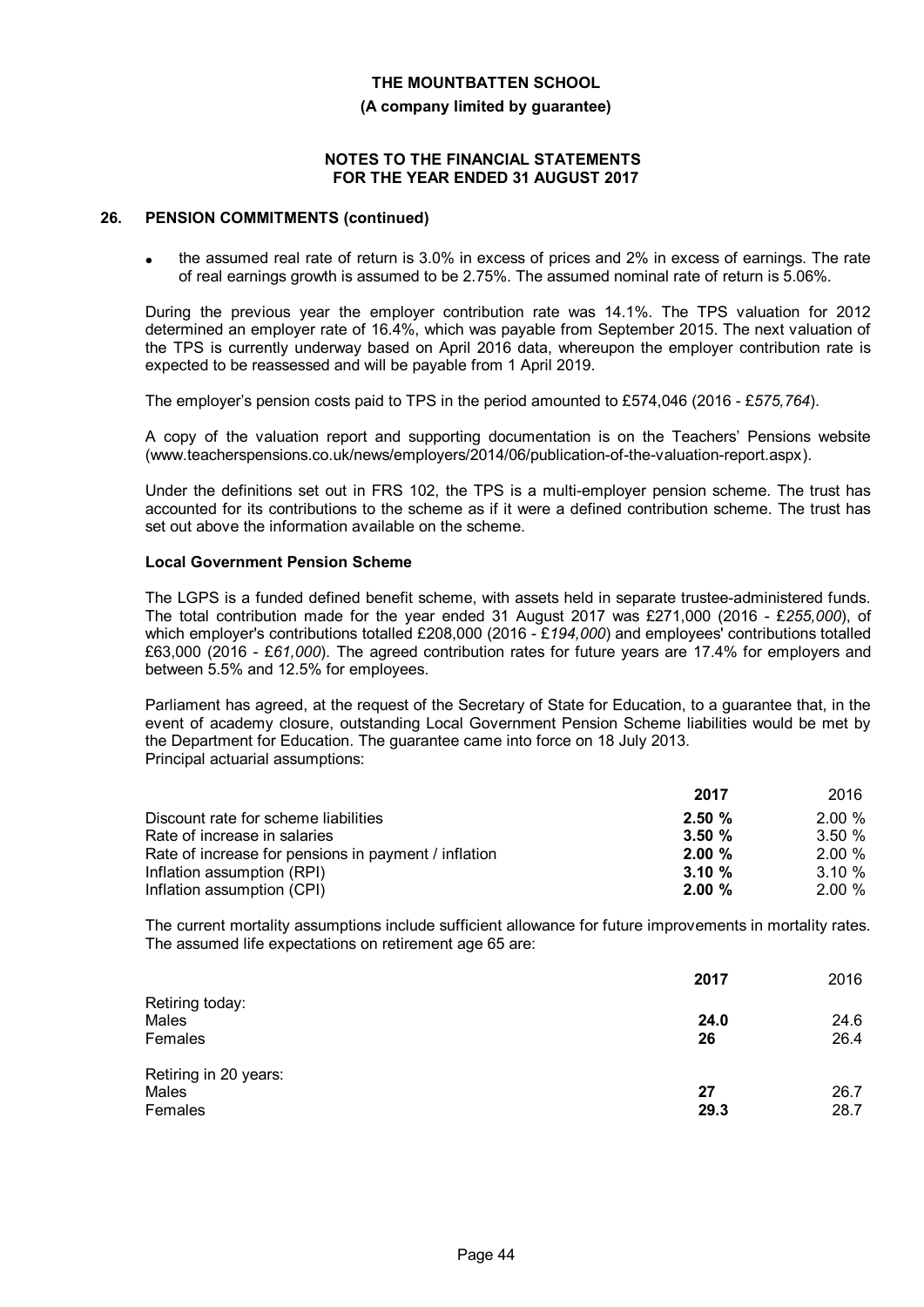## 26. PENSION COMMITMENTS (continued)

- the assumed real rate of return is 3.0% in excess of prices and 2% in excess of earnings. The rate of real earnings growth is assumed to be 2.75%. The assumed nominal rate of return is 5.06%.

During the previous year the employer contribution rate was 14.1%. The TPS valuation for 2012 determined an employer rate of 16.4%, which was payable from September 2015. The next valuation of the TPS is currently underway based on April 2016 data, whereupon the employer contribution rate is expected to be reassessed and will be payable from 1 April 2019.

The employer's pension costs paid to TPS in the period amounted to £574,046 (2016 - *£575,764*).

A copy of the valuation report and supporting documentation is on the Teachers' Pensions website (www.teacherspensions.co.uk/news/employers/2014/06/publication-of-the-valuation-report.aspx).

Under the definitions set out in FRS 102, the TPS is a multi-employer pension scheme. The trust has accounted for its contributions to the scheme as if it were a defined contribution scheme. The trust has set out above the information available on the scheme.

### Local Government Pension Scheme

The LGPS is a funded defined benefit scheme, with assets held in separate trustee-administered funds. The total contribution made for the year ended 31 August 2017 was £271,000 (2016 - *£255,000*), of which employer's contributions totalled £208,000 (2016 - *£194,000*) and employees' contributions totalled £63,000 (2016 - *£61,000*). The agreed contribution rates for future years are 17.4% for employers and between 5.5% and 12.5% for employees.

Parliament has agreed, at the request of the Secretary of State for Education, to a guarantee that, in the event of academy closure, outstanding Local Government Pension Scheme liabilities would be met by the Department for Education. The guarantee came into force on 18 July 2013.
Principal actuarial assumptions:

| | **2017** | 2016 |
|---|---|---|
| Discount rate for scheme liabilities | **2.50 %** | 2.00 % |
| Rate of increase in salaries | **3.50 %** | 3.50 % |
| Rate of increase for pensions in payment / inflation | **2.00 %** | 2.00 % |
| Inflation assumption (RPI) | **3.10 %** | 3.10 % |
| Inflation assumption (CPI) | **2.00 %** | 2.00 % |

The current mortality assumptions include sufficient allowance for future improvements in mortality rates. The assumed life expectations on retirement age 65 are:

| | **2017** | 2016 |
|---|---|---|
| Retiring today: | | |
| Males | **24.0** | 24.6 |
| Females | **26** | 26.4 |
| Retiring in 20 years: | | |
| Males | **27** | 26.7 |
| Females | **29.3** | 28.7 |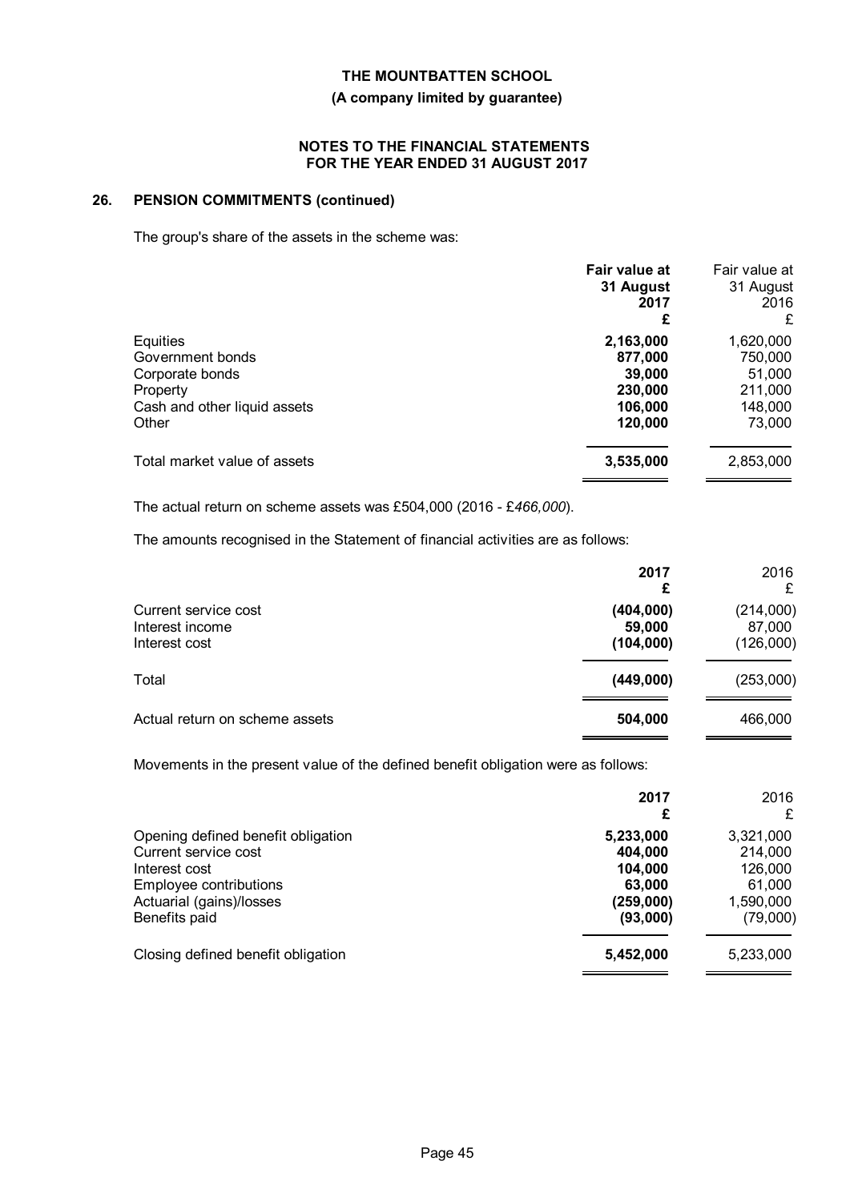# THE MOUNTBATTEN SCHOOL

**(A company limited by guarantee)**

**NOTES TO THE FINANCIAL STATEMENTS FOR THE YEAR ENDED 31 AUGUST 2017**

## 26. PENSION COMMITMENTS (continued)

The group's share of the assets in the scheme was:

| | **Fair value at 31 August 2017 £** | Fair value at 31 August 2016 £ |
|---|---|---|
| Equities | **2,163,000** | 1,620,000 |
| Government bonds | **877,000** | 750,000 |
| Corporate bonds | **39,000** | 51,000 |
| Property | **230,000** | 211,000 |
| Cash and other liquid assets | **106,000** | 148,000 |
| Other | **120,000** | 73,000 |
| Total market value of assets | **3,535,000** | 2,853,000 |

The actual return on scheme assets was £504,000 (2016 - £*466,000*).

The amounts recognised in the Statement of financial activities are as follows:

| | **2017 £** | 2016 £ |
|---|---|---|
| Current service cost | **(404,000)** | (214,000) |
| Interest income | **59,000** | 87,000 |
| Interest cost | **(104,000)** | (126,000) |
| Total | **(449,000)** | (253,000) |
| Actual return on scheme assets | **504,000** | 466,000 |

Movements in the present value of the defined benefit obligation were as follows:

| | **2017 £** | 2016 £ |
|---|---|---|
| Opening defined benefit obligation | **5,233,000** | 3,321,000 |
| Current service cost | **404,000** | 214,000 |
| Interest cost | **104,000** | 126,000 |
| Employee contributions | **63,000** | 61,000 |
| Actuarial (gains)/losses | **(259,000)** | 1,590,000 |
| Benefits paid | **(93,000)** | (79,000) |
| Closing defined benefit obligation | **5,452,000** | 5,233,000 |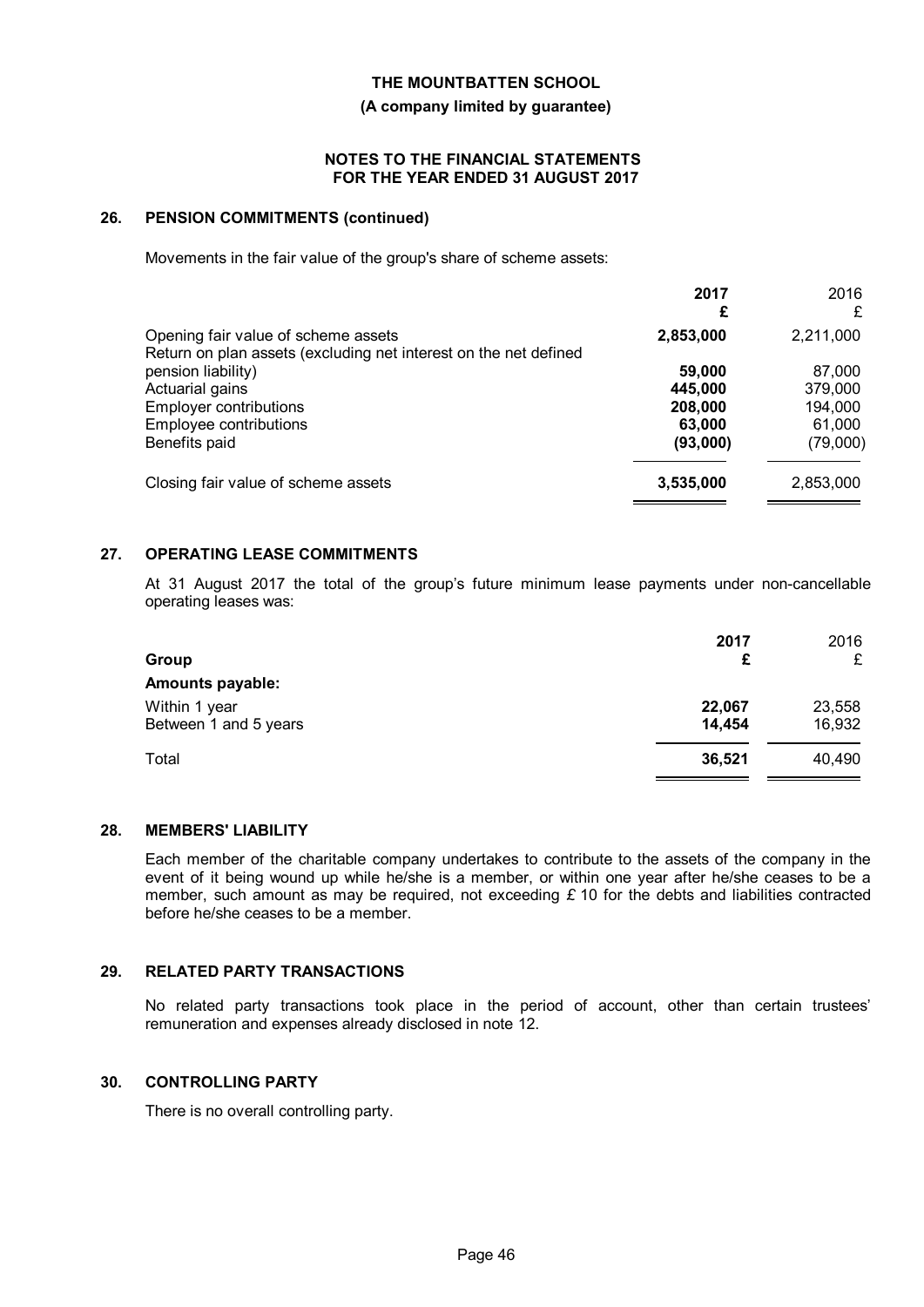# THE MOUNTBATTEN SCHOOL

**(A company limited by guarantee)**

**NOTES TO THE FINANCIAL STATEMENTS FOR THE YEAR ENDED 31 AUGUST 2017**

## 26. PENSION COMMITMENTS (continued)

Movements in the fair value of the group's share of scheme assets:

| | **2017** | 2016 |
|---|---|---|
| | **£** | £ |
| Opening fair value of scheme assets | **2,853,000** | 2,211,000 |
| Return on plan assets (excluding net interest on the net defined pension liability) | **59,000** | 87,000 |
| Actuarial gains | **445,000** | 379,000 |
| Employer contributions | **208,000** | 194,000 |
| Employee contributions | **63,000** | 61,000 |
| Benefits paid | **(93,000)** | (79,000) |
| Closing fair value of scheme assets | **3,535,000** | 2,853,000 |

## 27. OPERATING LEASE COMMITMENTS

At 31 August 2017 the total of the group's future minimum lease payments under non-cancellable operating leases was:

| **Group** | **2017** | 2016 |
|---|---|---|
| | **£** | £ |
| **Amounts payable:** | | |
| Within 1 year | **22,067** | 23,558 |
| Between 1 and 5 years | **14,454** | 16,932 |
| Total | **36,521** | 40,490 |

## 28. MEMBERS' LIABILITY

Each member of the charitable company undertakes to contribute to the assets of the company in the event of it being wound up while he/she is a member, or within one year after he/she ceases to be a member, such amount as may be required, not exceeding £ 10 for the debts and liabilities contracted before he/she ceases to be a member.

## 29. RELATED PARTY TRANSACTIONS

No related party transactions took place in the period of account, other than certain trustees' remuneration and expenses already disclosed in note 12.

## 30. CONTROLLING PARTY

There is no overall controlling party.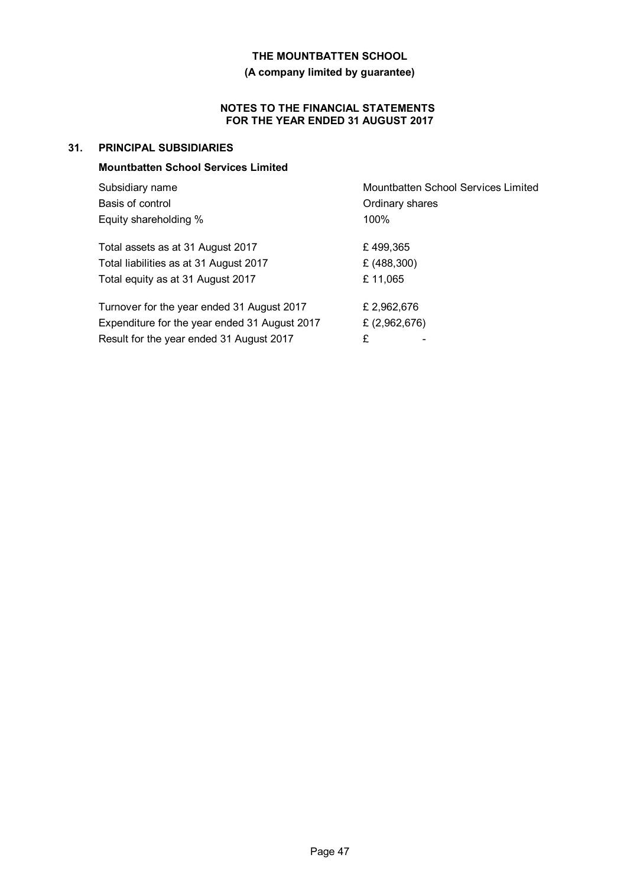## 31. PRINCIPAL SUBSIDIARIES

### Mountbatten School Services Limited

| | |
|---|---|
| Subsidiary name | Mountbatten School Services Limited |
| Basis of control | Ordinary shares |
| Equity shareholding % | 100% |
| Total assets as at 31 August 2017 | £ 499,365 |
| Total liabilities as at 31 August 2017 | £ (488,300) |
| Total equity as at 31 August 2017 | £ 11,065 |
| Turnover for the year ended 31 August 2017 | £ 2,962,676 |
| Expenditure for the year ended 31 August 2017 | £ (2,962,676) |
| Result for the year ended 31 August 2017 | £ - |